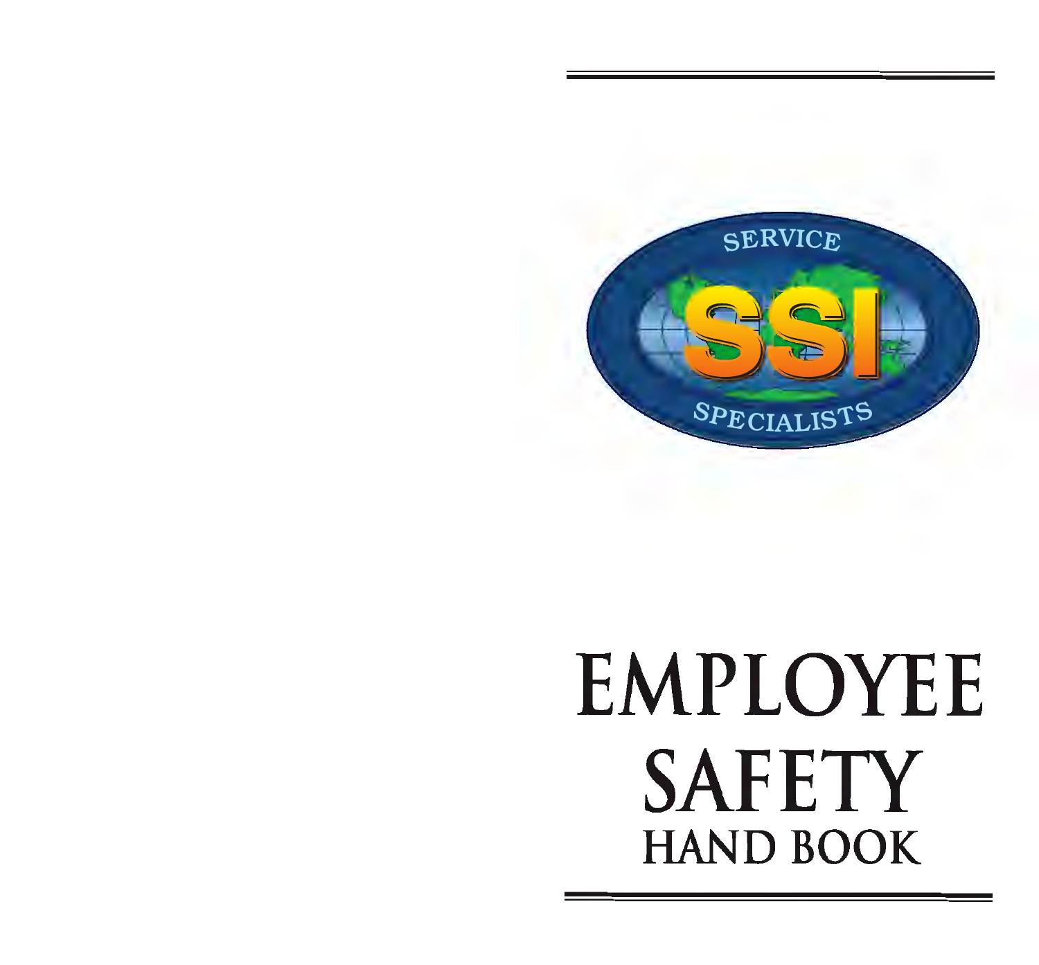SERVICE

SSI

SPECIALISTS

# EMPLOYEE SAFETY

## HAND BOOK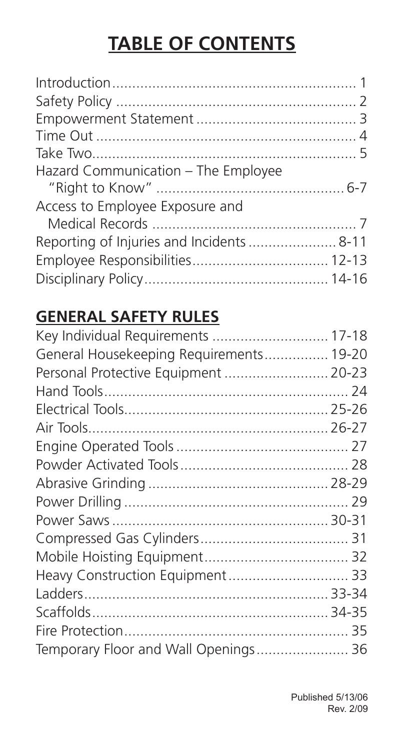# TABLE OF CONTENTS

| | |
|---|---|
| Introduction | 1 |
| Safety Policy | 2 |
| Empowerment Statement | 3 |
| Time Out | 4 |
| Take Two | 5 |
| Hazard Communication – The Employee "Right to Know" | 6-7 |
| Access to Employee Exposure and Medical Records | 7 |
| Reporting of Injuries and Incidents | 8-11 |
| Employee Responsibilities | 12-13 |
| Disciplinary Policy | 14-16 |

## GENERAL SAFETY RULES

| | |
|---|---|
| Key Individual Requirements | 17-18 |
| General Housekeeping Requirements | 19-20 |
| Personal Protective Equipment | 20-23 |
| Hand Tools | 24 |
| Electrical Tools | 25-26 |
| Air Tools | 26-27 |
| Engine Operated Tools | 27 |
| Powder Activated Tools | 28 |
| Abrasive Grinding | 28-29 |
| Power Drilling | 29 |
| Power Saws | 30-31 |
| Compressed Gas Cylinders | 31 |
| Mobile Hoisting Equipment | 32 |
| Heavy Construction Equipment | 33 |
| Ladders | 33-34 |
| Scaffolds | 34-35 |
| Fire Protection | 35 |
| Temporary Floor and Wall Openings | 36 |

Published 5/13/06
Rev. 2/09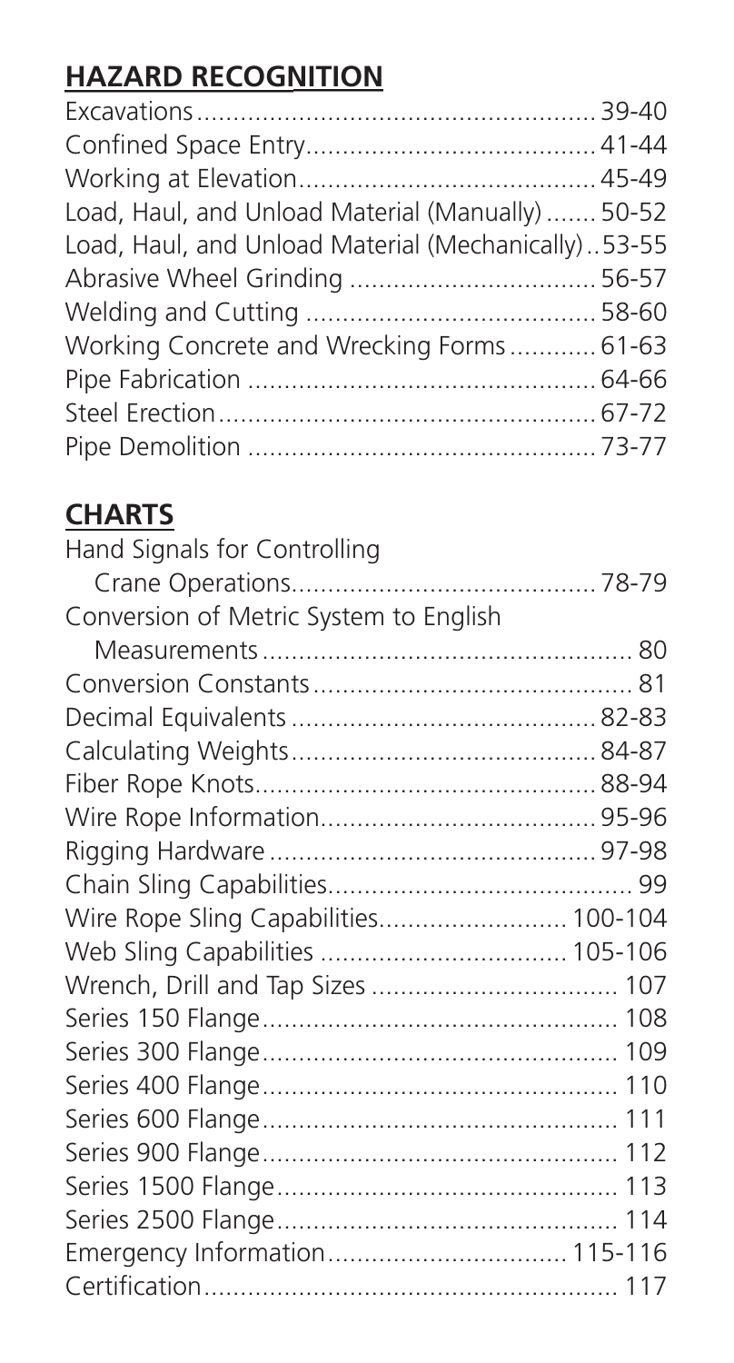## **HAZARD RECOGNITION**

Excavations....................................................... 39-40
Confined Space Entry........................................ 41-44
Working at Elevation......................................... 45-49
Load, Haul, and Unload Material (Manually) ....... 50-52
Load, Haul, and Unload Material (Mechanically)..53-55
Abrasive Wheel Grinding ................................. 56-57
Welding and Cutting ....................................... 58-60
Working Concrete and Wrecking Forms............ 61-63
Pipe Fabrication ................................................ 64-66
Steel Erection.................................................... 67-72
Pipe Demolition ................................................ 73-77

## **CHARTS**

Hand Signals for Controlling
  Crane Operations.......................................... 78-79
Conversion of Metric System to English
  Measurements .................................................. 80
Conversion Constants ............................................ 81
Decimal Equivalents .......................................... 82-83
Calculating Weights.......................................... 84-87
Fiber Rope Knots............................................... 88-94
Wire Rope Information...................................... 95-96
Rigging Hardware ............................................. 97-98
Chain Sling Capabilities.......................................... 99
Wire Rope Sling Capabilities.......................... 100-104
Web Sling Capabilities .................................. 105-106
Wrench, Drill and Tap Sizes ................................. 107
Series 150 Flange................................................. 108
Series 300 Flange................................................. 109
Series 400 Flange................................................. 110
Series 600 Flange................................................. 111
Series 900 Flange................................................. 112
Series 1500 Flange............................................... 113
Series 2500 Flange............................................... 114
Emergency Information................................ 115-116
Certification......................................................... 117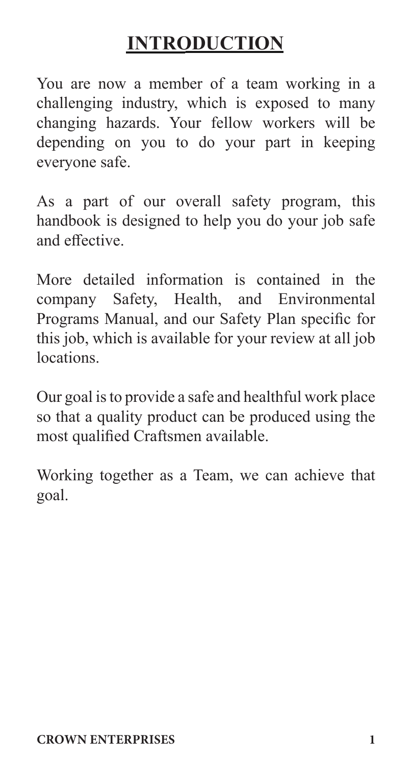# INTRODUCTION

You are now a member of a team working in a challenging industry, which is exposed to many changing hazards. Your fellow workers will be depending on you to do your part in keeping everyone safe.

As a part of our overall safety program, this handbook is designed to help you do your job safe and effective.

More detailed information is contained in the company Safety, Health, and Environmental Programs Manual, and our Safety Plan specific for this job, which is available for your review at all job locations.

Our goal is to provide a safe and healthful work place so that a quality product can be produced using the most qualified Craftsmen available.

Working together as a Team, we can achieve that goal.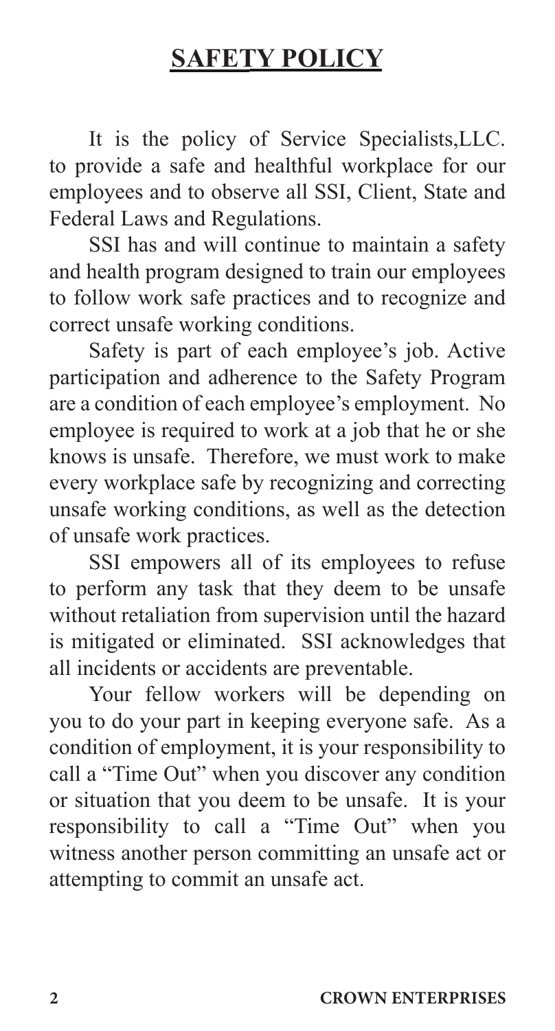# SAFETY POLICY

It is the policy of Service Specialists,LLC. to provide a safe and healthful workplace for our employees and to observe all SSI, Client, State and Federal Laws and Regulations.

SSI has and will continue to maintain a safety and health program designed to train our employees to follow work safe practices and to recognize and correct unsafe working conditions.

Safety is part of each employee's job. Active participation and adherence to the Safety Program are a condition of each employee's employment. No employee is required to work at a job that he or she knows is unsafe. Therefore, we must work to make every workplace safe by recognizing and correcting unsafe working conditions, as well as the detection of unsafe work practices.

SSI empowers all of its employees to refuse to perform any task that they deem to be unsafe without retaliation from supervision until the hazard is mitigated or eliminated. SSI acknowledges that all incidents or accidents are preventable.

Your fellow workers will be depending on you to do your part in keeping everyone safe. As a condition of employment, it is your responsibility to call a "Time Out" when you discover any condition or situation that you deem to be unsafe. It is your responsibility to call a "Time Out" when you witness another person committing an unsafe act or attempting to commit an unsafe act.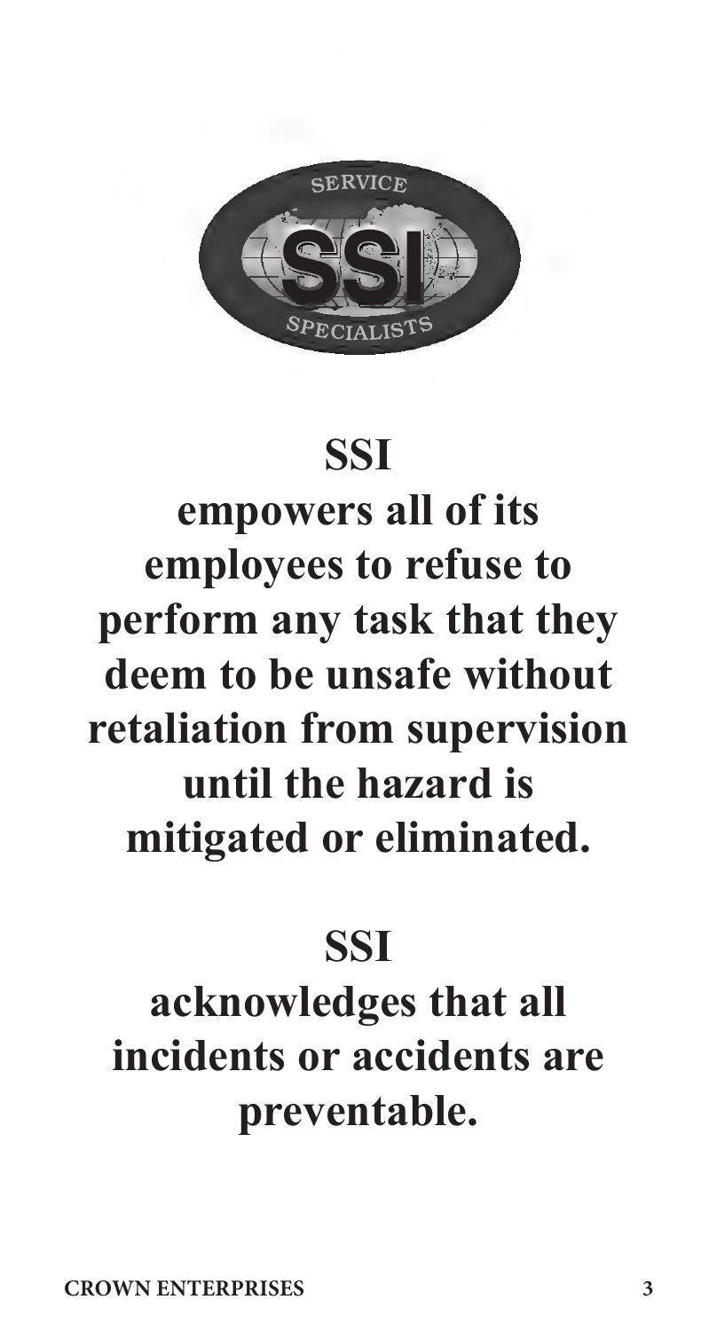**SSI**

**empowers all of its employees to refuse to perform any task that they deem to be unsafe without retaliation from supervision until the hazard is mitigated or eliminated.**

**SSI**

**acknowledges that all incidents or accidents are preventable.**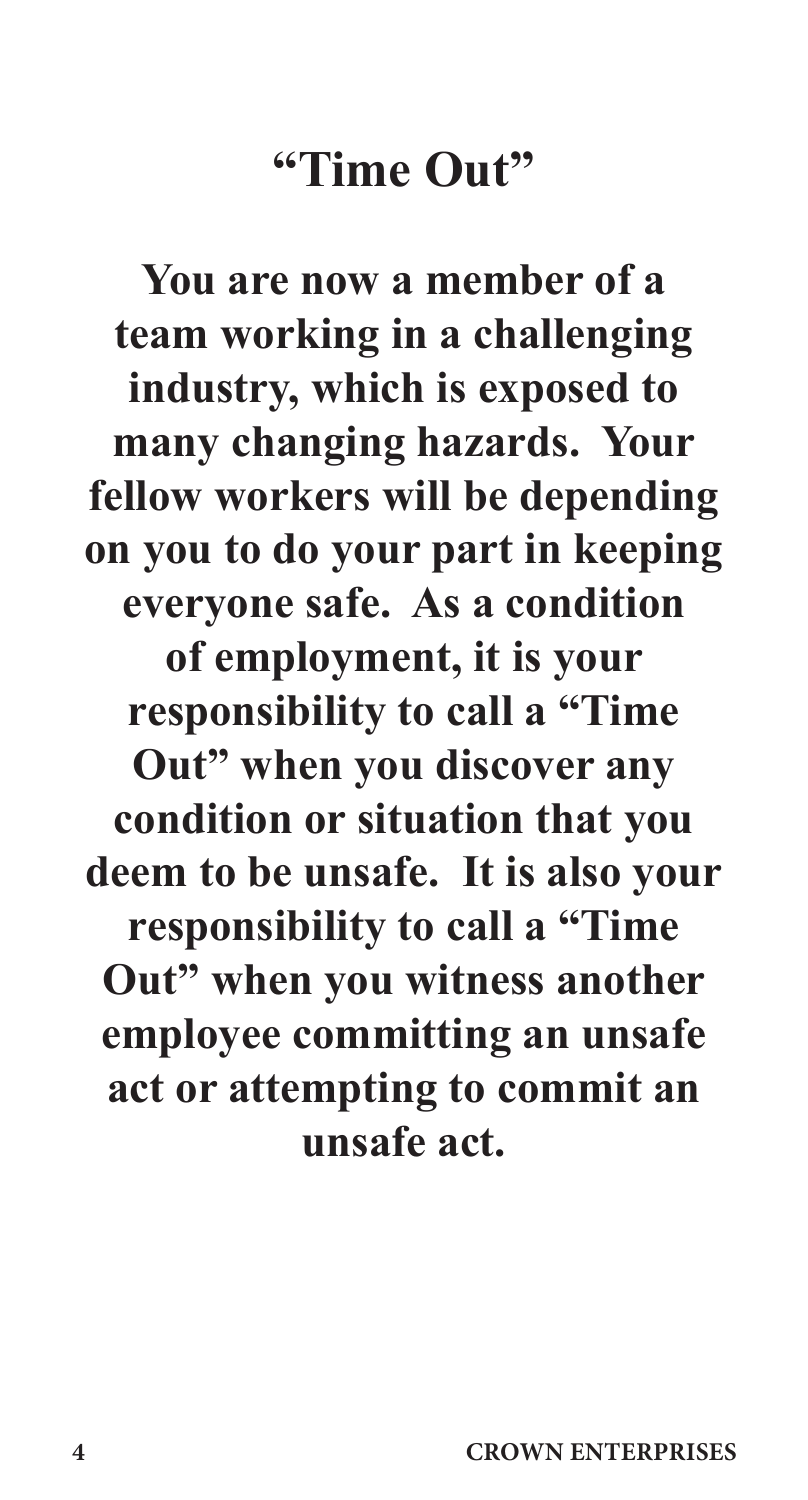# "Time Out"

**You are now a member of a team working in a challenging industry, which is exposed to many changing hazards. Your fellow workers will be depending on you to do your part in keeping everyone safe. As a condition of employment, it is your responsibility to call a "Time Out" when you discover any condition or situation that you deem to be unsafe. It is also your responsibility to call a "Time Out" when you witness another employee committing an unsafe act or attempting to commit an unsafe act.**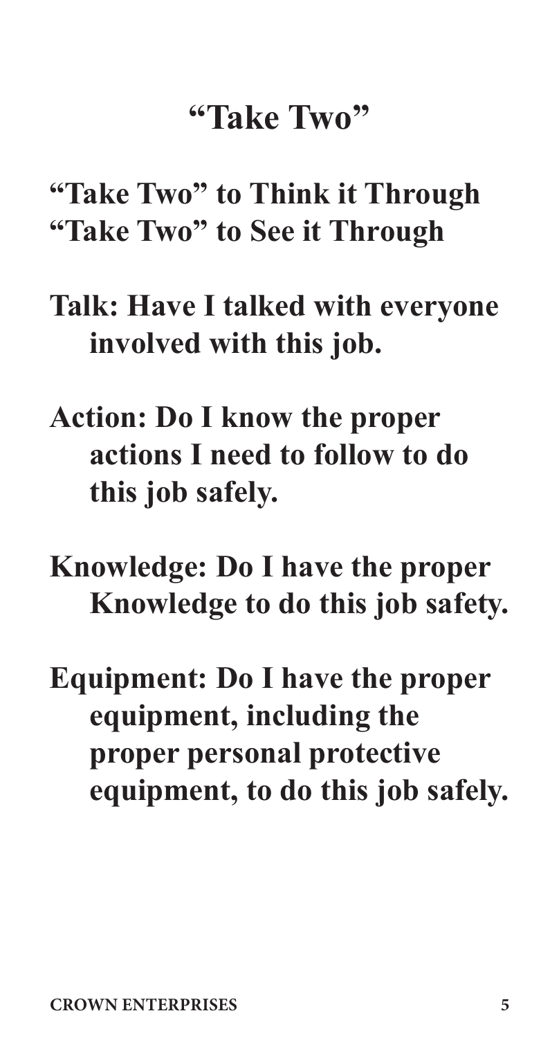# "Take Two"

**"Take Two" to Think it Through**
**"Take Two" to See it Through**

**Talk: Have I talked with everyone involved with this job.**

**Action: Do I know the proper actions I need to follow to do this job safely.**

**Knowledge: Do I have the proper Knowledge to do this job safety.**

**Equipment: Do I have the proper equipment, including the proper personal protective equipment, to do this job safely.**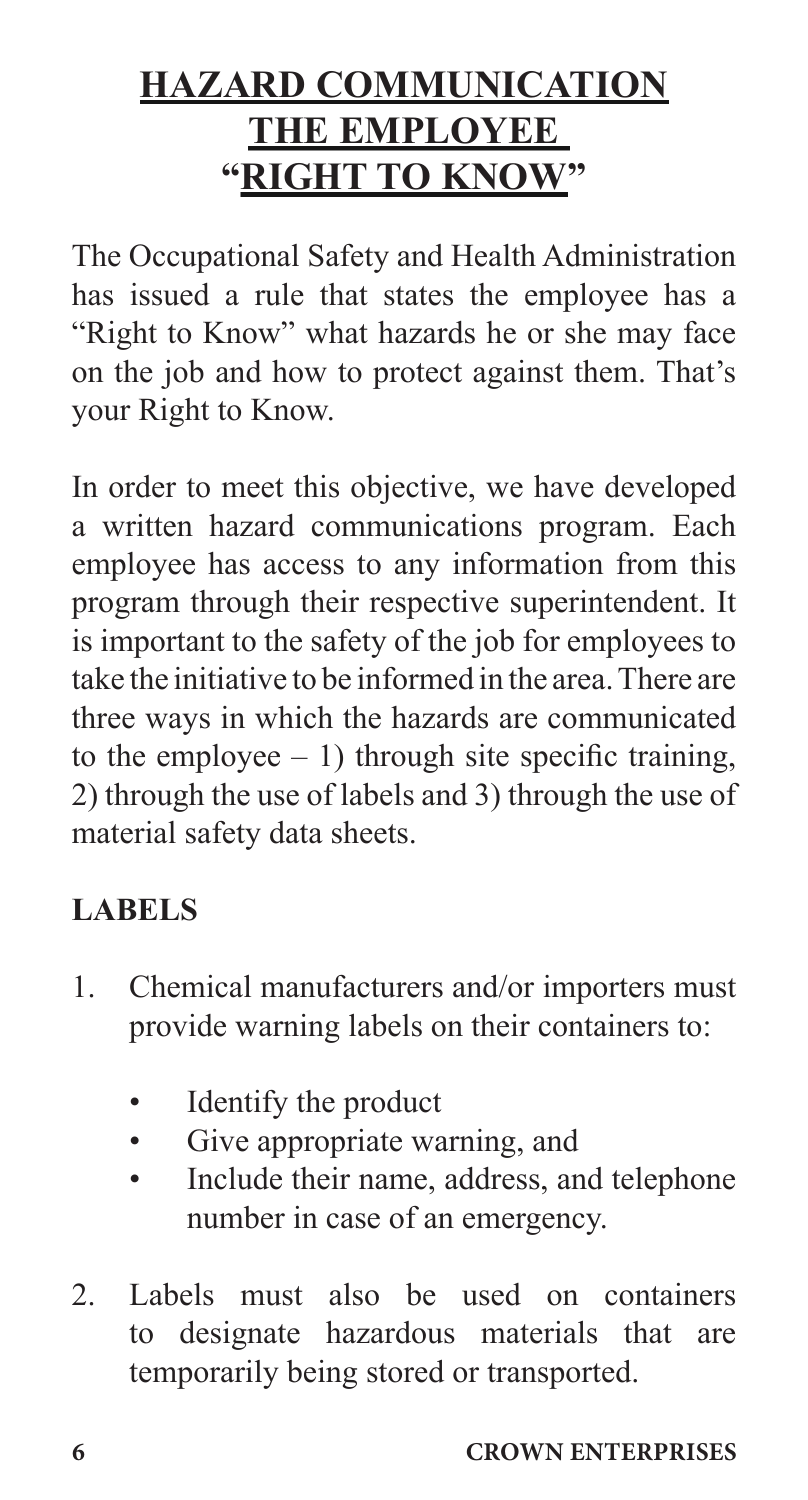# HAZARD COMMUNICATION THE EMPLOYEE "RIGHT TO KNOW"

The Occupational Safety and Health Administration has issued a rule that states the employee has a "Right to Know" what hazards he or she may face on the job and how to protect against them. That's your Right to Know.

In order to meet this objective, we have developed a written hazard communications program. Each employee has access to any information from this program through their respective superintendent. It is important to the safety of the job for employees to take the initiative to be informed in the area. There are three ways in which the hazards are communicated to the employee – 1) through site specific training, 2) through the use of labels and 3) through the use of material safety data sheets.

## LABELS

1. Chemical manufacturers and/or importers must provide warning labels on their containers to:
   - Identify the product
   - Give appropriate warning, and
   - Include their name, address, and telephone number in case of an emergency.
2. Labels must also be used on containers to designate hazardous materials that are temporarily being stored or transported.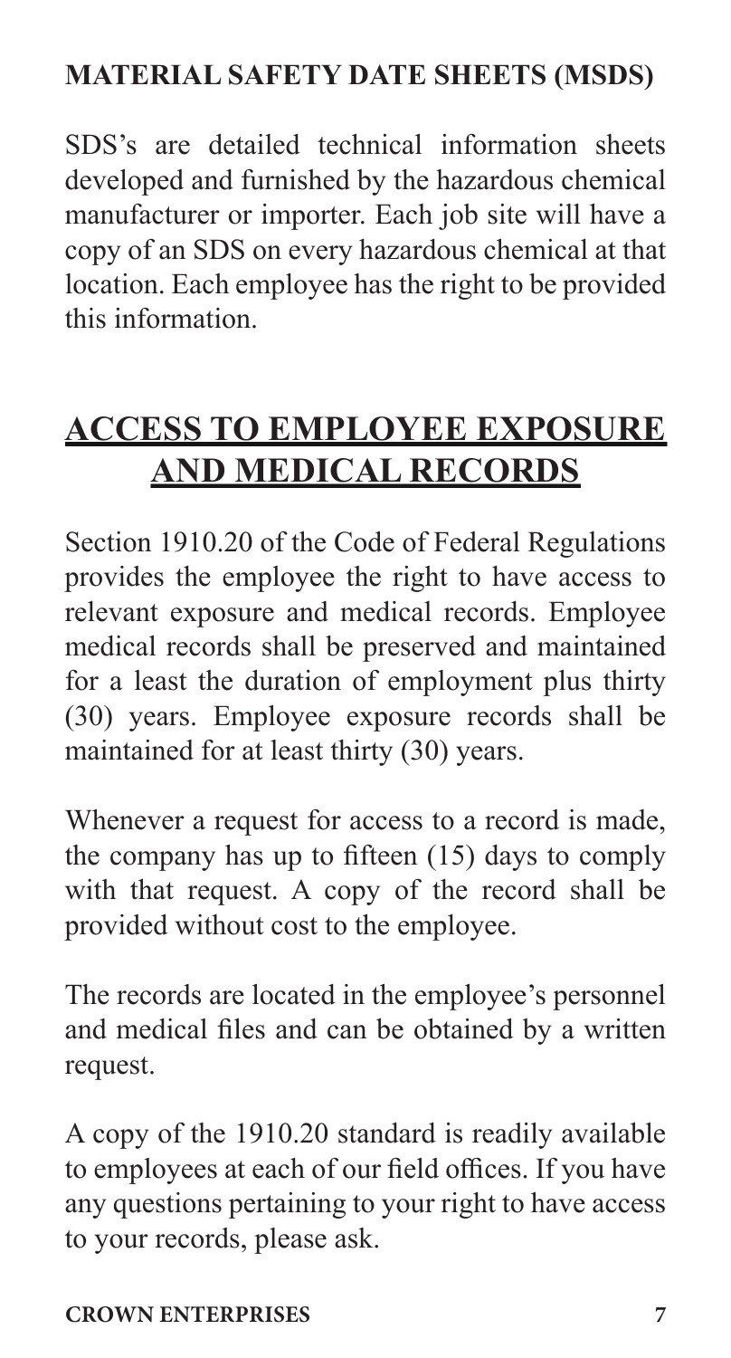## MATERIAL SAFETY DATE SHEETS (MSDS)

SDS's are detailed technical information sheets developed and furnished by the hazardous chemical manufacturer or importer. Each job site will have a copy of an SDS on every hazardous chemical at that location. Each employee has the right to be provided this information.

# ACCESS TO EMPLOYEE EXPOSURE AND MEDICAL RECORDS

Section 1910.20 of the Code of Federal Regulations provides the employee the right to have access to relevant exposure and medical records. Employee medical records shall be preserved and maintained for a least the duration of employment plus thirty (30) years. Employee exposure records shall be maintained for at least thirty (30) years.

Whenever a request for access to a record is made, the company has up to fifteen (15) days to comply with that request. A copy of the record shall be provided without cost to the employee.

The records are located in the employee's personnel and medical files and can be obtained by a written request.

A copy of the 1910.20 standard is readily available to employees at each of our field offices. If you have any questions pertaining to your right to have access to your records, please ask.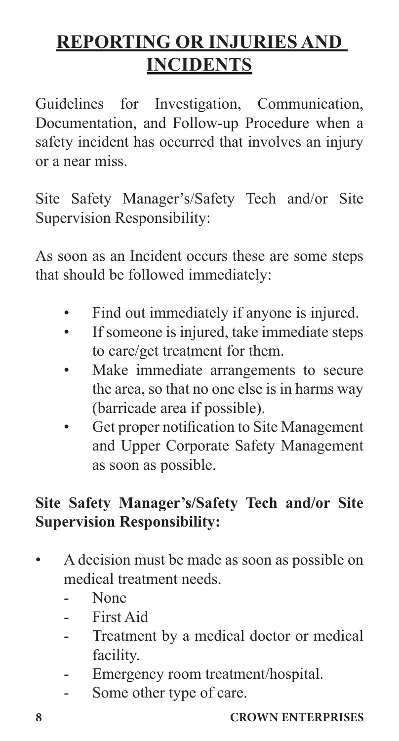## REPORTING OR INJURIES AND INCIDENTS

Guidelines for Investigation, Communication, Documentation, and Follow-up Procedure when a safety incident has occurred that involves an injury or a near miss.

Site Safety Manager's/Safety Tech and/or Site Supervision Responsibility:

As soon as an Incident occurs these are some steps that should be followed immediately:

- Find out immediately if anyone is injured.
- If someone is injured, take immediate steps to care/get treatment for them.
- Make immediate arrangements to secure the area, so that no one else is in harms way (barricade area if possible).
- Get proper notification to Site Management and Upper Corporate Safety Management as soon as possible.

**Site Safety Manager's/Safety Tech and/or Site Supervision Responsibility:**

- A decision must be made as soon as possible on medical treatment needs.
    - None
    - First Aid
    - Treatment by a medical doctor or medical facility.
    - Emergency room treatment/hospital.
    - Some other type of care.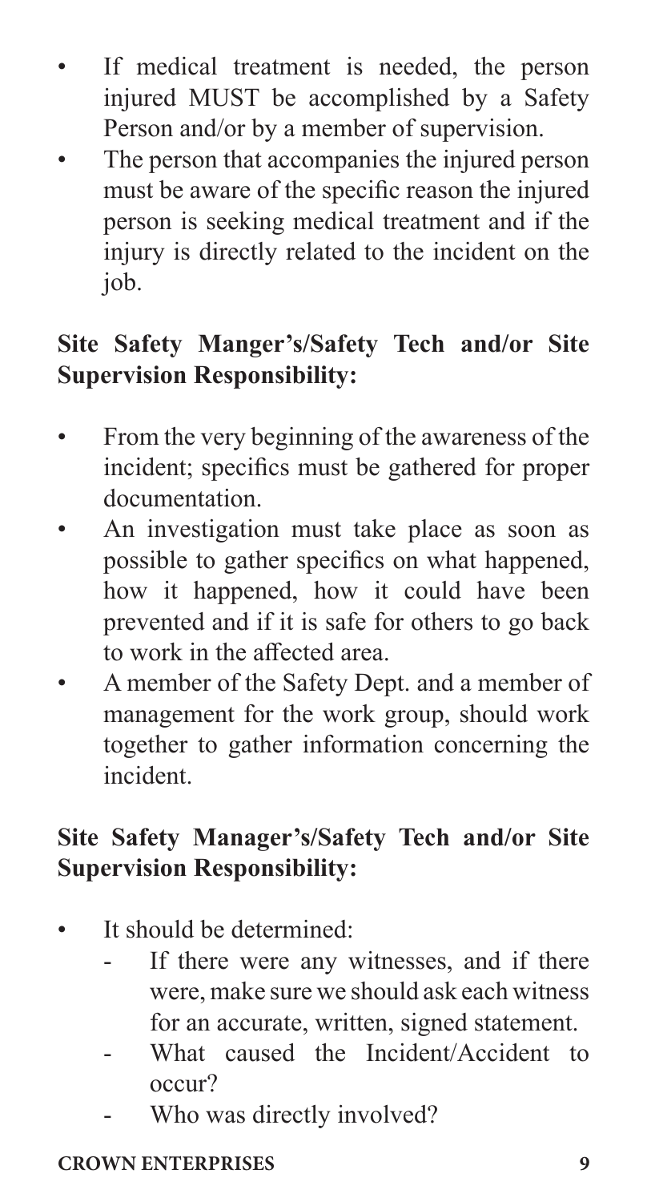- If medical treatment is needed, the person injured MUST be accomplished by a Safety Person and/or by a member of supervision.
- The person that accompanies the injured person must be aware of the specific reason the injured person is seeking medical treatment and if the injury is directly related to the incident on the job.

**Site Safety Manger's/Safety Tech and/or Site Supervision Responsibility:**

- From the very beginning of the awareness of the incident; specifics must be gathered for proper documentation.
- An investigation must take place as soon as possible to gather specifics on what happened, how it happened, how it could have been prevented and if it is safe for others to go back to work in the affected area.
- A member of the Safety Dept. and a member of management for the work group, should work together to gather information concerning the incident.

**Site Safety Manager's/Safety Tech and/or Site Supervision Responsibility:**

- It should be determined:
    - If there were any witnesses, and if there were, make sure we should ask each witness for an accurate, written, signed statement.
    - What caused the Incident/Accident to occur?
    - Who was directly involved?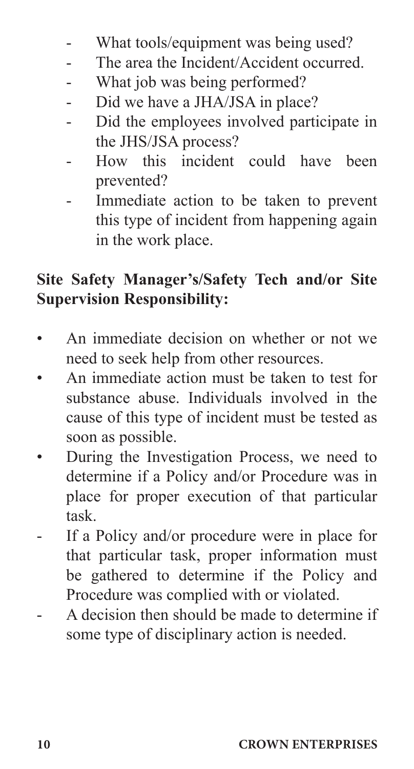- What tools/equipment was being used?
- The area the Incident/Accident occurred.
- What job was being performed?
- Did we have a JHA/JSA in place?
- Did the employees involved participate in the JHS/JSA process?
- How this incident could have been prevented?
- Immediate action to be taken to prevent this type of incident from happening again in the work place.

**Site Safety Manager's/Safety Tech and/or Site Supervision Responsibility:**

- An immediate decision on whether or not we need to seek help from other resources.
- An immediate action must be taken to test for substance abuse. Individuals involved in the cause of this type of incident must be tested as soon as possible.
- During the Investigation Process, we need to determine if a Policy and/or Procedure was in place for proper execution of that particular task.
  - If a Policy and/or procedure were in place for that particular task, proper information must be gathered to determine if the Policy and Procedure was complied with or violated.
  - A decision then should be made to determine if some type of disciplinary action is needed.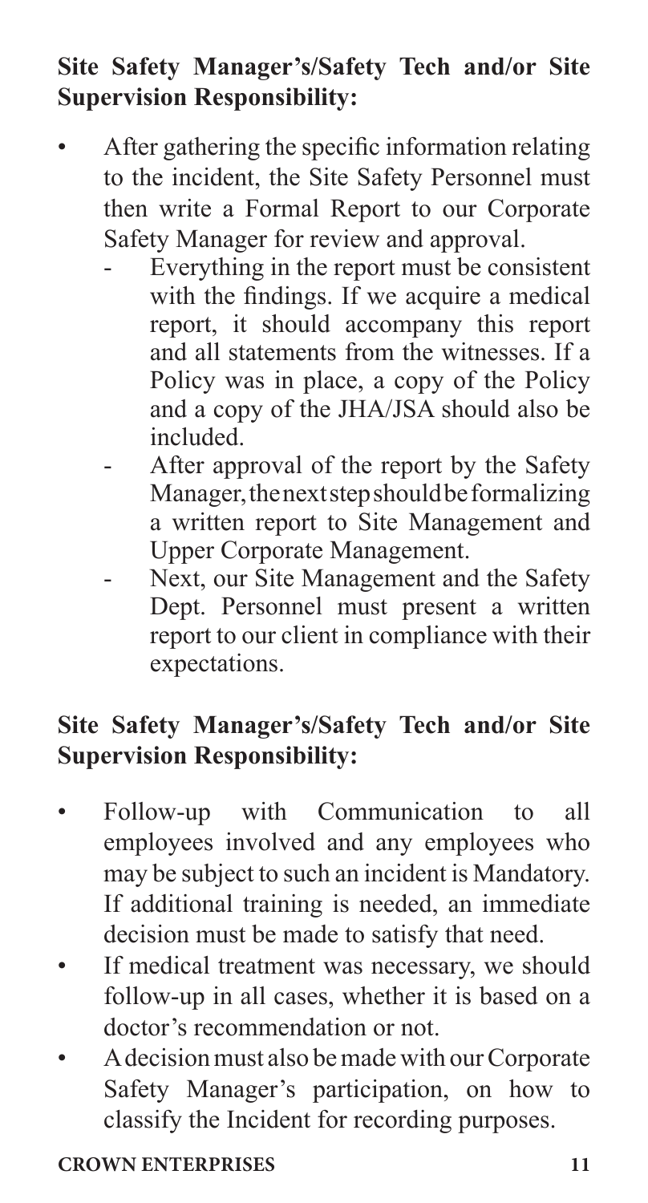**Site Safety Manager's/Safety Tech and/or Site Supervision Responsibility:**

- After gathering the specific information relating to the incident, the Site Safety Personnel must then write a Formal Report to our Corporate Safety Manager for review and approval.
  - Everything in the report must be consistent with the findings. If we acquire a medical report, it should accompany this report and all statements from the witnesses. If a Policy was in place, a copy of the Policy and a copy of the JHA/JSA should also be included.
  - After approval of the report by the Safety Manager, the next step should be formalizing a written report to Site Management and Upper Corporate Management.
  - Next, our Site Management and the Safety Dept. Personnel must present a written report to our client in compliance with their expectations.

**Site Safety Manager's/Safety Tech and/or Site Supervision Responsibility:**

- Follow-up with Communication to all employees involved and any employees who may be subject to such an incident is Mandatory. If additional training is needed, an immediate decision must be made to satisfy that need.
- If medical treatment was necessary, we should follow-up in all cases, whether it is based on a doctor's recommendation or not.
- A decision must also be made with our Corporate Safety Manager's participation, on how to classify the Incident for recording purposes.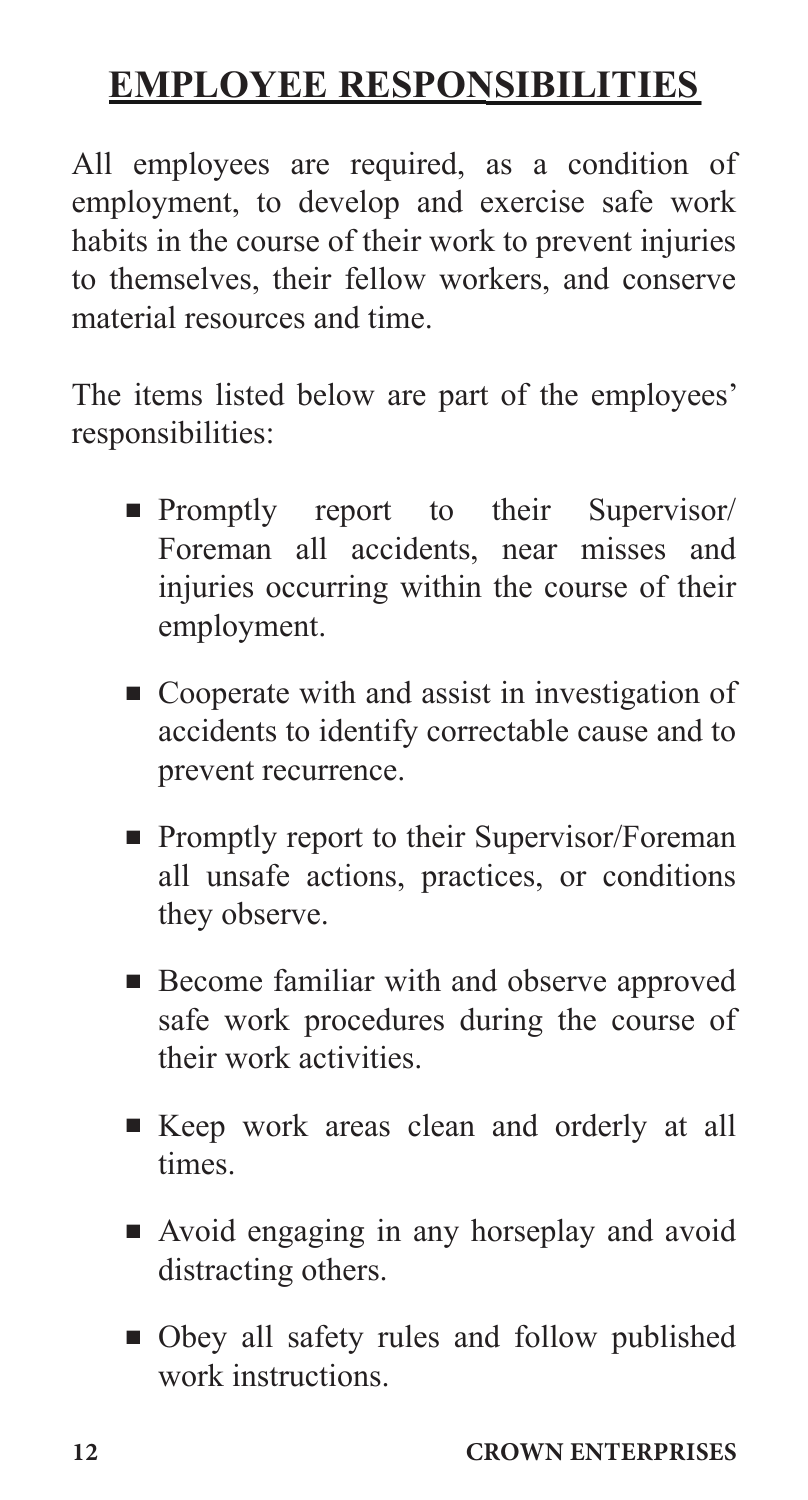# EMPLOYEE RESPONSIBILITIES

All employees are required, as a condition of employment, to develop and exercise safe work habits in the course of their work to prevent injuries to themselves, their fellow workers, and conserve material resources and time.

The items listed below are part of the employees' responsibilities:

- Promptly report to their Supervisor/ Foreman all accidents, near misses and injuries occurring within the course of their employment.
- Cooperate with and assist in investigation of accidents to identify correctable cause and to prevent recurrence.
- Promptly report to their Supervisor/Foreman all unsafe actions, practices, or conditions they observe.
- Become familiar with and observe approved safe work procedures during the course of their work activities.
- Keep work areas clean and orderly at all times.
- Avoid engaging in any horseplay and avoid distracting others.
- Obey all safety rules and follow published work instructions.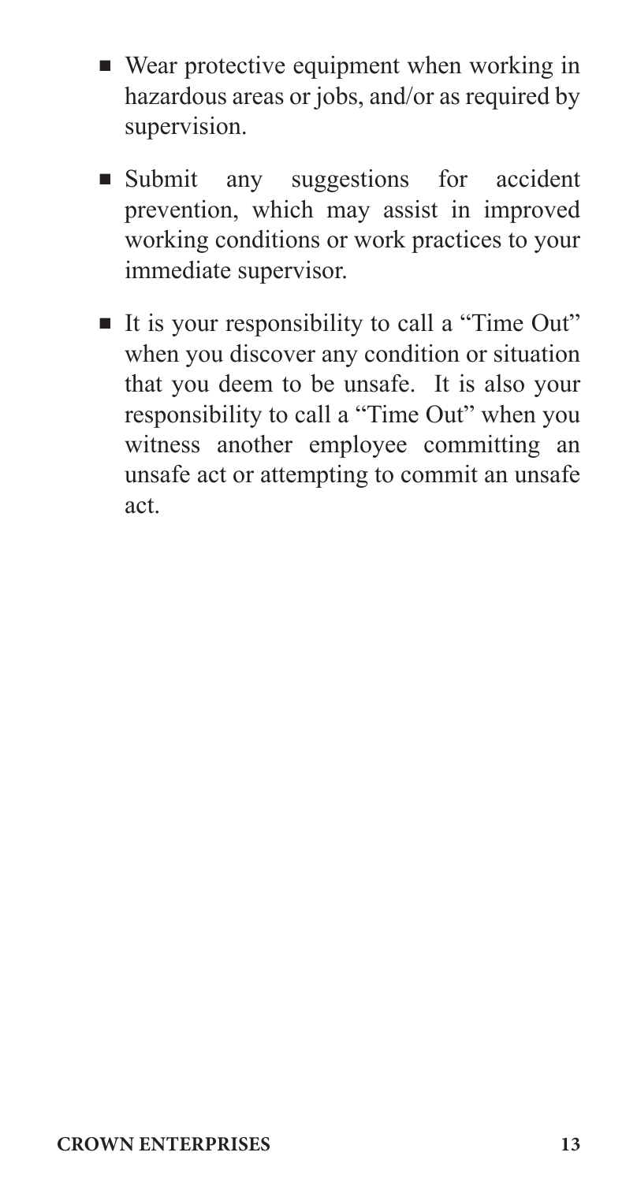- Wear protective equipment when working in hazardous areas or jobs, and/or as required by supervision.
- Submit any suggestions for accident prevention, which may assist in improved working conditions or work practices to your immediate supervisor.
- It is your responsibility to call a "Time Out" when you discover any condition or situation that you deem to be unsafe. It is also your responsibility to call a "Time Out" when you witness another employee committing an unsafe act or attempting to commit an unsafe act.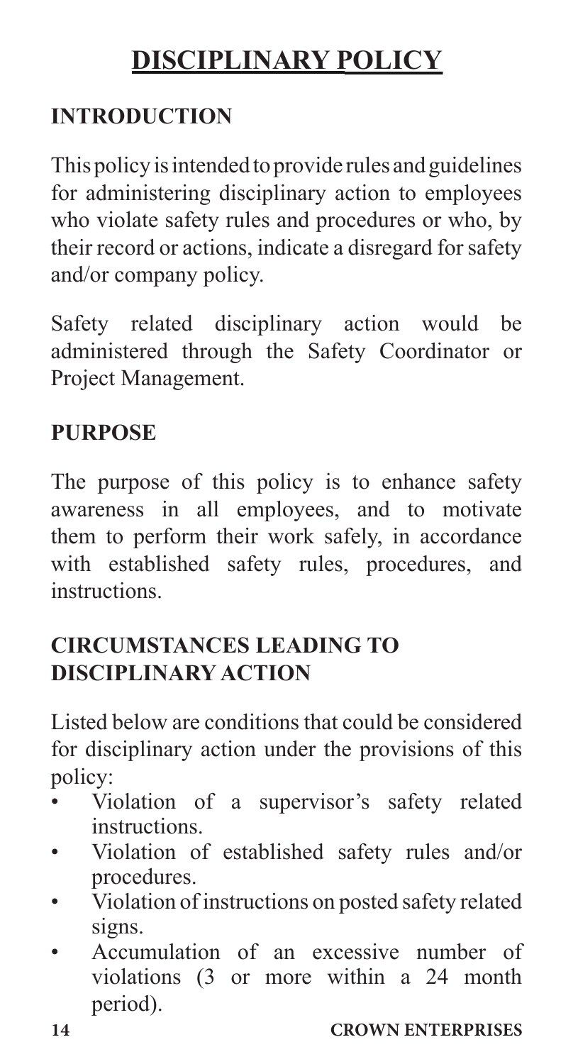# DISCIPLINARY POLICY

## INTRODUCTION

This policy is intended to provide rules and guidelines for administering disciplinary action to employees who violate safety rules and procedures or who, by their record or actions, indicate a disregard for safety and/or company policy.

Safety related disciplinary action would be administered through the Safety Coordinator or Project Management.

## PURPOSE

The purpose of this policy is to enhance safety awareness in all employees, and to motivate them to perform their work safely, in accordance with established safety rules, procedures, and instructions.

## CIRCUMSTANCES LEADING TO DISCIPLINARY ACTION

Listed below are conditions that could be considered for disciplinary action under the provisions of this policy:

- Violation of a supervisor's safety related instructions.
- Violation of established safety rules and/or procedures.
- Violation of instructions on posted safety related signs.
- Accumulation of an excessive number of violations (3 or more within a 24 month period).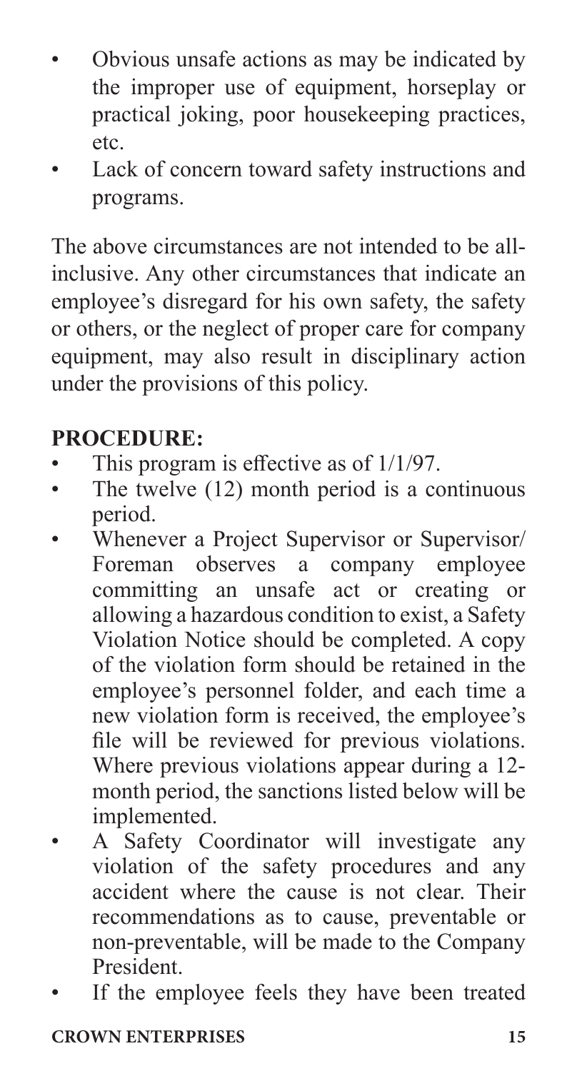- Obvious unsafe actions as may be indicated by the improper use of equipment, horseplay or practical joking, poor housekeeping practices, etc.
- Lack of concern toward safety instructions and programs.

The above circumstances are not intended to be all-inclusive. Any other circumstances that indicate an employee's disregard for his own safety, the safety or others, or the neglect of proper care for company equipment, may also result in disciplinary action under the provisions of this policy.

**PROCEDURE:**

- This program is effective as of 1/1/97.
- The twelve (12) month period is a continuous period.
- Whenever a Project Supervisor or Supervisor/Foreman observes a company employee committing an unsafe act or creating or allowing a hazardous condition to exist, a Safety Violation Notice should be completed. A copy of the violation form should be retained in the employee's personnel folder, and each time a new violation form is received, the employee's file will be reviewed for previous violations. Where previous violations appear during a 12-month period, the sanctions listed below will be implemented.
- A Safety Coordinator will investigate any violation of the safety procedures and any accident where the cause is not clear. Their recommendations as to cause, preventable or non-preventable, will be made to the Company President.
- If the employee feels they have been treated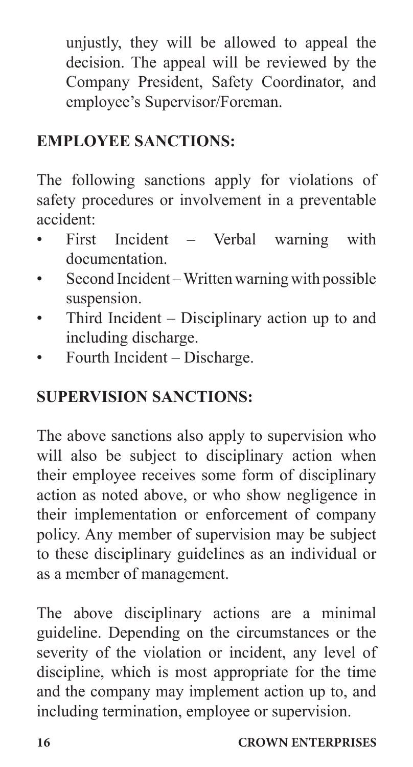unjustly, they will be allowed to appeal the decision. The appeal will be reviewed by the Company President, Safety Coordinator, and employee's Supervisor/Foreman.

## EMPLOYEE SANCTIONS:

The following sanctions apply for violations of safety procedures or involvement in a preventable accident:

- First Incident – Verbal warning with documentation.
- Second Incident – Written warning with possible suspension.
- Third Incident – Disciplinary action up to and including discharge.
- Fourth Incident – Discharge.

## SUPERVISION SANCTIONS:

The above sanctions also apply to supervision who will also be subject to disciplinary action when their employee receives some form of disciplinary action as noted above, or who show negligence in their implementation or enforcement of company policy. Any member of supervision may be subject to these disciplinary guidelines as an individual or as a member of management.

The above disciplinary actions are a minimal guideline. Depending on the circumstances or the severity of the violation or incident, any level of discipline, which is most appropriate for the time and the company may implement action up to, and including termination, employee or supervision.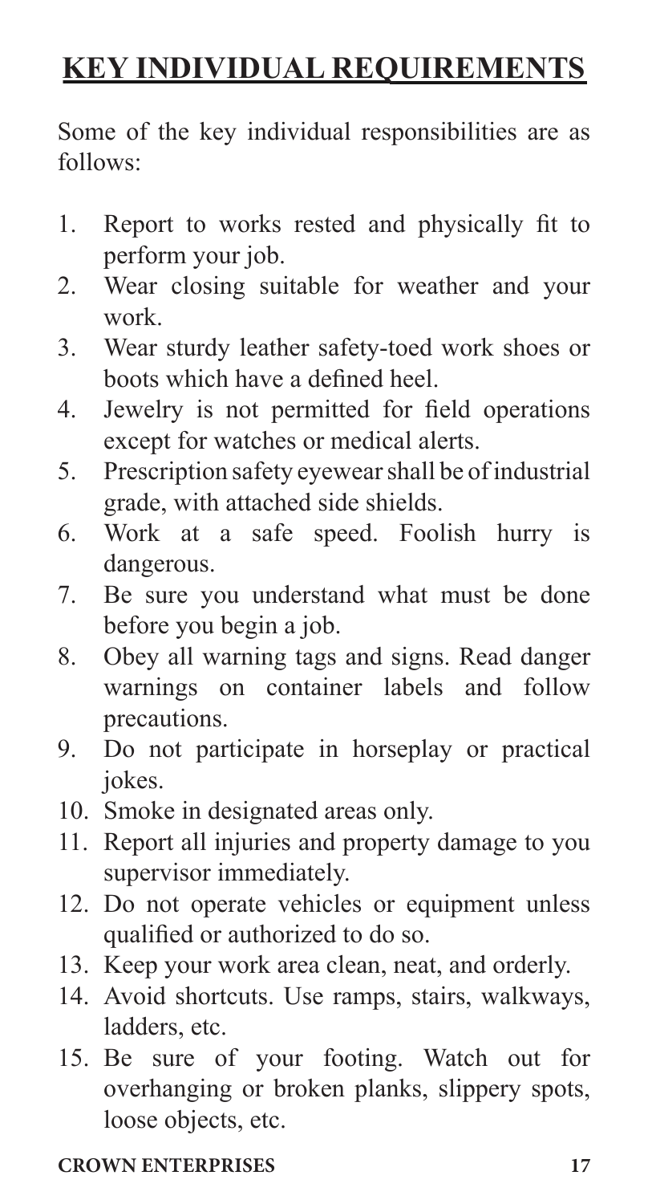# KEY INDIVIDUAL REQUIREMENTS

Some of the key individual responsibilities are as follows:

1. Report to works rested and physically fit to perform your job.
2. Wear closing suitable for weather and your work.
3. Wear sturdy leather safety-toed work shoes or boots which have a defined heel.
4. Jewelry is not permitted for field operations except for watches or medical alerts.
5. Prescription safety eyewear shall be of industrial grade, with attached side shields.
6. Work at a safe speed. Foolish hurry is dangerous.
7. Be sure you understand what must be done before you begin a job.
8. Obey all warning tags and signs. Read danger warnings on container labels and follow precautions.
9. Do not participate in horseplay or practical jokes.
10. Smoke in designated areas only.
11. Report all injuries and property damage to you supervisor immediately.
12. Do not operate vehicles or equipment unless qualified or authorized to do so.
13. Keep your work area clean, neat, and orderly.
14. Avoid shortcuts. Use ramps, stairs, walkways, ladders, etc.
15. Be sure of your footing. Watch out for overhanging or broken planks, slippery spots, loose objects, etc.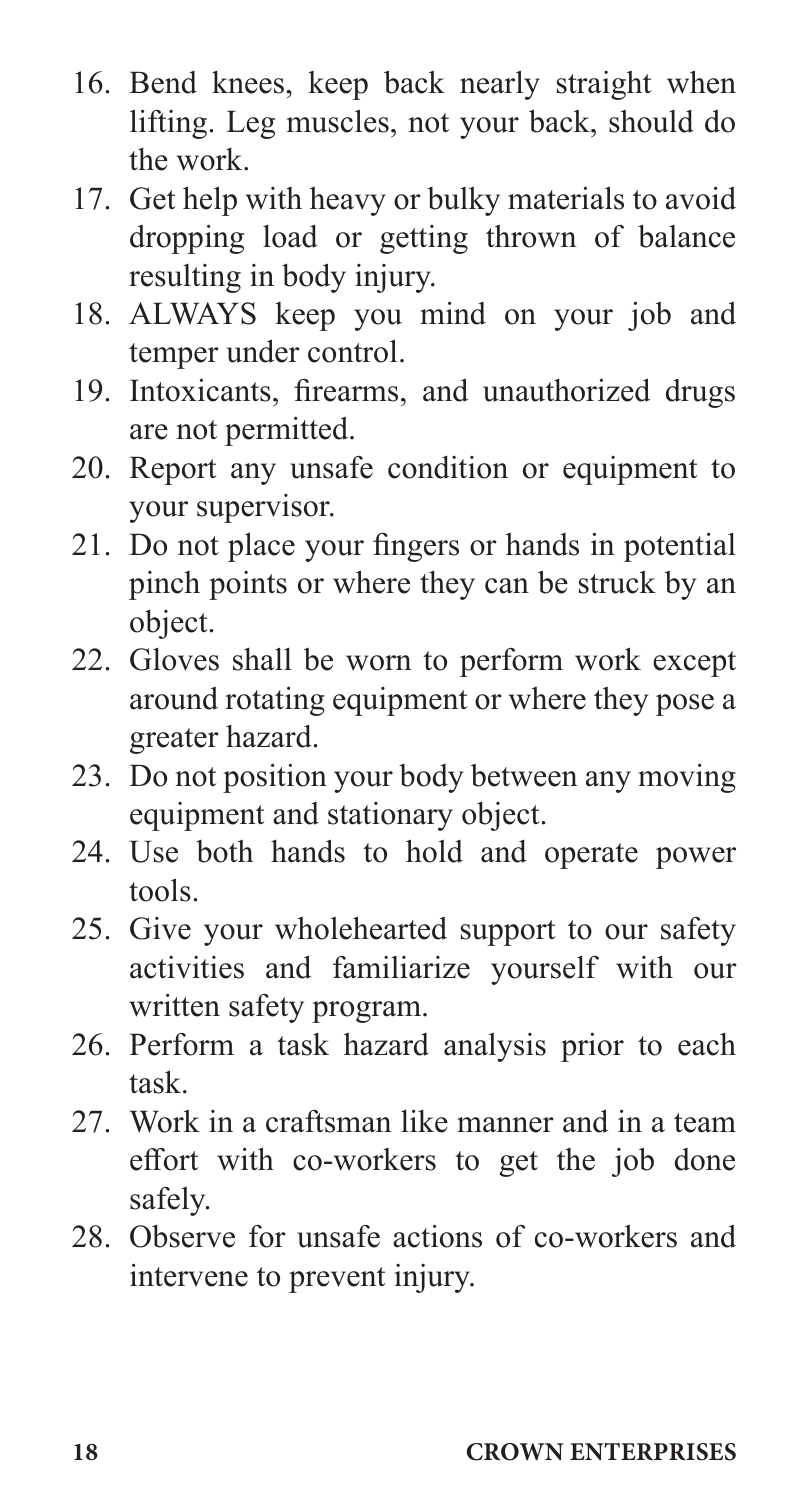16. Bend knees, keep back nearly straight when lifting. Leg muscles, not your back, should do the work.
17. Get help with heavy or bulky materials to avoid dropping load or getting thrown of balance resulting in body injury.
18. ALWAYS keep you mind on your job and temper under control.
19. Intoxicants, firearms, and unauthorized drugs are not permitted.
20. Report any unsafe condition or equipment to your supervisor.
21. Do not place your fingers or hands in potential pinch points or where they can be struck by an object.
22. Gloves shall be worn to perform work except around rotating equipment or where they pose a greater hazard.
23. Do not position your body between any moving equipment and stationary object.
24. Use both hands to hold and operate power tools.
25. Give your wholehearted support to our safety activities and familiarize yourself with our written safety program.
26. Perform a task hazard analysis prior to each task.
27. Work in a craftsman like manner and in a team effort with co-workers to get the job done safely.
28. Observe for unsafe actions of co-workers and intervene to prevent injury.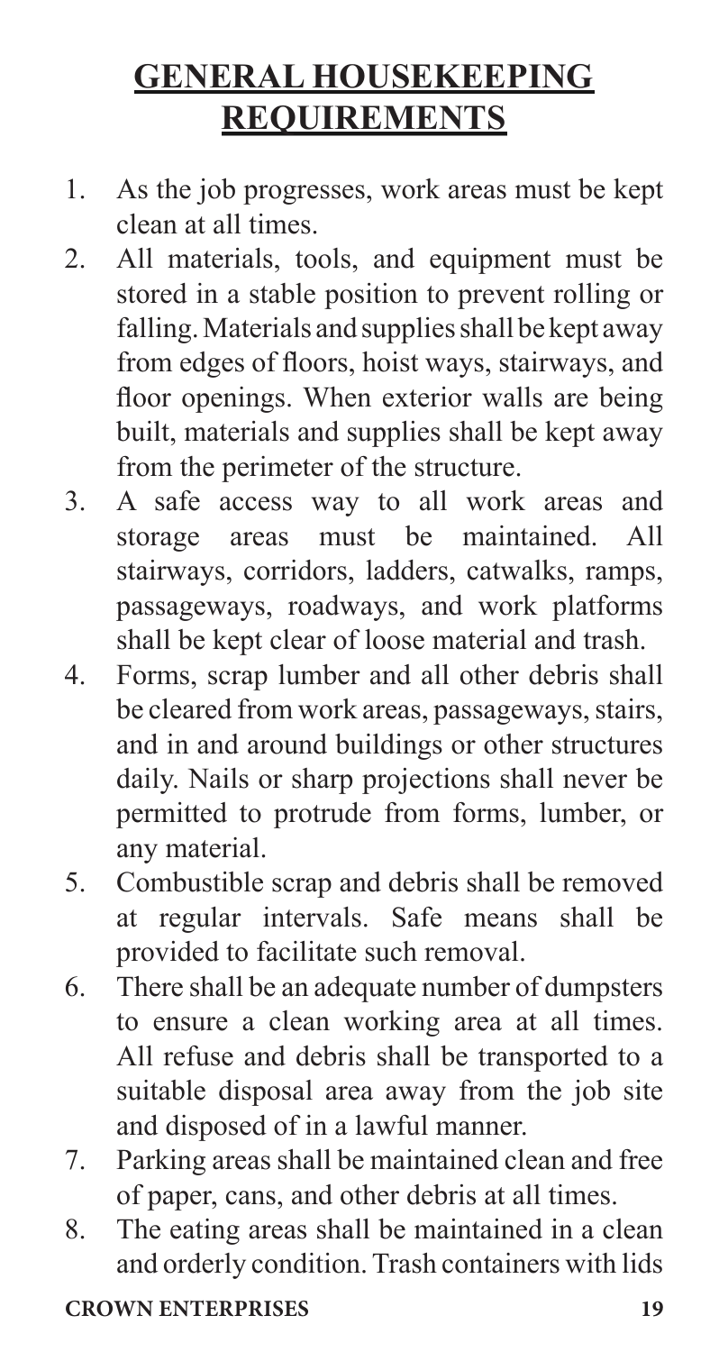# GENERAL HOUSEKEEPING REQUIREMENTS

1. As the job progresses, work areas must be kept clean at all times.
2. All materials, tools, and equipment must be stored in a stable position to prevent rolling or falling. Materials and supplies shall be kept away from edges of floors, hoist ways, stairways, and floor openings. When exterior walls are being built, materials and supplies shall be kept away from the perimeter of the structure.
3. A safe access way to all work areas and storage areas must be maintained. All stairways, corridors, ladders, catwalks, ramps, passageways, roadways, and work platforms shall be kept clear of loose material and trash.
4. Forms, scrap lumber and all other debris shall be cleared from work areas, passageways, stairs, and in and around buildings or other structures daily. Nails or sharp projections shall never be permitted to protrude from forms, lumber, or any material.
5. Combustible scrap and debris shall be removed at regular intervals. Safe means shall be provided to facilitate such removal.
6. There shall be an adequate number of dumpsters to ensure a clean working area at all times. All refuse and debris shall be transported to a suitable disposal area away from the job site and disposed of in a lawful manner.
7. Parking areas shall be maintained clean and free of paper, cans, and other debris at all times.
8. The eating areas shall be maintained in a clean and orderly condition. Trash containers with lids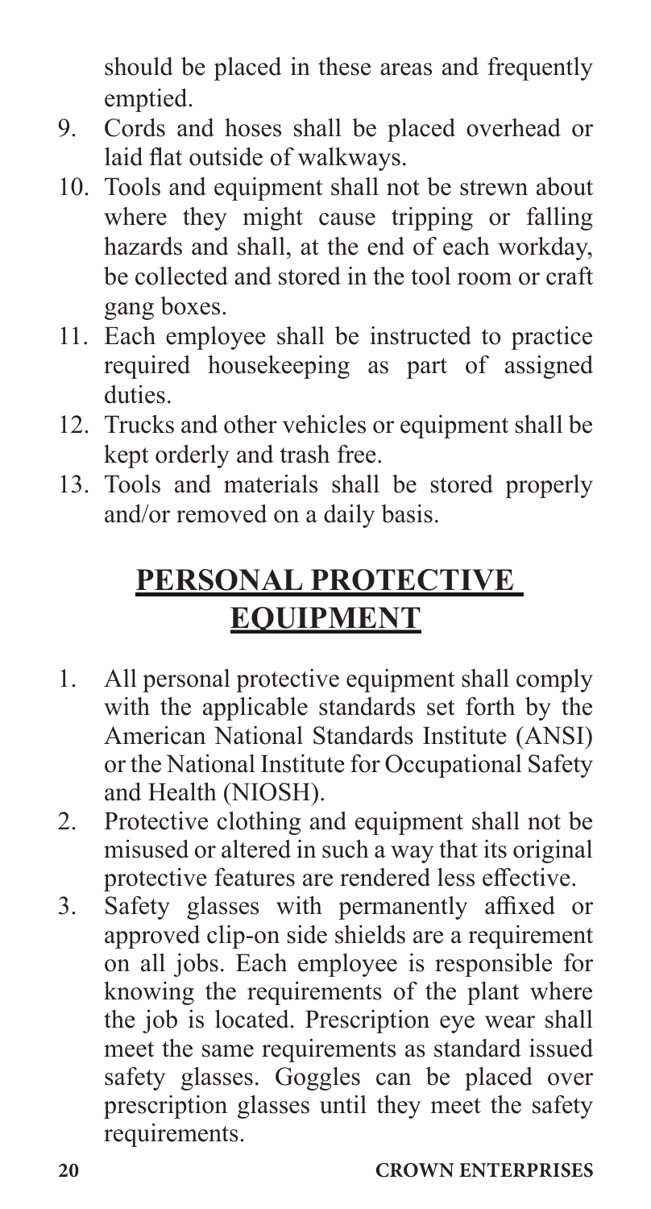should be placed in these areas and frequently emptied.

9. Cords and hoses shall be placed overhead or laid flat outside of walkways.
10. Tools and equipment shall not be strewn about where they might cause tripping or falling hazards and shall, at the end of each workday, be collected and stored in the tool room or craft gang boxes.
11. Each employee shall be instructed to practice required housekeeping as part of assigned duties.
12. Trucks and other vehicles or equipment shall be kept orderly and trash free.
13. Tools and materials shall be stored properly and/or removed on a daily basis.

## PERSONAL PROTECTIVE EQUIPMENT

1. All personal protective equipment shall comply with the applicable standards set forth by the American National Standards Institute (ANSI) or the National Institute for Occupational Safety and Health (NIOSH).
2. Protective clothing and equipment shall not be misused or altered in such a way that its original protective features are rendered less effective.
3. Safety glasses with permanently affixed or approved clip-on side shields are a requirement on all jobs. Each employee is responsible for knowing the requirements of the plant where the job is located. Prescription eye wear shall meet the same requirements as standard issued safety glasses. Goggles can be placed over prescription glasses until they meet the safety requirements.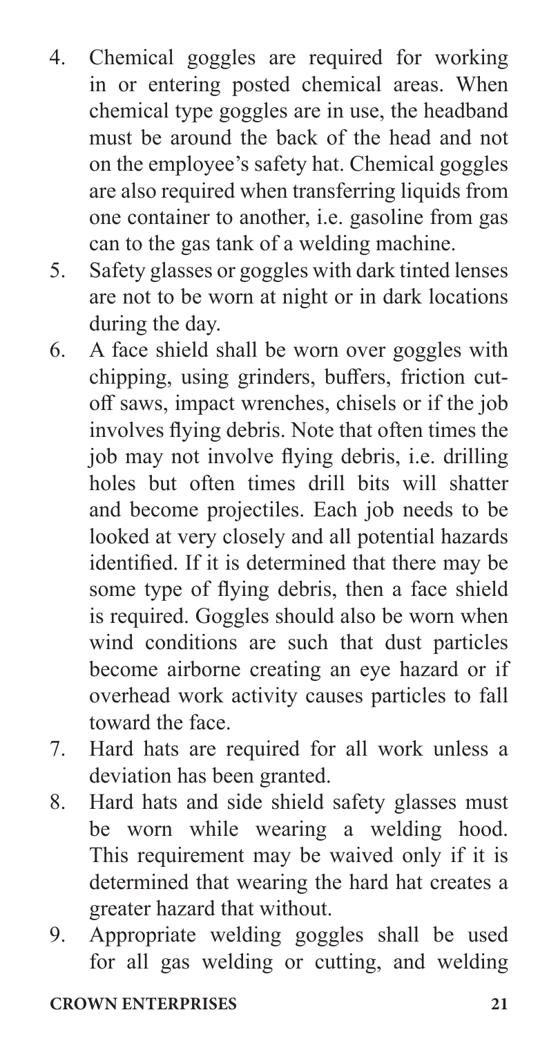4. Chemical goggles are required for working in or entering posted chemical areas. When chemical type goggles are in use, the headband must be around the back of the head and not on the employee's safety hat. Chemical goggles are also required when transferring liquids from one container to another, i.e. gasoline from gas can to the gas tank of a welding machine.
5. Safety glasses or goggles with dark tinted lenses are not to be worn at night or in dark locations during the day.
6. A face shield shall be worn over goggles with chipping, using grinders, buffers, friction cut-off saws, impact wrenches, chisels or if the job involves flying debris. Note that often times the job may not involve flying debris, i.e. drilling holes but often times drill bits will shatter and become projectiles. Each job needs to be looked at very closely and all potential hazards identified. If it is determined that there may be some type of flying debris, then a face shield is required. Goggles should also be worn when wind conditions are such that dust particles become airborne creating an eye hazard or if overhead work activity causes particles to fall toward the face.
7. Hard hats are required for all work unless a deviation has been granted.
8. Hard hats and side shield safety glasses must be worn while wearing a welding hood. This requirement may be waived only if it is determined that wearing the hard hat creates a greater hazard that without.
9. Appropriate welding goggles shall be used for all gas welding or cutting, and welding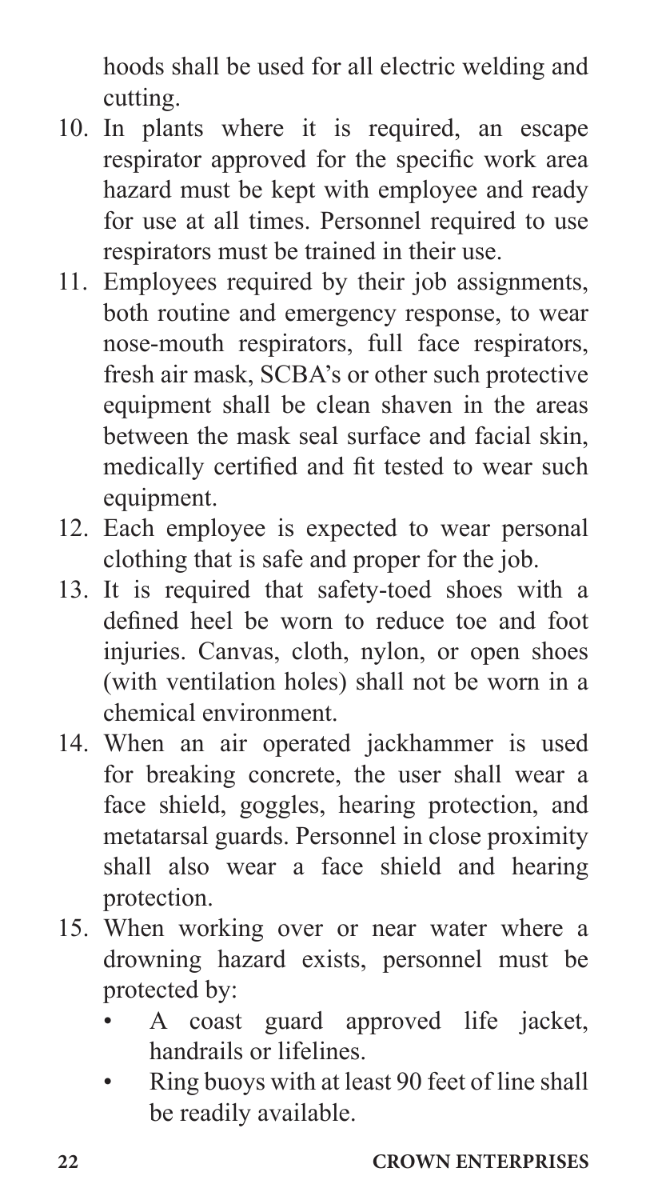hoods shall be used for all electric welding and cutting.

10. In plants where it is required, an escape respirator approved for the specific work area hazard must be kept with employee and ready for use at all times. Personnel required to use respirators must be trained in their use.
11. Employees required by their job assignments, both routine and emergency response, to wear nose-mouth respirators, full face respirators, fresh air mask, SCBA's or other such protective equipment shall be clean shaven in the areas between the mask seal surface and facial skin, medically certified and fit tested to wear such equipment.
12. Each employee is expected to wear personal clothing that is safe and proper for the job.
13. It is required that safety-toed shoes with a defined heel be worn to reduce toe and foot injuries. Canvas, cloth, nylon, or open shoes (with ventilation holes) shall not be worn in a chemical environment.
14. When an air operated jackhammer is used for breaking concrete, the user shall wear a face shield, goggles, hearing protection, and metatarsal guards. Personnel in close proximity shall also wear a face shield and hearing protection.
15. When working over or near water where a drowning hazard exists, personnel must be protected by:
    - A coast guard approved life jacket, handrails or lifelines.
    - Ring buoys with at least 90 feet of line shall be readily available.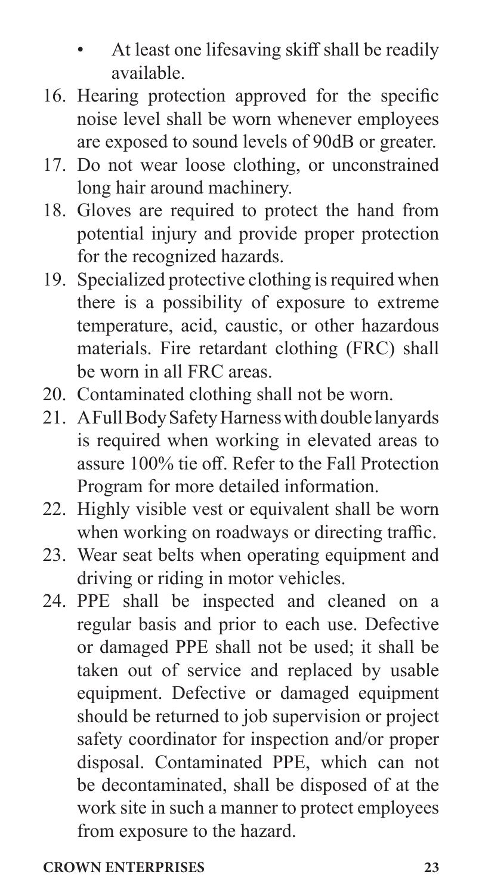- At least one lifesaving skiff shall be readily available.

16. Hearing protection approved for the specific noise level shall be worn whenever employees are exposed to sound levels of 90dB or greater.
17. Do not wear loose clothing, or unconstrained long hair around machinery.
18. Gloves are required to protect the hand from potential injury and provide proper protection for the recognized hazards.
19. Specialized protective clothing is required when there is a possibility of exposure to extreme temperature, acid, caustic, or other hazardous materials. Fire retardant clothing (FRC) shall be worn in all FRC areas.
20. Contaminated clothing shall not be worn.
21. A Full Body Safety Harness with double lanyards is required when working in elevated areas to assure 100% tie off. Refer to the Fall Protection Program for more detailed information.
22. Highly visible vest or equivalent shall be worn when working on roadways or directing traffic.
23. Wear seat belts when operating equipment and driving or riding in motor vehicles.
24. PPE shall be inspected and cleaned on a regular basis and prior to each use. Defective or damaged PPE shall not be used; it shall be taken out of service and replaced by usable equipment. Defective or damaged equipment should be returned to job supervision or project safety coordinator for inspection and/or proper disposal. Contaminated PPE, which can not be decontaminated, shall be disposed of at the work site in such a manner to protect employees from exposure to the hazard.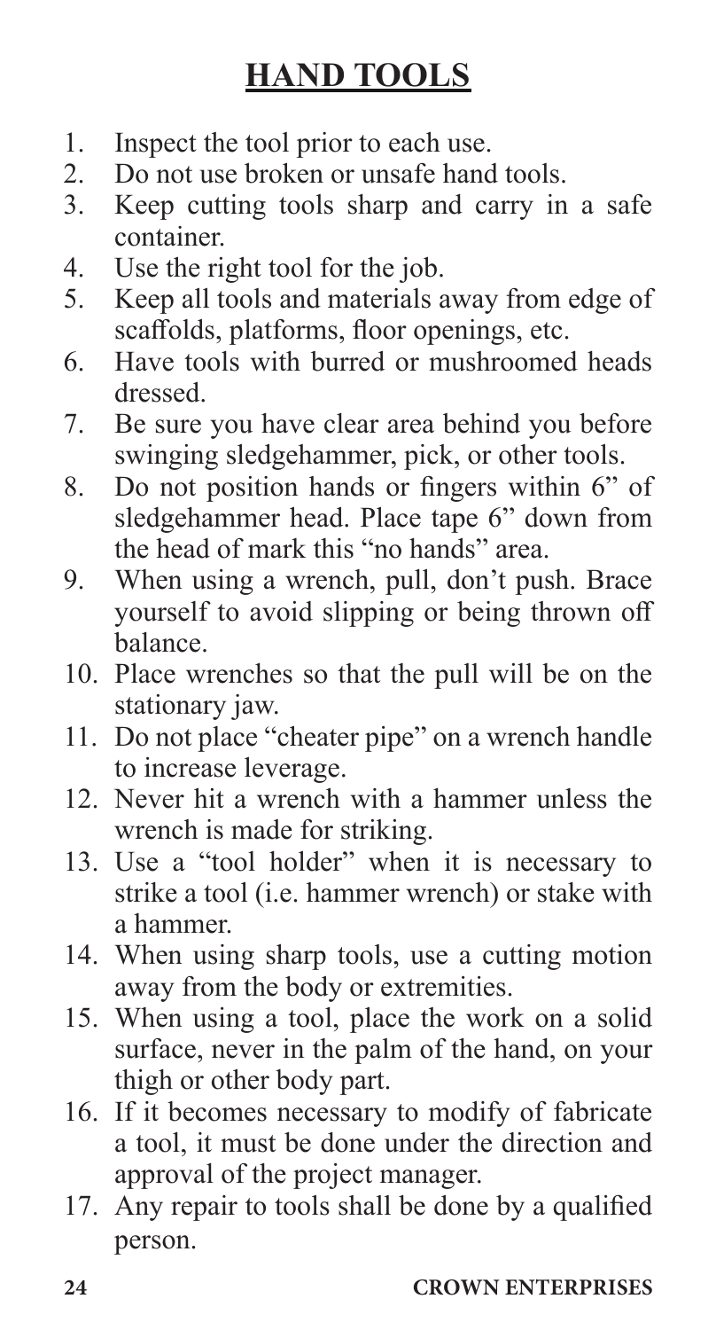# HAND TOOLS

1. Inspect the tool prior to each use.
2. Do not use broken or unsafe hand tools.
3. Keep cutting tools sharp and carry in a safe container.
4. Use the right tool for the job.
5. Keep all tools and materials away from edge of scaffolds, platforms, floor openings, etc.
6. Have tools with burred or mushroomed heads dressed.
7. Be sure you have clear area behind you before swinging sledgehammer, pick, or other tools.
8. Do not position hands or fingers within 6" of sledgehammer head. Place tape 6" down from the head of mark this "no hands" area.
9. When using a wrench, pull, don't push. Brace yourself to avoid slipping or being thrown off balance.
10. Place wrenches so that the pull will be on the stationary jaw.
11. Do not place "cheater pipe" on a wrench handle to increase leverage.
12. Never hit a wrench with a hammer unless the wrench is made for striking.
13. Use a "tool holder" when it is necessary to strike a tool (i.e. hammer wrench) or stake with a hammer.
14. When using sharp tools, use a cutting motion away from the body or extremities.
15. When using a tool, place the work on a solid surface, never in the palm of the hand, on your thigh or other body part.
16. If it becomes necessary to modify of fabricate a tool, it must be done under the direction and approval of the project manager.
17. Any repair to tools shall be done by a qualified person.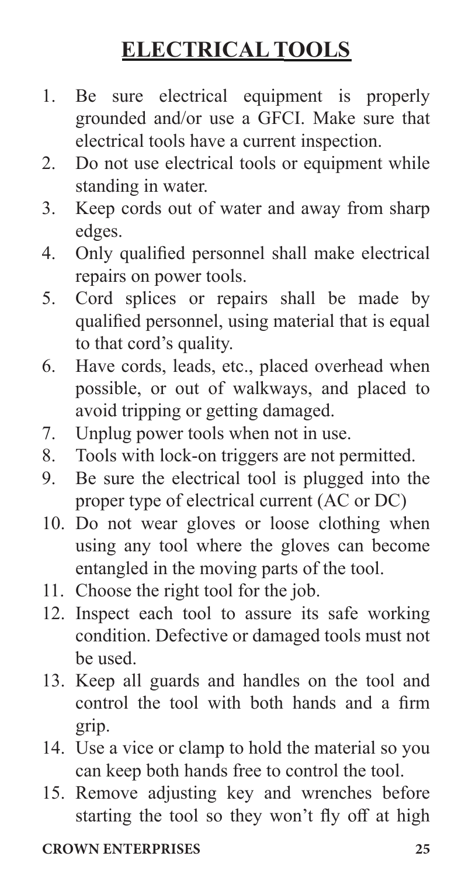# ELECTRICAL TOOLS

1. Be sure electrical equipment is properly grounded and/or use a GFCI. Make sure that electrical tools have a current inspection.
2. Do not use electrical tools or equipment while standing in water.
3. Keep cords out of water and away from sharp edges.
4. Only qualified personnel shall make electrical repairs on power tools.
5. Cord splices or repairs shall be made by qualified personnel, using material that is equal to that cord's quality.
6. Have cords, leads, etc., placed overhead when possible, or out of walkways, and placed to avoid tripping or getting damaged.
7. Unplug power tools when not in use.
8. Tools with lock-on triggers are not permitted.
9. Be sure the electrical tool is plugged into the proper type of electrical current (AC or DC)
10. Do not wear gloves or loose clothing when using any tool where the gloves can become entangled in the moving parts of the tool.
11. Choose the right tool for the job.
12. Inspect each tool to assure its safe working condition. Defective or damaged tools must not be used.
13. Keep all guards and handles on the tool and control the tool with both hands and a firm grip.
14. Use a vice or clamp to hold the material so you can keep both hands free to control the tool.
15. Remove adjusting key and wrenches before starting the tool so they won't fly off at high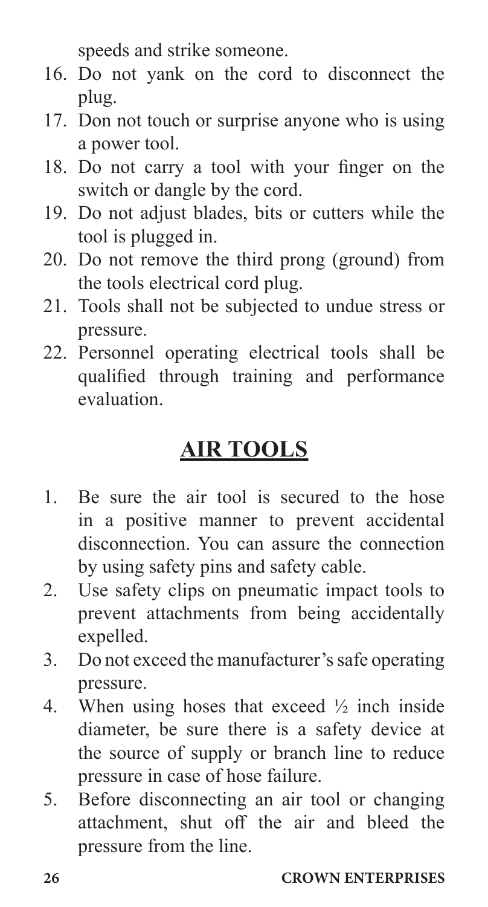speeds and strike someone.

16. Do not yank on the cord to disconnect the plug.
17. Don not touch or surprise anyone who is using a power tool.
18. Do not carry a tool with your finger on the switch or dangle by the cord.
19. Do not adjust blades, bits or cutters while the tool is plugged in.
20. Do not remove the third prong (ground) from the tools electrical cord plug.
21. Tools shall not be subjected to undue stress or pressure.
22. Personnel operating electrical tools shall be qualified through training and performance evaluation.

## AIR TOOLS

1. Be sure the air tool is secured to the hose in a positive manner to prevent accidental disconnection. You can assure the connection by using safety pins and safety cable.
2. Use safety clips on pneumatic impact tools to prevent attachments from being accidentally expelled.
3. Do not exceed the manufacturer's safe operating pressure.
4. When using hoses that exceed ½ inch inside diameter, be sure there is a safety device at the source of supply or branch line to reduce pressure in case of hose failure.
5. Before disconnecting an air tool or changing attachment, shut off the air and bleed the pressure from the line.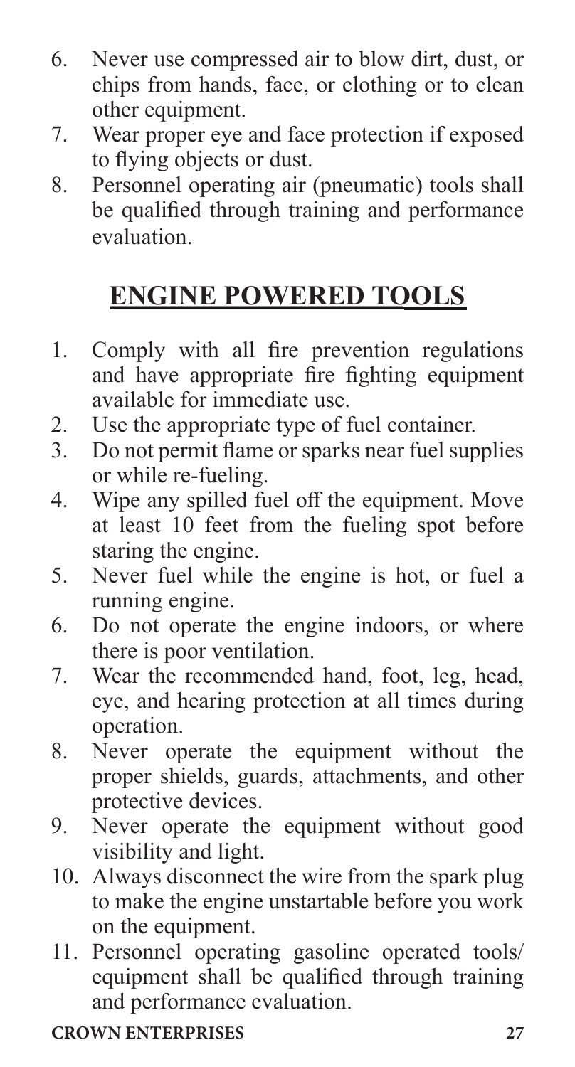6. Never use compressed air to blow dirt, dust, or chips from hands, face, or clothing or to clean other equipment.
7. Wear proper eye and face protection if exposed to flying objects or dust.
8. Personnel operating air (pneumatic) tools shall be qualified through training and performance evaluation.

## ENGINE POWERED TOOLS

1. Comply with all fire prevention regulations and have appropriate fire fighting equipment available for immediate use.
2. Use the appropriate type of fuel container.
3. Do not permit flame or sparks near fuel supplies or while re-fueling.
4. Wipe any spilled fuel off the equipment. Move at least 10 feet from the fueling spot before staring the engine.
5. Never fuel while the engine is hot, or fuel a running engine.
6. Do not operate the engine indoors, or where there is poor ventilation.
7. Wear the recommended hand, foot, leg, head, eye, and hearing protection at all times during operation.
8. Never operate the equipment without the proper shields, guards, attachments, and other protective devices.
9. Never operate the equipment without good visibility and light.
10. Always disconnect the wire from the spark plug to make the engine unstartable before you work on the equipment.
11. Personnel operating gasoline operated tools/ equipment shall be qualified through training and performance evaluation.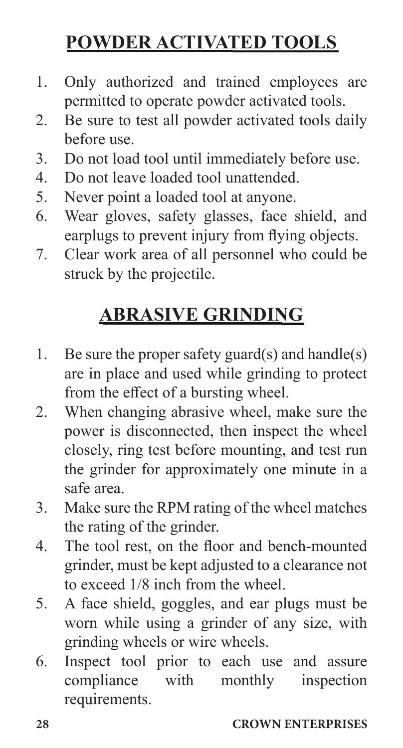## POWDER ACTIVATED TOOLS

1. Only authorized and trained employees are permitted to operate powder activated tools.
2. Be sure to test all powder activated tools daily before use.
3. Do not load tool until immediately before use.
4. Do not leave loaded tool unattended.
5. Never point a loaded tool at anyone.
6. Wear gloves, safety glasses, face shield, and earplugs to prevent injury from flying objects.
7. Clear work area of all personnel who could be struck by the projectile.

## ABRASIVE GRINDING

1. Be sure the proper safety guard(s) and handle(s) are in place and used while grinding to protect from the effect of a bursting wheel.
2. When changing abrasive wheel, make sure the power is disconnected, then inspect the wheel closely, ring test before mounting, and test run the grinder for approximately one minute in a safe area.
3. Make sure the RPM rating of the wheel matches the rating of the grinder.
4. The tool rest, on the floor and bench-mounted grinder, must be kept adjusted to a clearance not to exceed 1/8 inch from the wheel.
5. A face shield, goggles, and ear plugs must be worn while using a grinder of any size, with grinding wheels or wire wheels.
6. Inspect tool prior to each use and assure compliance with monthly inspection requirements.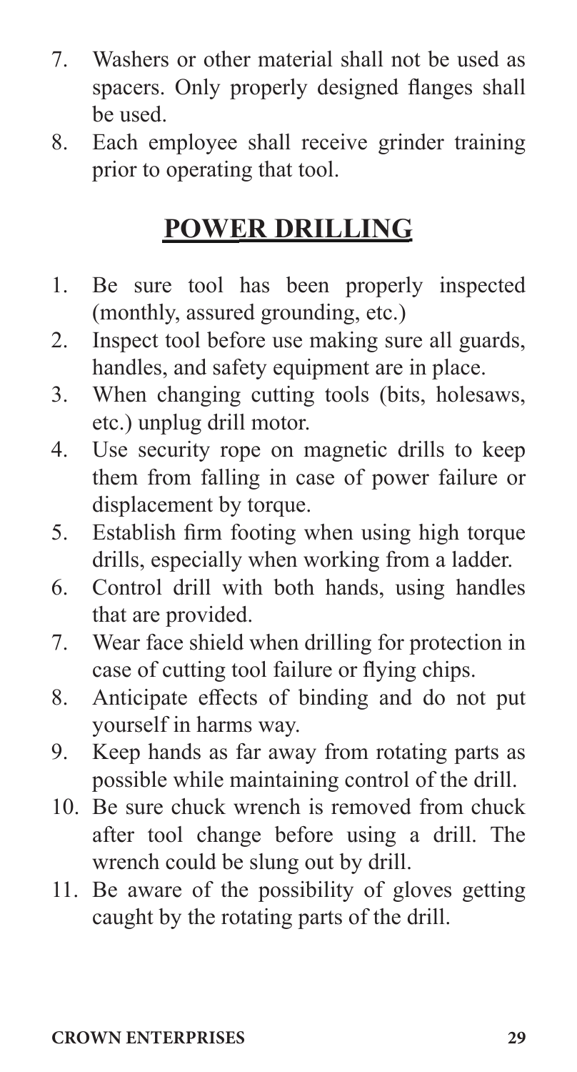7. Washers or other material shall not be used as spacers. Only properly designed flanges shall be used.
8. Each employee shall receive grinder training prior to operating that tool.

## POWER DRILLING

1. Be sure tool has been properly inspected (monthly, assured grounding, etc.)
2. Inspect tool before use making sure all guards, handles, and safety equipment are in place.
3. When changing cutting tools (bits, holesaws, etc.) unplug drill motor.
4. Use security rope on magnetic drills to keep them from falling in case of power failure or displacement by torque.
5. Establish firm footing when using high torque drills, especially when working from a ladder.
6. Control drill with both hands, using handles that are provided.
7. Wear face shield when drilling for protection in case of cutting tool failure or flying chips.
8. Anticipate effects of binding and do not put yourself in harms way.
9. Keep hands as far away from rotating parts as possible while maintaining control of the drill.
10. Be sure chuck wrench is removed from chuck after tool change before using a drill. The wrench could be slung out by drill.
11. Be aware of the possibility of gloves getting caught by the rotating parts of the drill.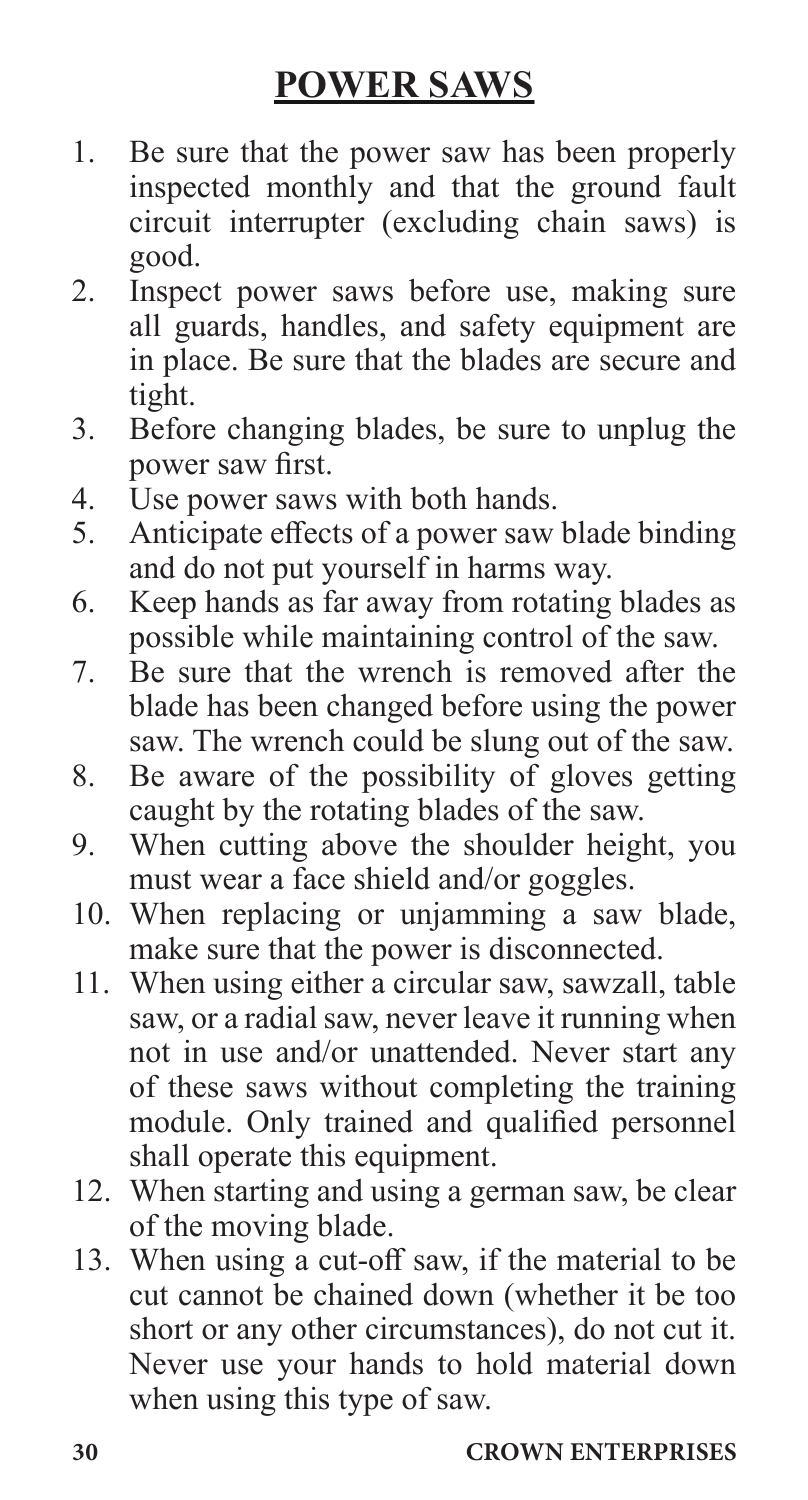# POWER SAWS

1. Be sure that the power saw has been properly inspected monthly and that the ground fault circuit interrupter (excluding chain saws) is good.
2. Inspect power saws before use, making sure all guards, handles, and safety equipment are in place. Be sure that the blades are secure and tight.
3. Before changing blades, be sure to unplug the power saw first.
4. Use power saws with both hands.
5. Anticipate effects of a power saw blade binding and do not put yourself in harms way.
6. Keep hands as far away from rotating blades as possible while maintaining control of the saw.
7. Be sure that the wrench is removed after the blade has been changed before using the power saw. The wrench could be slung out of the saw.
8. Be aware of the possibility of gloves getting caught by the rotating blades of the saw.
9. When cutting above the shoulder height, you must wear a face shield and/or goggles.
10. When replacing or unjamming a saw blade, make sure that the power is disconnected.
11. When using either a circular saw, sawzall, table saw, or a radial saw, never leave it running when not in use and/or unattended. Never start any of these saws without completing the training module. Only trained and qualified personnel shall operate this equipment.
12. When starting and using a german saw, be clear of the moving blade.
13. When using a cut-off saw, if the material to be cut cannot be chained down (whether it be too short or any other circumstances), do not cut it. Never use your hands to hold material down when using this type of saw.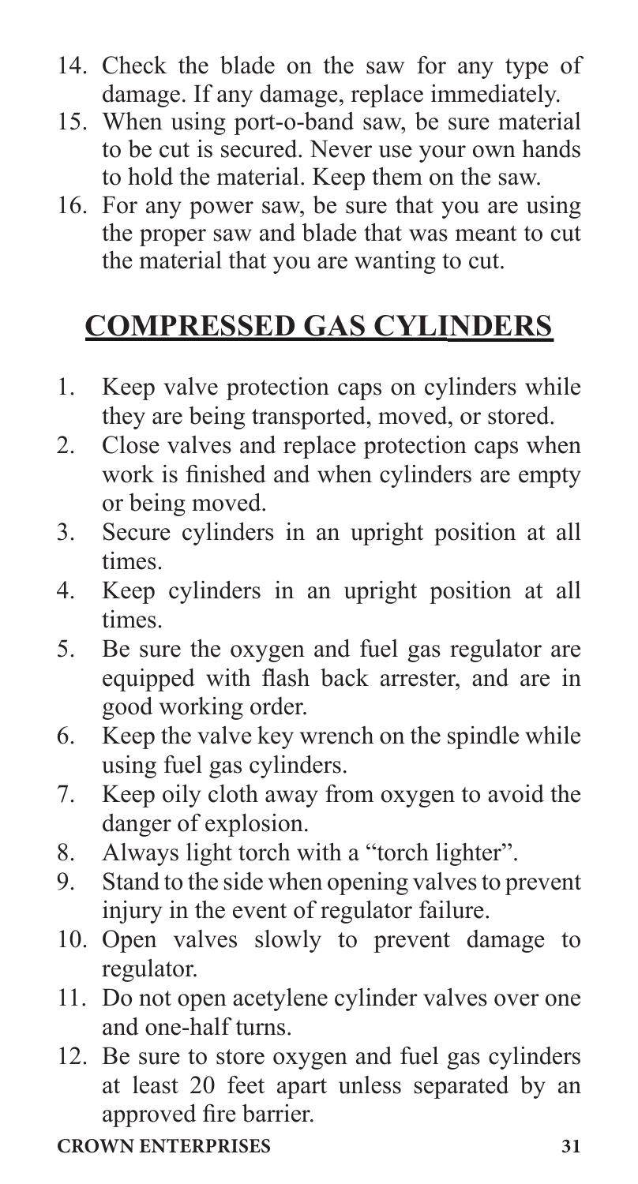14. Check the blade on the saw for any type of damage. If any damage, replace immediately.
15. When using port-o-band saw, be sure material to be cut is secured. Never use your own hands to hold the material. Keep them on the saw.
16. For any power saw, be sure that you are using the proper saw and blade that was meant to cut the material that you are wanting to cut.

## COMPRESSED GAS CYLINDERS

1. Keep valve protection caps on cylinders while they are being transported, moved, or stored.
2. Close valves and replace protection caps when work is finished and when cylinders are empty or being moved.
3. Secure cylinders in an upright position at all times.
4. Keep cylinders in an upright position at all times.
5. Be sure the oxygen and fuel gas regulator are equipped with flash back arrester, and are in good working order.
6. Keep the valve key wrench on the spindle while using fuel gas cylinders.
7. Keep oily cloth away from oxygen to avoid the danger of explosion.
8. Always light torch with a "torch lighter".
9. Stand to the side when opening valves to prevent injury in the event of regulator failure.
10. Open valves slowly to prevent damage to regulator.
11. Do not open acetylene cylinder valves over one and one-half turns.
12. Be sure to store oxygen and fuel gas cylinders at least 20 feet apart unless separated by an approved fire barrier.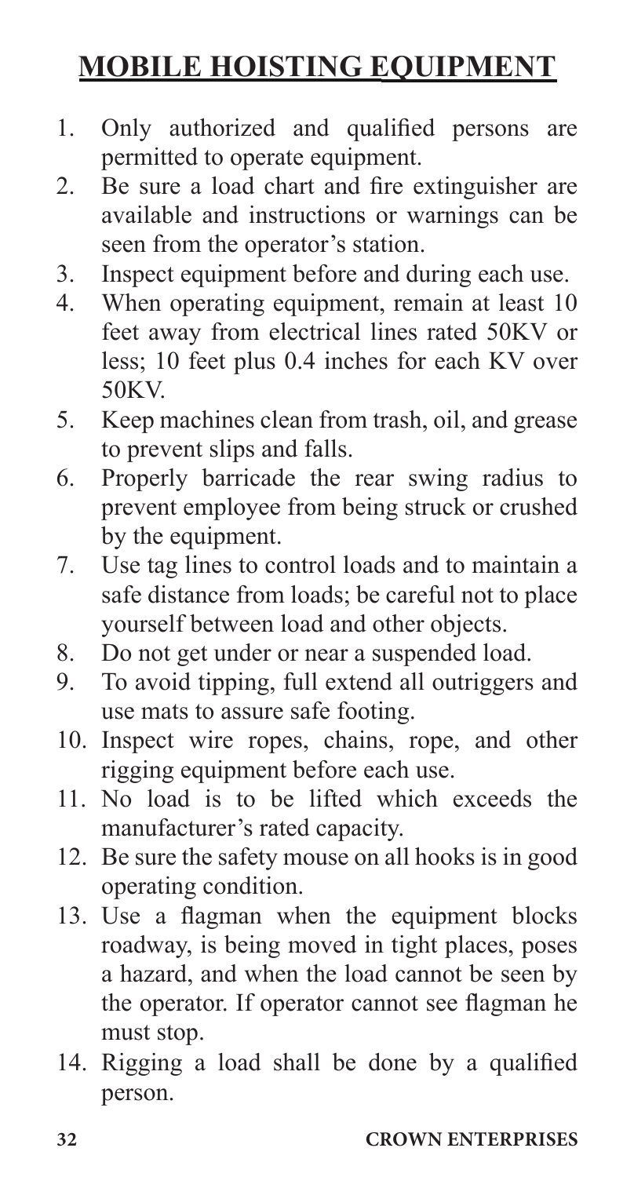# MOBILE HOISTING EQUIPMENT

1. Only authorized and qualified persons are permitted to operate equipment.
2. Be sure a load chart and fire extinguisher are available and instructions or warnings can be seen from the operator's station.
3. Inspect equipment before and during each use.
4. When operating equipment, remain at least 10 feet away from electrical lines rated 50KV or less; 10 feet plus 0.4 inches for each KV over 50KV.
5. Keep machines clean from trash, oil, and grease to prevent slips and falls.
6. Properly barricade the rear swing radius to prevent employee from being struck or crushed by the equipment.
7. Use tag lines to control loads and to maintain a safe distance from loads; be careful not to place yourself between load and other objects.
8. Do not get under or near a suspended load.
9. To avoid tipping, full extend all outriggers and use mats to assure safe footing.
10. Inspect wire ropes, chains, rope, and other rigging equipment before each use.
11. No load is to be lifted which exceeds the manufacturer's rated capacity.
12. Be sure the safety mouse on all hooks is in good operating condition.
13. Use a flagman when the equipment blocks roadway, is being moved in tight places, poses a hazard, and when the load cannot be seen by the operator. If operator cannot see flagman he must stop.
14. Rigging a load shall be done by a qualified person.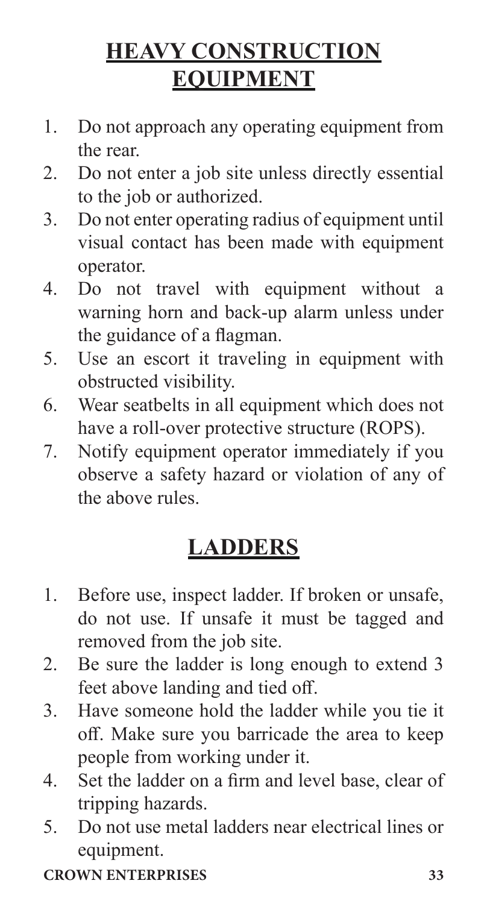## HEAVY CONSTRUCTION EQUIPMENT

1. Do not approach any operating equipment from the rear.
2. Do not enter a job site unless directly essential to the job or authorized.
3. Do not enter operating radius of equipment until visual contact has been made with equipment operator.
4. Do not travel with equipment without a warning horn and back-up alarm unless under the guidance of a flagman.
5. Use an escort it traveling in equipment with obstructed visibility.
6. Wear seatbelts in all equipment which does not have a roll-over protective structure (ROPS).
7. Notify equipment operator immediately if you observe a safety hazard or violation of any of the above rules.

## LADDERS

1. Before use, inspect ladder. If broken or unsafe, do not use. If unsafe it must be tagged and removed from the job site.
2. Be sure the ladder is long enough to extend 3 feet above landing and tied off.
3. Have someone hold the ladder while you tie it off. Make sure you barricade the area to keep people from working under it.
4. Set the ladder on a firm and level base, clear of tripping hazards.
5. Do not use metal ladders near electrical lines or equipment.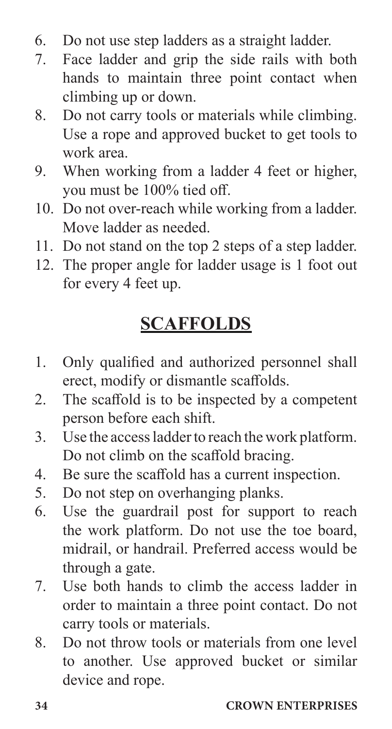6. Do not use step ladders as a straight ladder.
7. Face ladder and grip the side rails with both hands to maintain three point contact when climbing up or down.
8. Do not carry tools or materials while climbing. Use a rope and approved bucket to get tools to work area.
9. When working from a ladder 4 feet or higher, you must be 100% tied off.
10. Do not over-reach while working from a ladder. Move ladder as needed.
11. Do not stand on the top 2 steps of a step ladder.
12. The proper angle for ladder usage is 1 foot out for every 4 feet up.

## SCAFFOLDS

1. Only qualified and authorized personnel shall erect, modify or dismantle scaffolds.
2. The scaffold is to be inspected by a competent person before each shift.
3. Use the access ladder to reach the work platform. Do not climb on the scaffold bracing.
4. Be sure the scaffold has a current inspection.
5. Do not step on overhanging planks.
6. Use the guardrail post for support to reach the work platform. Do not use the toe board, midrail, or handrail. Preferred access would be through a gate.
7. Use both hands to climb the access ladder in order to maintain a three point contact. Do not carry tools or materials.
8. Do not throw tools or materials from one level to another. Use approved bucket or similar device and rope.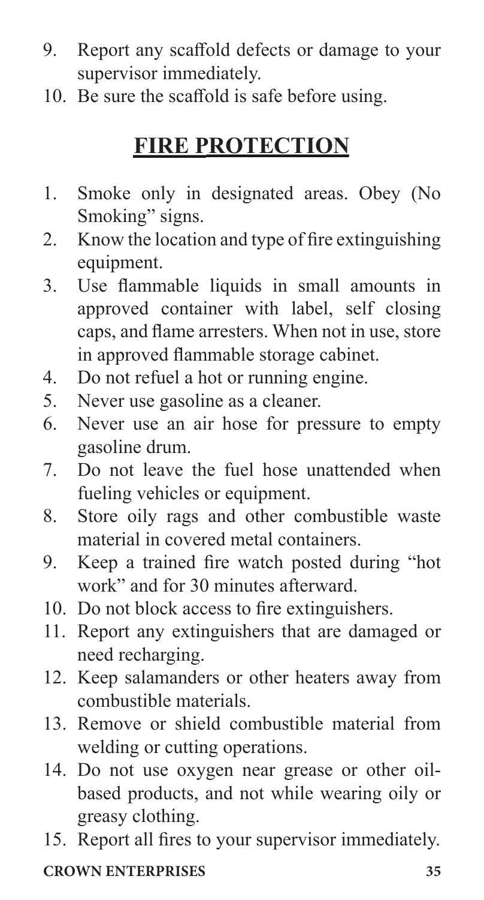9. Report any scaffold defects or damage to your supervisor immediately.
10. Be sure the scaffold is safe before using.

## FIRE PROTECTION

1. Smoke only in designated areas. Obey (No Smoking" signs.
2. Know the location and type of fire extinguishing equipment.
3. Use flammable liquids in small amounts in approved container with label, self closing caps, and flame arresters. When not in use, store in approved flammable storage cabinet.
4. Do not refuel a hot or running engine.
5. Never use gasoline as a cleaner.
6. Never use an air hose for pressure to empty gasoline drum.
7. Do not leave the fuel hose unattended when fueling vehicles or equipment.
8. Store oily rags and other combustible waste material in covered metal containers.
9. Keep a trained fire watch posted during "hot work" and for 30 minutes afterward.
10. Do not block access to fire extinguishers.
11. Report any extinguishers that are damaged or need recharging.
12. Keep salamanders or other heaters away from combustible materials.
13. Remove or shield combustible material from welding or cutting operations.
14. Do not use oxygen near grease or other oil-based products, and not while wearing oily or greasy clothing.
15. Report all fires to your supervisor immediately.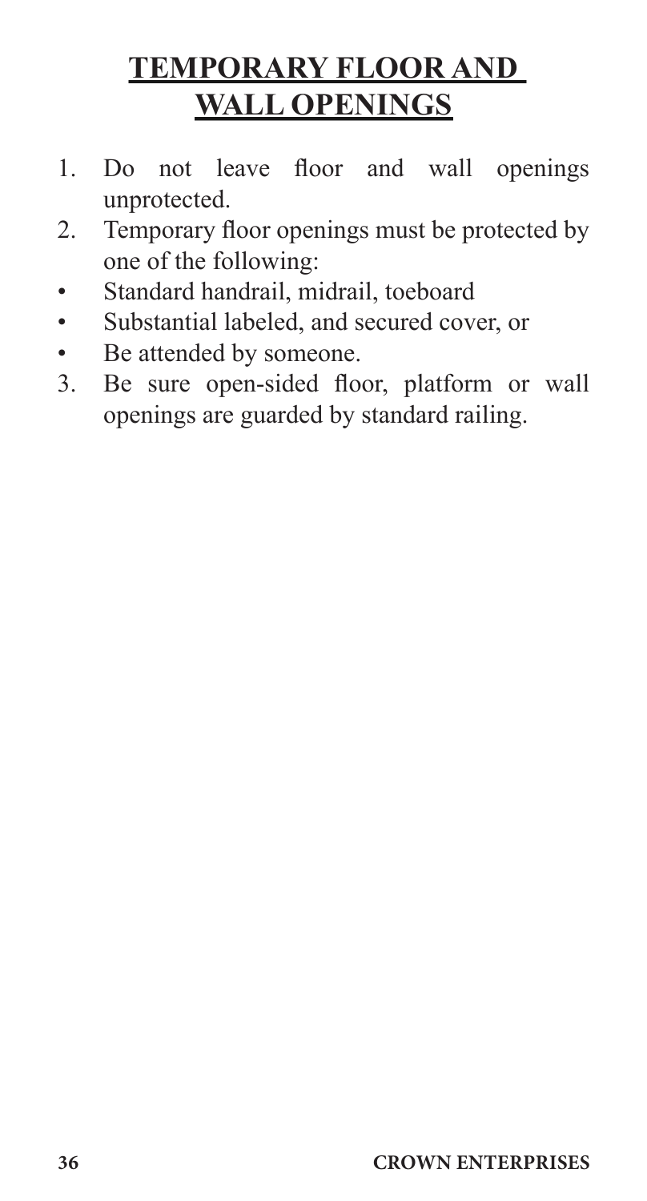# TEMPORARY FLOOR AND WALL OPENINGS

1. Do not leave floor and wall openings unprotected.
2. Temporary floor openings must be protected by one of the following:
   - Standard handrail, midrail, toeboard
   - Substantial labeled, and secured cover, or
   - Be attended by someone.
3. Be sure open-sided floor, platform or wall openings are guarded by standard railing.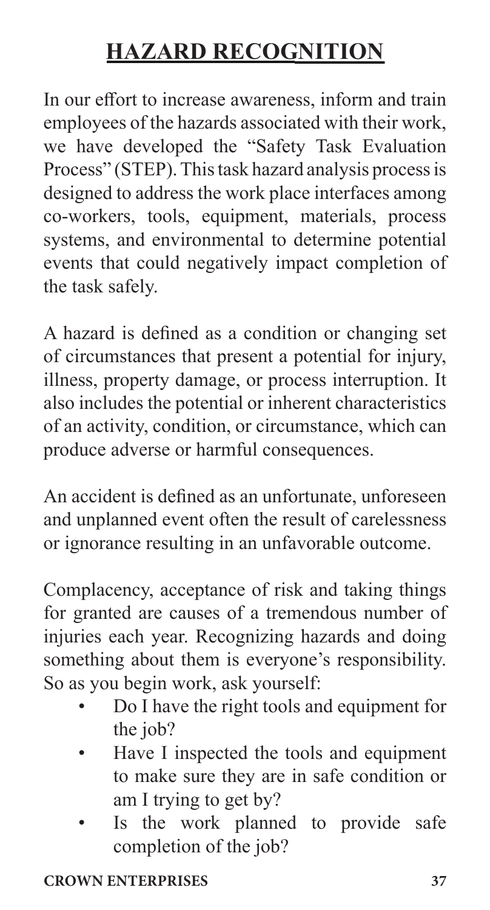# HAZARD RECOGNITION

In our effort to increase awareness, inform and train employees of the hazards associated with their work, we have developed the "Safety Task Evaluation Process" (STEP). This task hazard analysis process is designed to address the work place interfaces among co-workers, tools, equipment, materials, process systems, and environmental to determine potential events that could negatively impact completion of the task safely.

A hazard is defined as a condition or changing set of circumstances that present a potential for injury, illness, property damage, or process interruption. It also includes the potential or inherent characteristics of an activity, condition, or circumstance, which can produce adverse or harmful consequences.

An accident is defined as an unfortunate, unforeseen and unplanned event often the result of carelessness or ignorance resulting in an unfavorable outcome.

Complacency, acceptance of risk and taking things for granted are causes of a tremendous number of injuries each year. Recognizing hazards and doing something about them is everyone's responsibility. So as you begin work, ask yourself:

- Do I have the right tools and equipment for the job?
- Have I inspected the tools and equipment to make sure they are in safe condition or am I trying to get by?
- Is the work planned to provide safe completion of the job?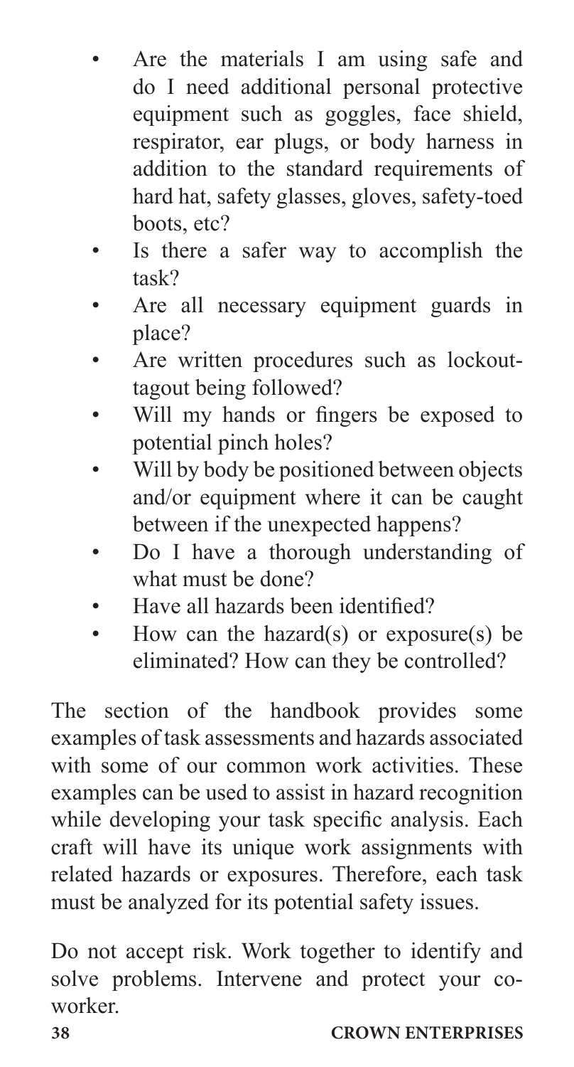- Are the materials I am using safe and do I need additional personal protective equipment such as goggles, face shield, respirator, ear plugs, or body harness in addition to the standard requirements of hard hat, safety glasses, gloves, safety-toed boots, etc?
- Is there a safer way to accomplish the task?
- Are all necessary equipment guards in place?
- Are written procedures such as lockout-tagout being followed?
- Will my hands or fingers be exposed to potential pinch holes?
- Will by body be positioned between objects and/or equipment where it can be caught between if the unexpected happens?
- Do I have a thorough understanding of what must be done?
- Have all hazards been identified?
- How can the hazard(s) or exposure(s) be eliminated? How can they be controlled?

The section of the handbook provides some examples of task assessments and hazards associated with some of our common work activities. These examples can be used to assist in hazard recognition while developing your task specific analysis. Each craft will have its unique work assignments with related hazards or exposures. Therefore, each task must be analyzed for its potential safety issues.

Do not accept risk. Work together to identify and solve problems. Intervene and protect your co-worker.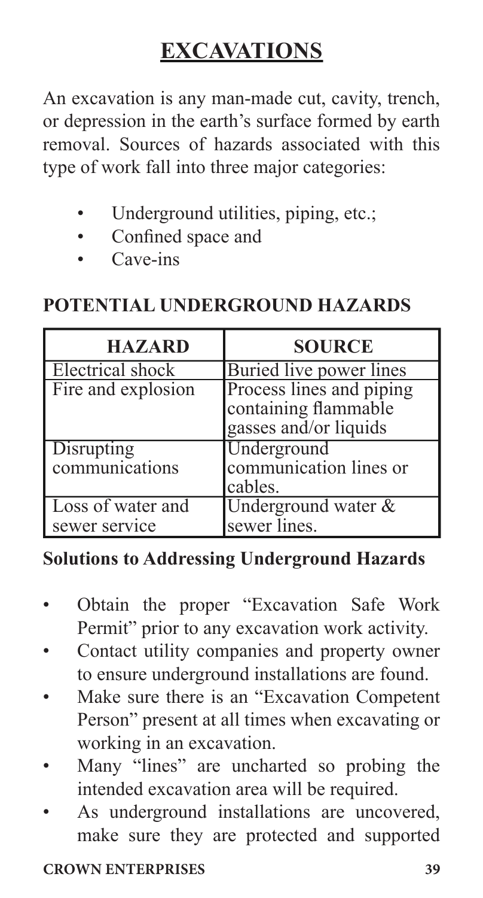# EXCAVATIONS

An excavation is any man-made cut, cavity, trench, or depression in the earth's surface formed by earth removal. Sources of hazards associated with this type of work fall into three major categories:

- Underground utilities, piping, etc.;
- Confined space and
- Cave-ins

## POTENTIAL UNDERGROUND HAZARDS

| HAZARD | SOURCE |
|---|---|
| Electrical shock | Buried live power lines |
| Fire and explosion | Process lines and piping containing flammable gasses and/or liquids |
| Disrupting communications | Underground communication lines or cables. |
| Loss of water and sewer service | Underground water & sewer lines. |

### Solutions to Addressing Underground Hazards

- Obtain the proper "Excavation Safe Work Permit" prior to any excavation work activity.
- Contact utility companies and property owner to ensure underground installations are found.
- Make sure there is an "Excavation Competent Person" present at all times when excavating or working in an excavation.
- Many "lines" are uncharted so probing the intended excavation area will be required.
- As underground installations are uncovered, make sure they are protected and supported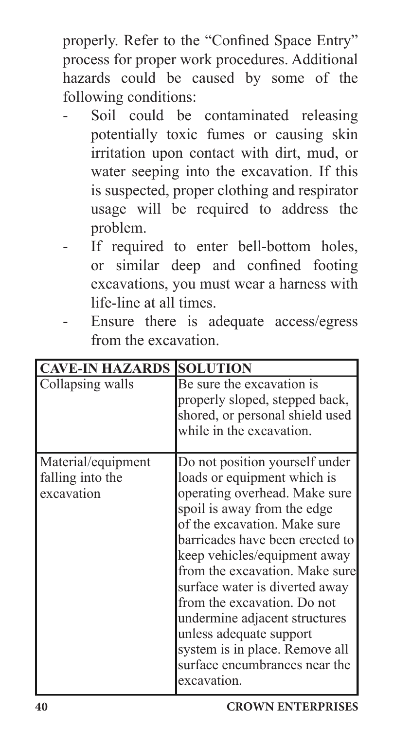properly. Refer to the "Confined Space Entry" process for proper work procedures. Additional hazards could be caused by some of the following conditions:

- Soil could be contaminated releasing potentially toxic fumes or causing skin irritation upon contact with dirt, mud, or water seeping into the excavation. If this is suspected, proper clothing and respirator usage will be required to address the problem.
- If required to enter bell-bottom holes, or similar deep and confined footing excavations, you must wear a harness with life-line at all times.
- Ensure there is adequate access/egress from the excavation.

| CAVE-IN HAZARDS | SOLUTION |
| --- | --- |
| Collapsing walls | Be sure the excavation is properly sloped, stepped back, shored, or personal shield used while in the excavation. |
| Material/equipment falling into the excavation | Do not position yourself under loads or equipment which is operating overhead. Make sure spoil is away from the edge of the excavation. Make sure barricades have been erected to keep vehicles/equipment away from the excavation. Make sure surface water is diverted away from the excavation. Do not undermine adjacent structures unless adequate support system is in place. Remove all surface encumbrances near the excavation. |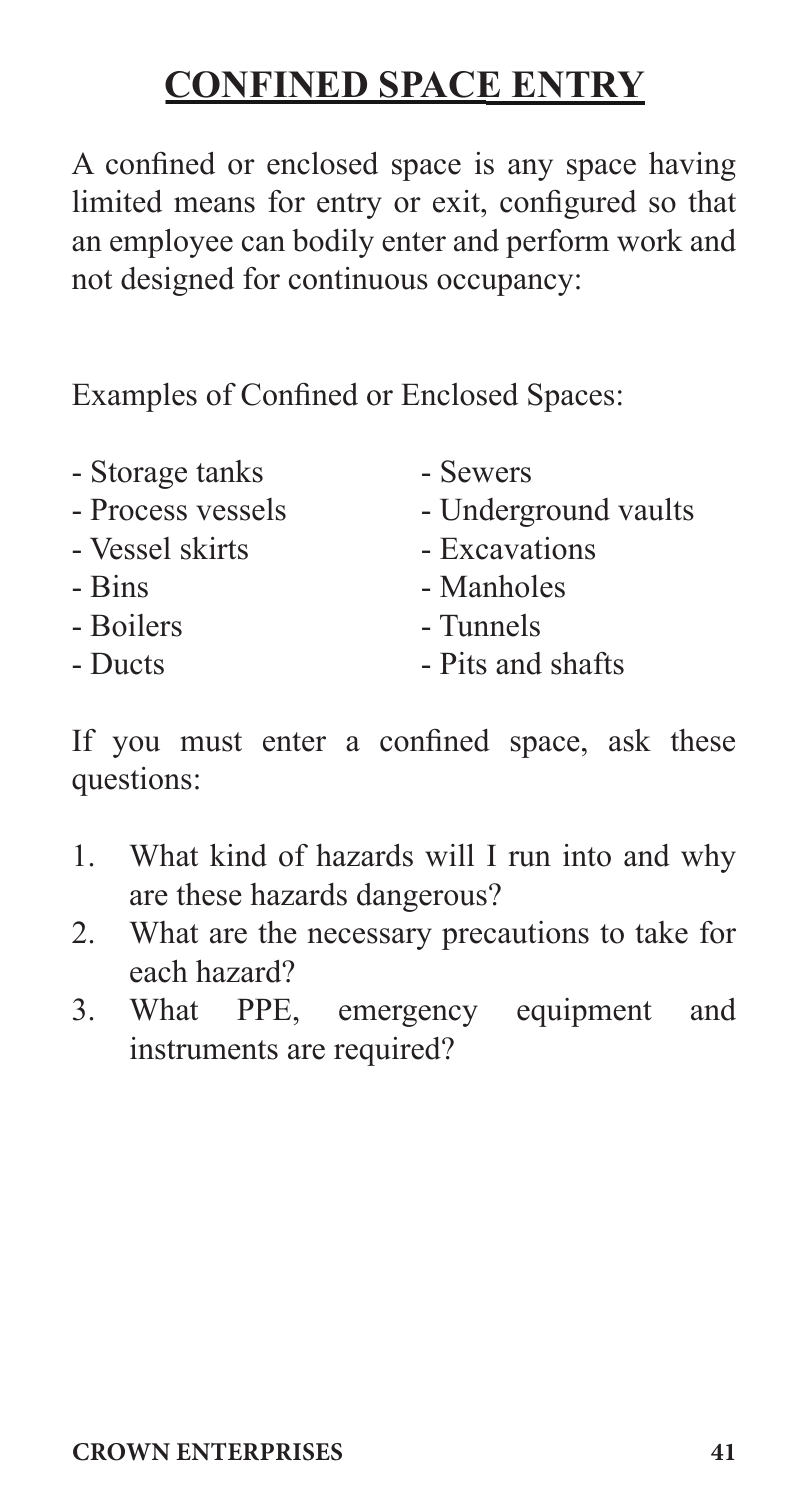# CONFINED SPACE ENTRY

A confined or enclosed space is any space having limited means for entry or exit, configured so that an employee can bodily enter and perform work and not designed for continuous occupancy:

Examples of Confined or Enclosed Spaces:

- Storage tanks
- Process vessels
- Vessel skirts
- Bins
- Boilers
- Ducts
- Sewers
- Underground vaults
- Excavations
- Manholes
- Tunnels
- Pits and shafts

If you must enter a confined space, ask these questions:

1. What kind of hazards will I run into and why are these hazards dangerous?
2. What are the necessary precautions to take for each hazard?
3. What PPE, emergency equipment and instruments are required?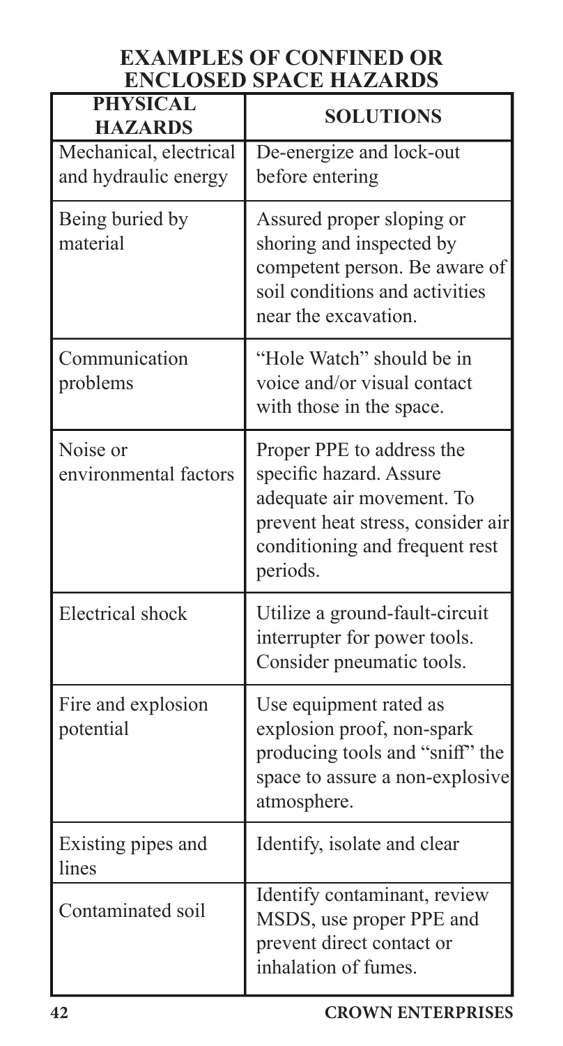## EXAMPLES OF CONFINED OR ENCLOSED SPACE HAZARDS

| PHYSICAL HAZARDS | SOLUTIONS |
|---|---|
| Mechanical, electrical and hydraulic energy | De-energize and lock-out before entering |
| Being buried by material | Assured proper sloping or shoring and inspected by competent person. Be aware of soil conditions and activities near the excavation. |
| Communication problems | "Hole Watch" should be in voice and/or visual contact with those in the space. |
| Noise or environmental factors | Proper PPE to address the specific hazard. Assure adequate air movement. To prevent heat stress, consider air conditioning and frequent rest periods. |
| Electrical shock | Utilize a ground-fault-circuit interrupter for power tools. Consider pneumatic tools. |
| Fire and explosion potential | Use equipment rated as explosion proof, non-spark producing tools and "sniff" the space to assure a non-explosive atmosphere. |
| Existing pipes and lines | Identify, isolate and clear |
| Contaminated soil | Identify contaminant, review MSDS, use proper PPE and prevent direct contact or inhalation of fumes. |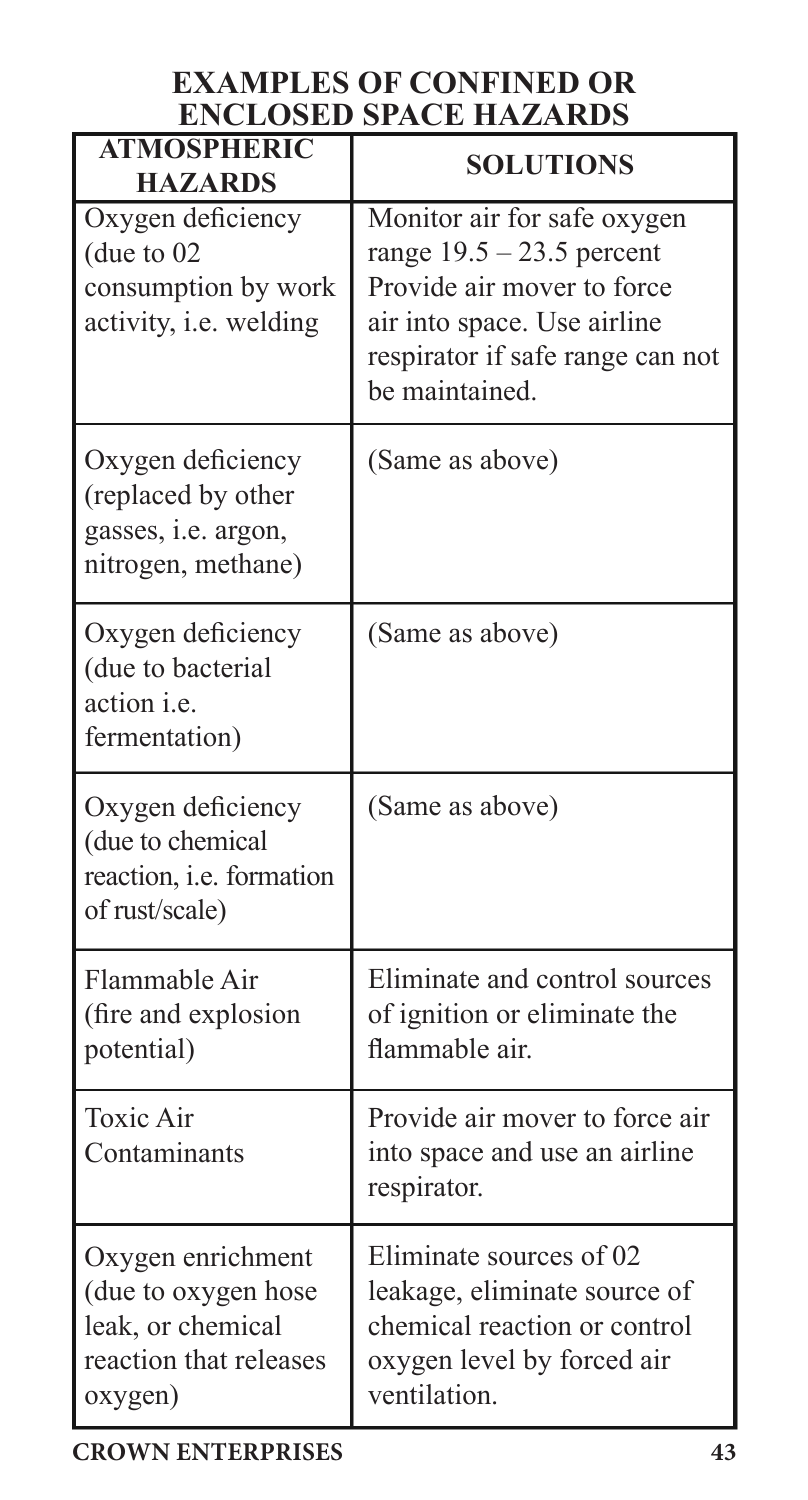# EXAMPLES OF CONFINED OR ENCLOSED SPACE HAZARDS

| ATMOSPHERIC HAZARDS | SOLUTIONS |
|---|---|
| Oxygen deficiency (due to 02 consumption by work activity, i.e. welding | Monitor air for safe oxygen range 19.5 – 23.5 percent Provide air mover to force air into space. Use airline respirator if safe range can not be maintained. |
| Oxygen deficiency (replaced by other gasses, i.e. argon, nitrogen, methane) | (Same as above) |
| Oxygen deficiency (due to bacterial action i.e. fermentation) | (Same as above) |
| Oxygen deficiency (due to chemical reaction, i.e. formation of rust/scale) | (Same as above) |
| Flammable Air (fire and explosion potential) | Eliminate and control sources of ignition or eliminate the flammable air. |
| Toxic Air Contaminants | Provide air mover to force air into space and use an airline respirator. |
| Oxygen enrichment (due to oxygen hose leak, or chemical reaction that releases oxygen) | Eliminate sources of 02 leakage, eliminate source of chemical reaction or control oxygen level by forced air ventilation. |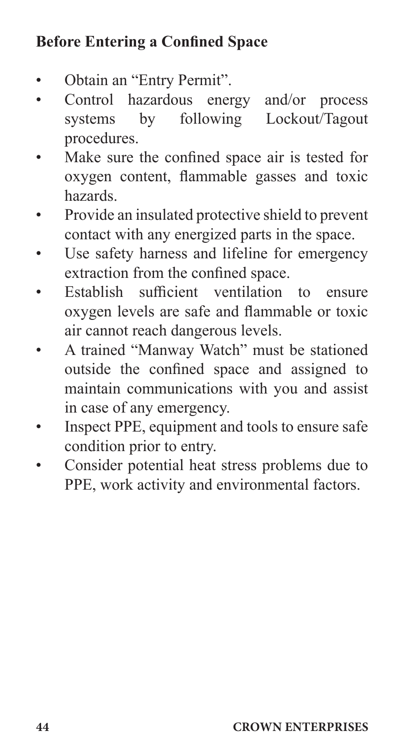### Before Entering a Confined Space

- Obtain an "Entry Permit".
- Control hazardous energy and/or process systems by following Lockout/Tagout procedures.
- Make sure the confined space air is tested for oxygen content, flammable gasses and toxic hazards.
- Provide an insulated protective shield to prevent contact with any energized parts in the space.
- Use safety harness and lifeline for emergency extraction from the confined space.
- Establish sufficient ventilation to ensure oxygen levels are safe and flammable or toxic air cannot reach dangerous levels.
- A trained "Manway Watch" must be stationed outside the confined space and assigned to maintain communications with you and assist in case of any emergency.
- Inspect PPE, equipment and tools to ensure safe condition prior to entry.
- Consider potential heat stress problems due to PPE, work activity and environmental factors.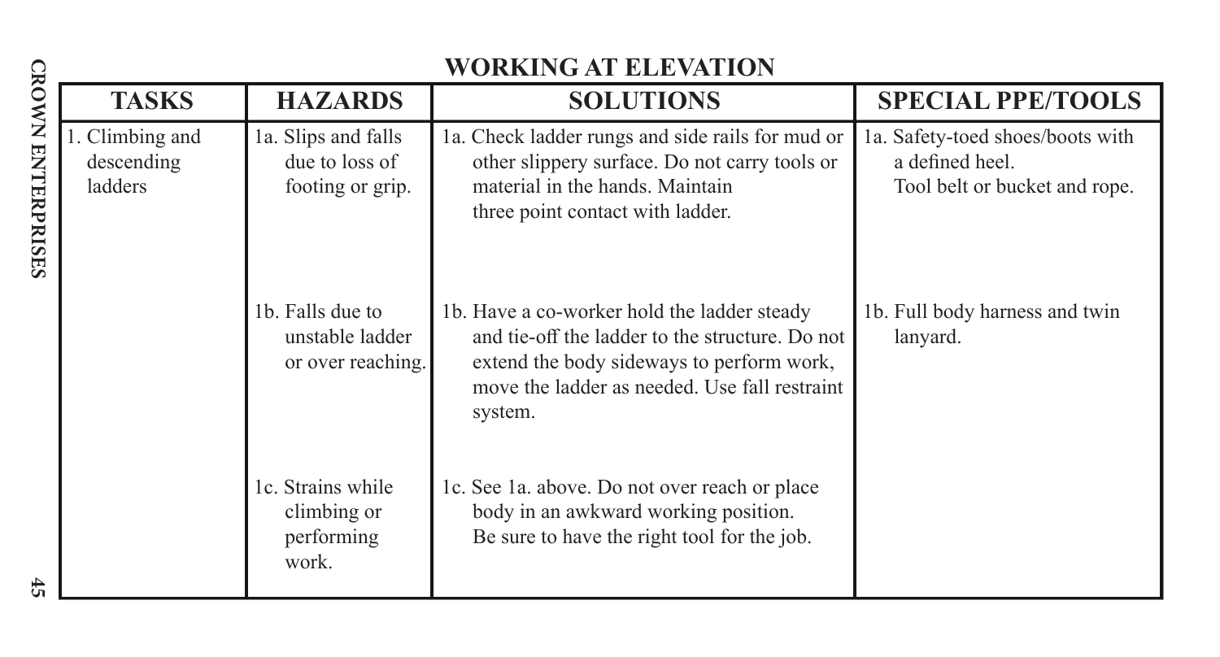## WORKING AT ELEVATION

| TASKS | HAZARDS | SOLUTIONS | SPECIAL PPE/TOOLS |
|---|---|---|---|
| 1. Climbing and descending ladders | 1a. Slips and falls due to loss of footing or grip. | 1a. Check ladder rungs and side rails for mud or other slippery surface. Do not carry tools or material in the hands. Maintain three point contact with ladder. | 1a. Safety-toed shoes/boots with a defined heel. Tool belt or bucket and rope. |
| | 1b. Falls due to unstable ladder or over reaching. | 1b. Have a co-worker hold the ladder steady and tie-off the ladder to the structure. Do not extend the body sideways to perform work, move the ladder as needed. Use fall restraint system. | 1b. Full body harness and twin lanyard. |
| | 1c. Strains while climbing or performing work. | 1c. See 1a. above. Do not over reach or place body in an awkward working position. Be sure to have the right tool for the job. | |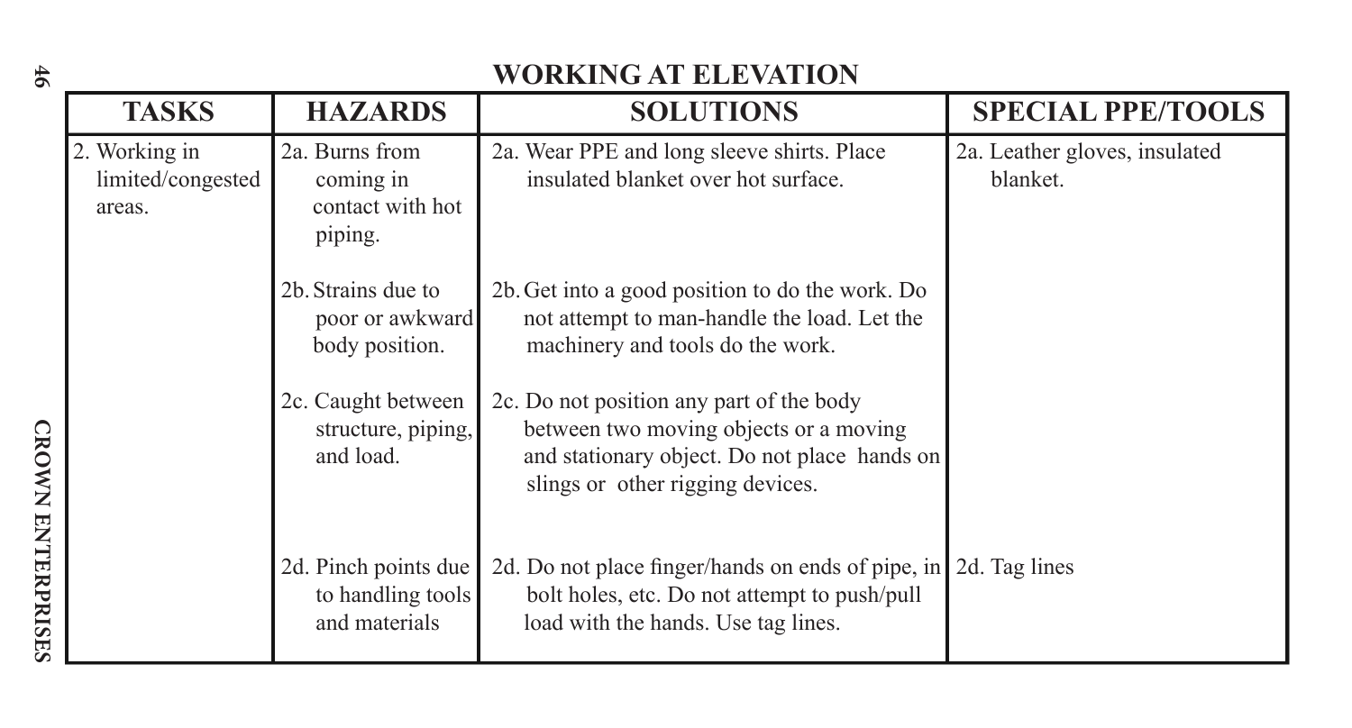## WORKING AT ELEVATION

| TASKS | HAZARDS | SOLUTIONS | SPECIAL PPE/TOOLS |
|---|---|---|---|
| 2. Working in limited/congested areas. | 2a. Burns from coming in contact with hot piping. | 2a. Wear PPE and long sleeve shirts. Place insulated blanket over hot surface. | 2a. Leather gloves, insulated blanket. |
| | 2b. Strains due to poor or awkward body position. | 2b. Get into a good position to do the work. Do not attempt to man-handle the load. Let the machinery and tools do the work. | |
| | 2c. Caught between structure, piping, and load. | 2c. Do not position any part of the body between two moving objects or a moving and stationary object. Do not place hands on slings or other rigging devices. | |
| | 2d. Pinch points due to handling tools and materials | 2d. Do not place finger/hands on ends of pipe, in bolt holes, etc. Do not attempt to push/pull load with the hands. Use tag lines. | 2d. Tag lines |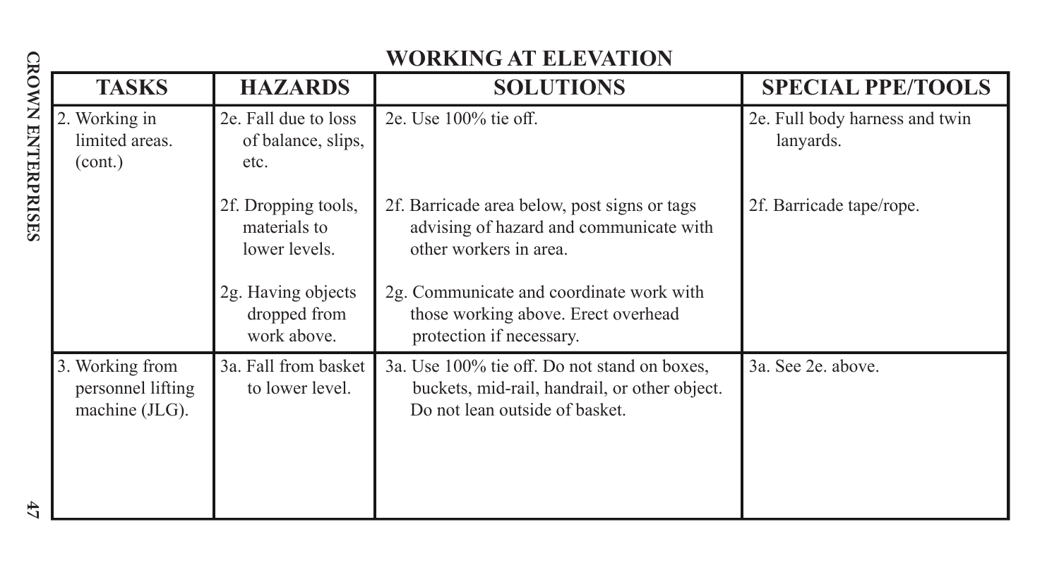## WORKING AT ELEVATION

| TASKS | HAZARDS | SOLUTIONS | SPECIAL PPE/TOOLS |
| --- | --- | --- | --- |
| 2. Working in limited areas. (cont.) | 2e. Fall due to loss of balance, slips, etc. | 2e. Use 100% tie off. | 2e. Full body harness and twin lanyards. |
| | 2f. Dropping tools, materials to lower levels. | 2f. Barricade area below, post signs or tags advising of hazard and communicate with other workers in area. | 2f. Barricade tape/rope. |
| | 2g. Having objects dropped from work above. | 2g. Communicate and coordinate work with those working above. Erect overhead protection if necessary. | |
| 3. Working from personnel lifting machine (JLG). | 3a. Fall from basket to lower level. | 3a. Use 100% tie off. Do not stand on boxes, buckets, mid-rail, handrail, or other object. Do not lean outside of basket. | 3a. See 2e. above. |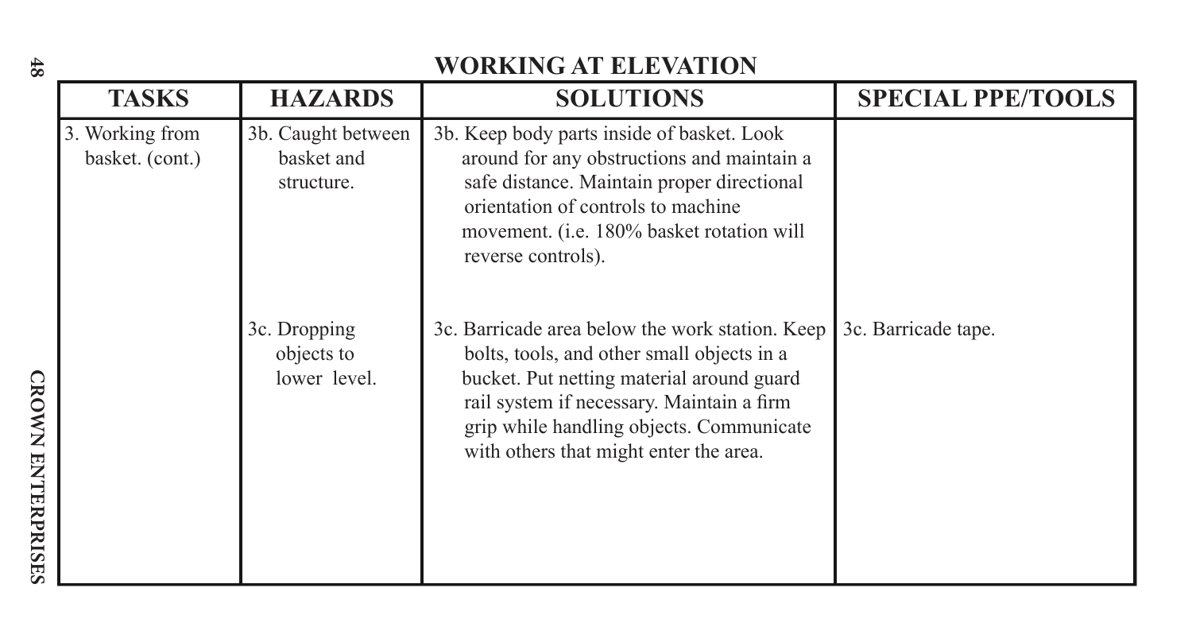## WORKING AT ELEVATION

| TASKS | HAZARDS | SOLUTIONS | SPECIAL PPE/TOOLS |
|---|---|---|---|
| 3. Working from basket. (cont.) | 3b. Caught between basket and structure. | 3b. Keep body parts inside of basket. Look around for any obstructions and maintain a safe distance. Maintain proper directional orientation of controls to machine movement. (i.e. 180% basket rotation will reverse controls). | |
| | 3c. Dropping objects to lower level. | 3c. Barricade area below the work station. Keep bolts, tools, and other small objects in a bucket. Put netting material around guard rail system if necessary. Maintain a firm grip while handling objects. Communicate with others that might enter the area. | 3c. Barricade tape. |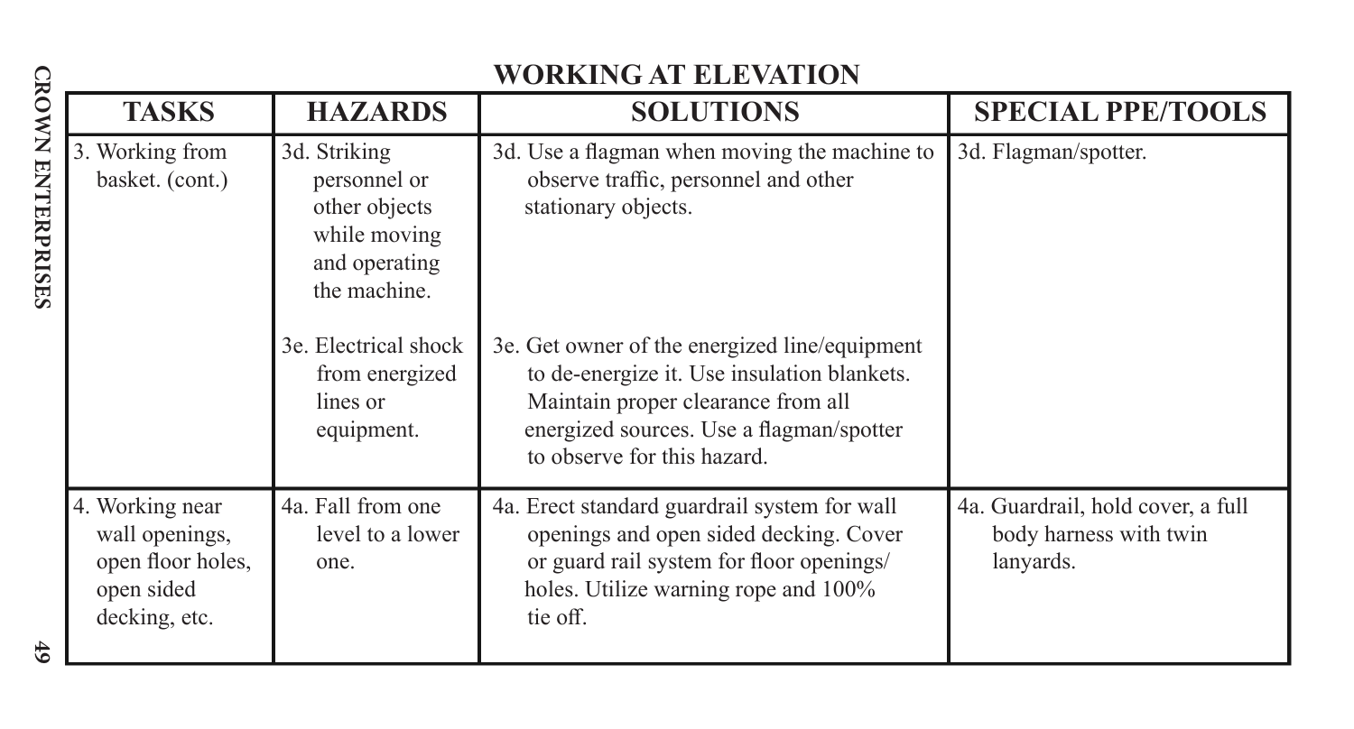## WORKING AT ELEVATION

| TASKS | HAZARDS | SOLUTIONS | SPECIAL PPE/TOOLS |
|---|---|---|---|
| 3. Working from basket. (cont.) | 3d. Striking personnel or other objects while moving and operating the machine. | 3d. Use a flagman when moving the machine to observe traffic, personnel and other stationary objects. | 3d. Flagman/spotter. |
| | 3e. Electrical shock from energized lines or equipment. | 3e. Get owner of the energized line/equipment to de-energize it. Use insulation blankets. Maintain proper clearance from all energized sources. Use a flagman/spotter to observe for this hazard. | |
| 4. Working near wall openings, open floor holes, open sided decking, etc. | 4a. Fall from one level to a lower one. | 4a. Erect standard guardrail system for wall openings and open sided decking. Cover or guard rail system for floor openings/holes. Utilize warning rope and 100% tie off. | 4a. Guardrail, hold cover, a full body harness with twin lanyards. |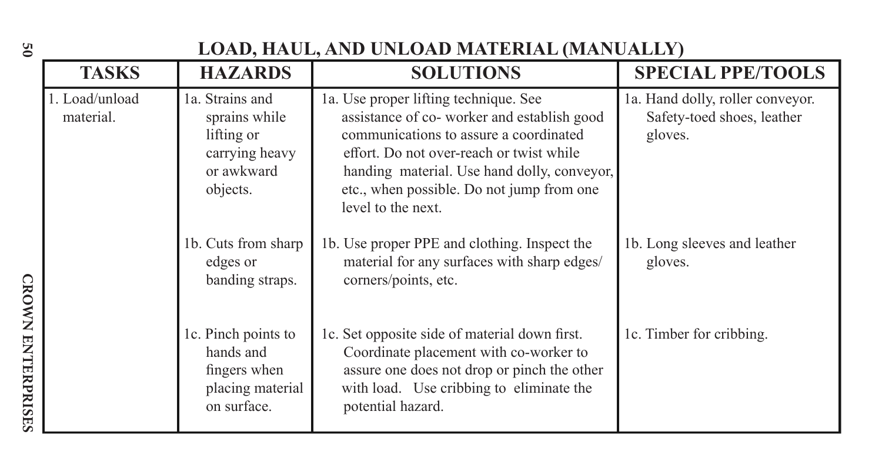## LOAD, HAUL, AND UNLOAD MATERIAL (MANUALLY)

| TASKS | HAZARDS | SOLUTIONS | SPECIAL PPE/TOOLS |
|---|---|---|---|
| 1. Load/unload material. | 1a. Strains and sprains while lifting or carrying heavy or awkward objects. | 1a. Use proper lifting technique. See assistance of co- worker and establish good communications to assure a coordinated effort. Do not over-reach or twist while handing material. Use hand dolly, conveyor, etc., when possible. Do not jump from one level to the next. | 1a. Hand dolly, roller conveyor. Safety-toed shoes, leather gloves. |
| | 1b. Cuts from sharp edges or banding straps. | 1b. Use proper PPE and clothing. Inspect the material for any surfaces with sharp edges/ corners/points, etc. | 1b. Long sleeves and leather gloves. |
| | 1c. Pinch points to hands and fingers when placing material on surface. | 1c. Set opposite side of material down first. Coordinate placement with co-worker to assure one does not drop or pinch the other with load. Use cribbing to eliminate the potential hazard. | 1c. Timber for cribbing. |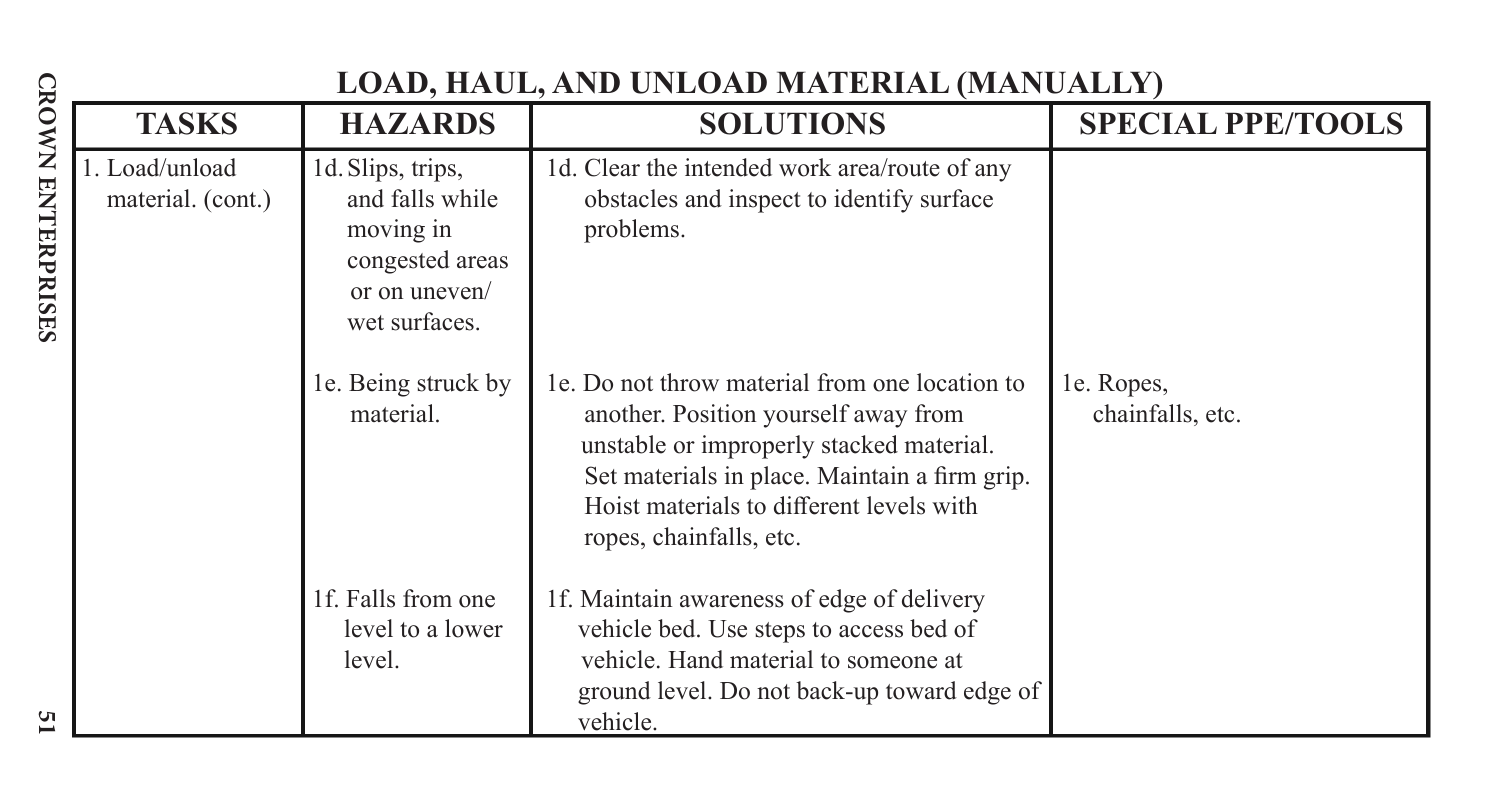## LOAD, HAUL, AND UNLOAD MATERIAL (MANUALLY)

| TASKS | HAZARDS | SOLUTIONS | SPECIAL PPE/TOOLS |
|---|---|---|---|
| 1. Load/unload material. (cont.) | 1d. Slips, trips, and falls while moving in congested areas or on uneven/wet surfaces. | 1d. Clear the intended work area/route of any obstacles and inspect to identify surface problems. | |
| | 1e. Being struck by material. | 1e. Do not throw material from one location to another. Position yourself away from unstable or improperly stacked material. Set materials in place. Maintain a firm grip. Hoist materials to different levels with ropes, chainfalls, etc. | 1e. Ropes, chainfalls, etc. |
| | 1f. Falls from one level to a lower level. | 1f. Maintain awareness of edge of delivery vehicle bed. Use steps to access bed of vehicle. Hand material to someone at ground level. Do not back-up toward edge of vehicle. | |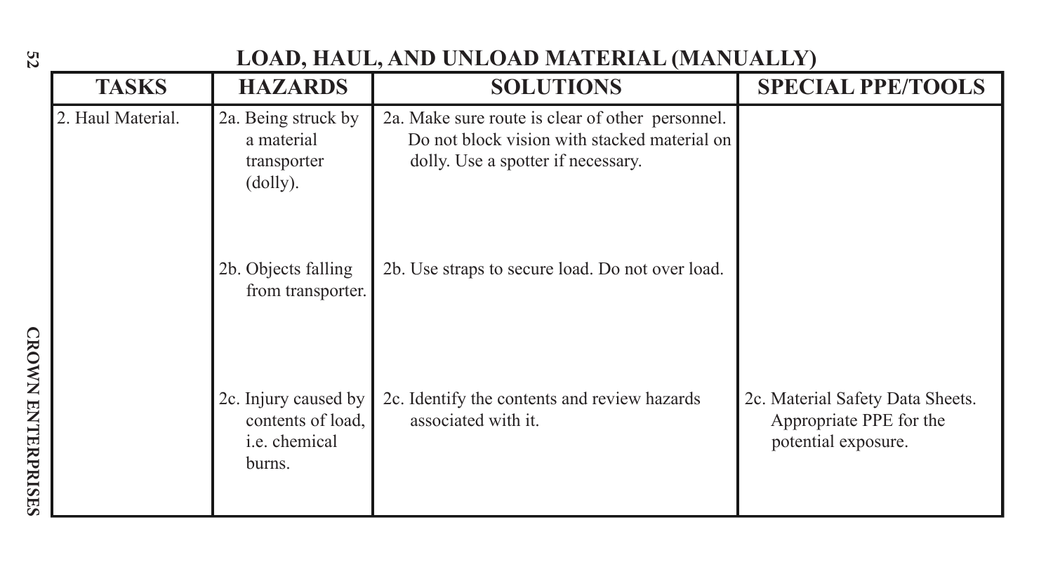# LOAD, HAUL, AND UNLOAD MATERIAL (MANUALLY)

| TASKS | HAZARDS | SOLUTIONS | SPECIAL PPE/TOOLS |
| --- | --- | --- | --- |
| 2. Haul Material. | 2a. Being struck by a material transporter (dolly). | 2a. Make sure route is clear of other personnel. Do not block vision with stacked material on dolly. Use a spotter if necessary. | |
| | 2b. Objects falling from transporter. | 2b. Use straps to secure load. Do not over load. | |
| | 2c. Injury caused by contents of load, i.e. chemical burns. | 2c. Identify the contents and review hazards associated with it. | 2c. Material Safety Data Sheets. Appropriate PPE for the potential exposure. |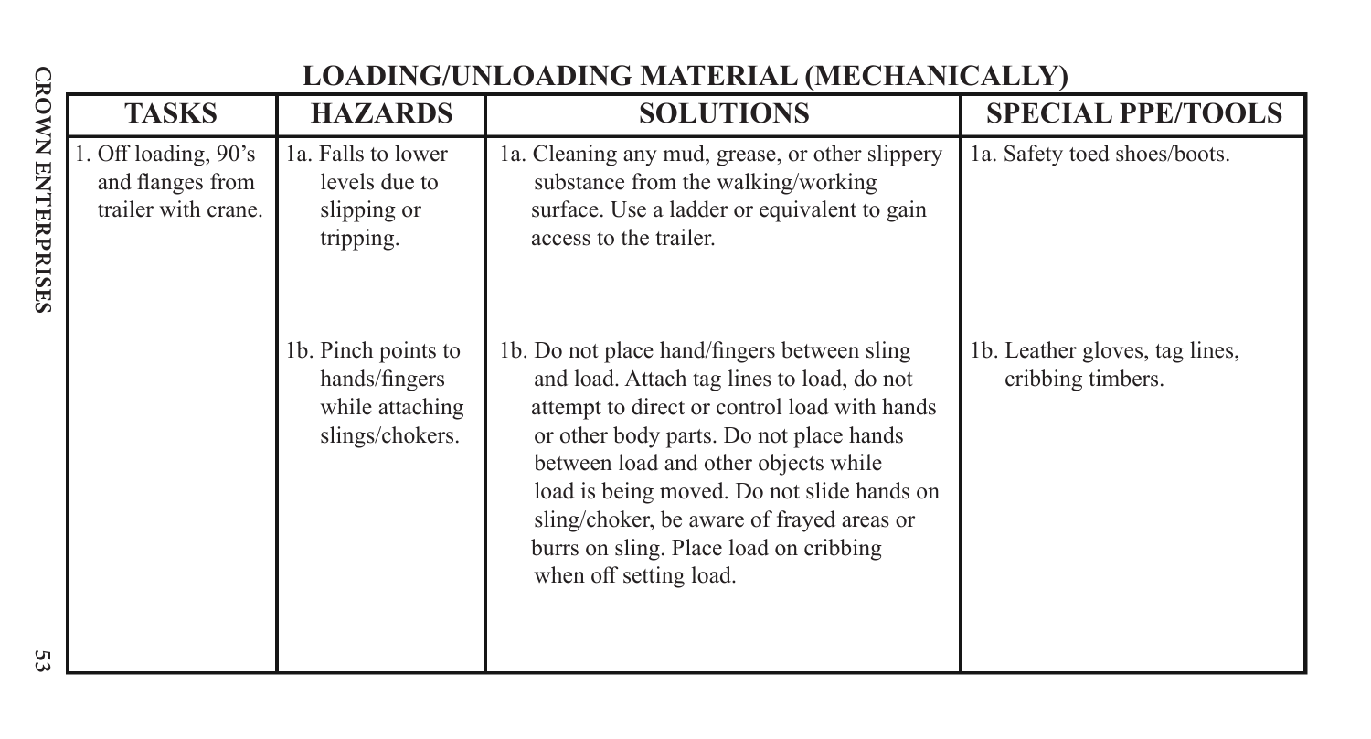## LOADING/UNLOADING MATERIAL (MECHANICALLY)

| TASKS | HAZARDS | SOLUTIONS | SPECIAL PPE/TOOLS |
|---|---|---|---|
| 1. Off loading, 90's and flanges from trailer with crane. | 1a. Falls to lower levels due to slipping or tripping. | 1a. Cleaning any mud, grease, or other slippery substance from the walking/working surface. Use a ladder or equivalent to gain access to the trailer. | 1a. Safety toed shoes/boots. |
| | 1b. Pinch points to hands/fingers while attaching slings/chokers. | 1b. Do not place hand/fingers between sling and load. Attach tag lines to load, do not attempt to direct or control load with hands or other body parts. Do not place hands between load and other objects while load is being moved. Do not slide hands on sling/choker, be aware of frayed areas or burrs on sling. Place load on cribbing when off setting load. | 1b. Leather gloves, tag lines, cribbing timbers. |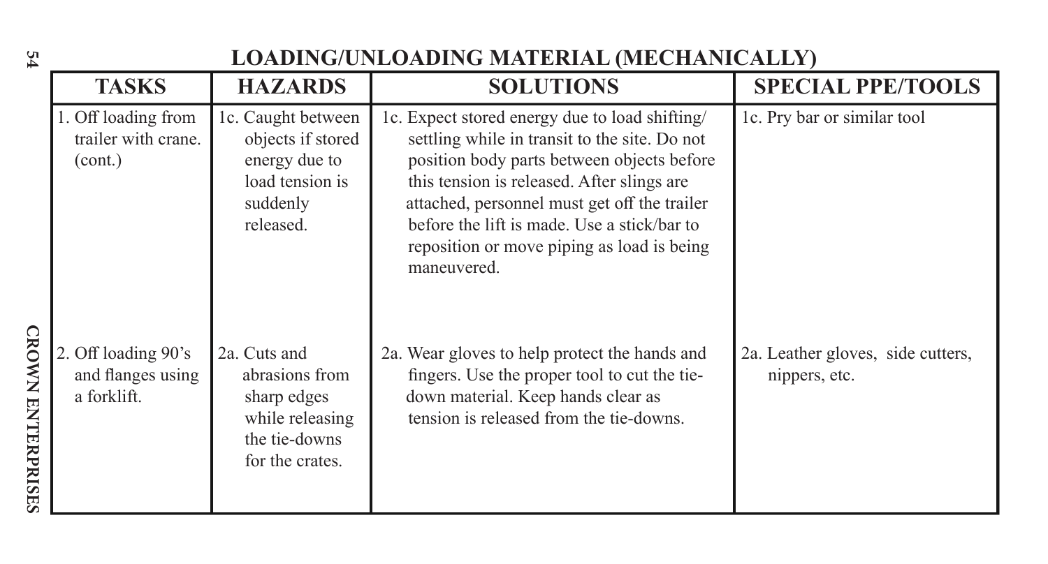# LOADING/UNLOADING MATERIAL (MECHANICALLY)

| TASKS | HAZARDS | SOLUTIONS | SPECIAL PPE/TOOLS |
|---|---|---|---|
| 1. Off loading from trailer with crane. (cont.) | 1c. Caught between objects if stored energy due to load tension is suddenly released. | 1c. Expect stored energy due to load shifting/settling while in transit to the site. Do not position body parts between objects before this tension is released. After slings are attached, personnel must get off the trailer before the lift is made. Use a stick/bar to reposition or move piping as load is being maneuvered. | 1c. Pry bar or similar tool |
| 2. Off loading 90's and flanges using a forklift. | 2a. Cuts and abrasions from sharp edges while releasing the tie-downs for the crates. | 2a. Wear gloves to help protect the hands and fingers. Use the proper tool to cut the tie-down material. Keep hands clear as tension is released from the tie-downs. | 2a. Leather gloves, side cutters, nippers, etc. |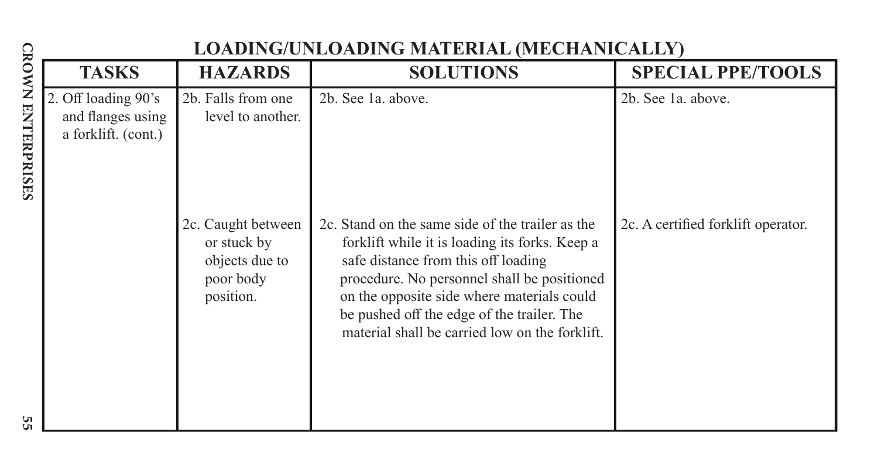## LOADING/UNLOADING MATERIAL (MECHANICALLY)

| TASKS | HAZARDS | SOLUTIONS | SPECIAL PPE/TOOLS |
|---|---|---|---|
| 2. Off loading 90's and flanges using a forklift. (cont.) | 2b. Falls from one level to another. | 2b. See 1a. above. | 2b. See 1a. above. |
| | 2c. Caught between or stuck by objects due to poor body position. | 2c. Stand on the same side of the trailer as the forklift while it is loading its forks. Keep a safe distance from this off loading procedure. No personnel shall be positioned on the opposite side where materials could be pushed off the edge of the trailer. The material shall be carried low on the forklift. | 2c. A certified forklift operator. |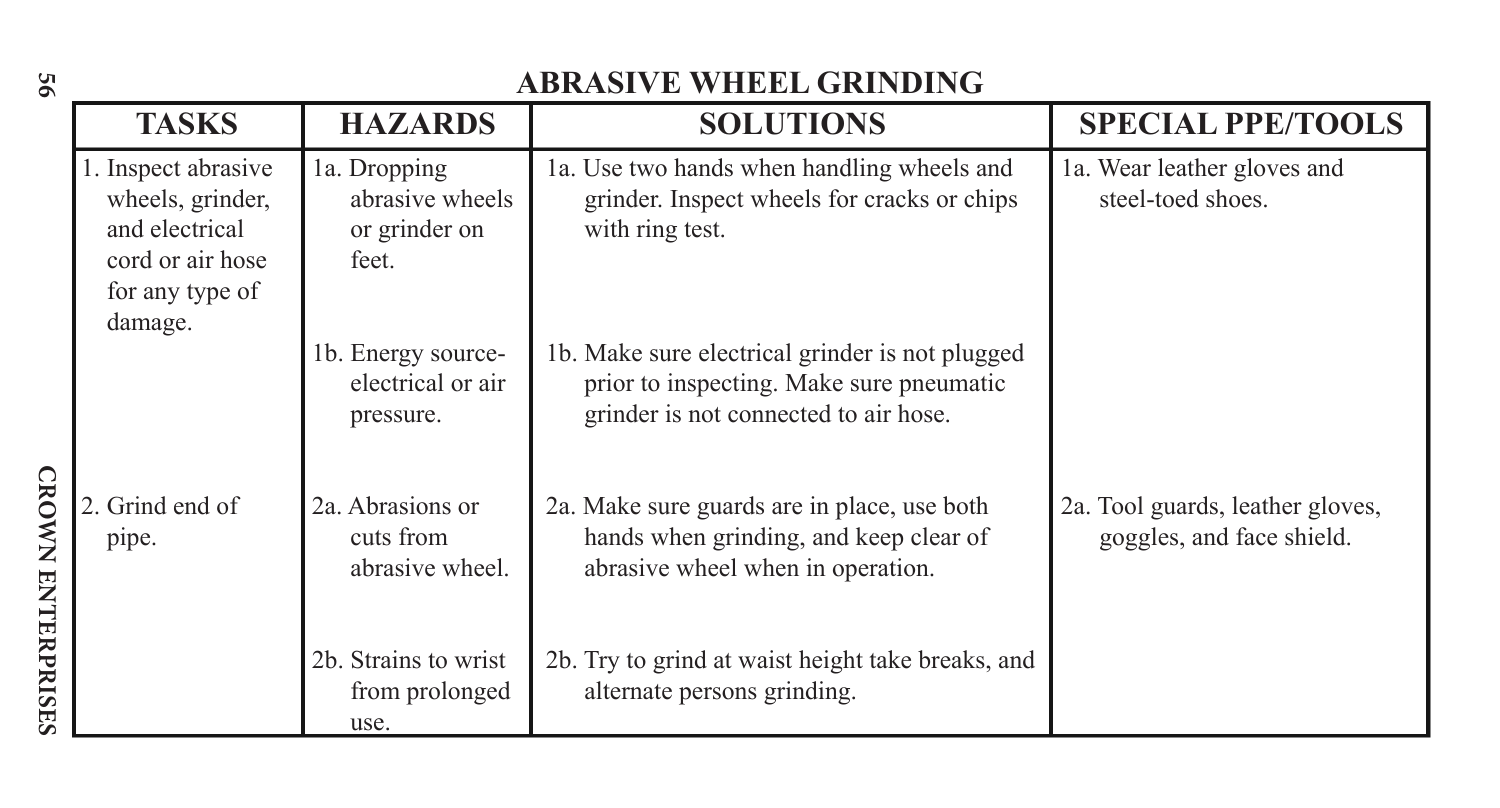# ABRASIVE WHEEL GRINDING

| TASKS | HAZARDS | SOLUTIONS | SPECIAL PPE/TOOLS |
| --- | --- | --- | --- |
| 1. Inspect abrasive wheels, grinder, and electrical cord or air hose for any type of damage. | 1a. Dropping abrasive wheels or grinder on feet. | 1a. Use two hands when handling wheels and grinder. Inspect wheels for cracks or chips with ring test. | 1a. Wear leather gloves and steel-toed shoes. |
| | 1b. Energy source-electrical or air pressure. | 1b. Make sure electrical grinder is not plugged prior to inspecting. Make sure pneumatic grinder is not connected to air hose. | |
| 2. Grind end of pipe. | 2a. Abrasions or cuts from abrasive wheel. | 2a. Make sure guards are in place, use both hands when grinding, and keep clear of abrasive wheel when in operation. | 2a. Tool guards, leather gloves, goggles, and face shield. |
| | 2b. Strains to wrist from prolonged use. | 2b. Try to grind at waist height take breaks, and alternate persons grinding. | |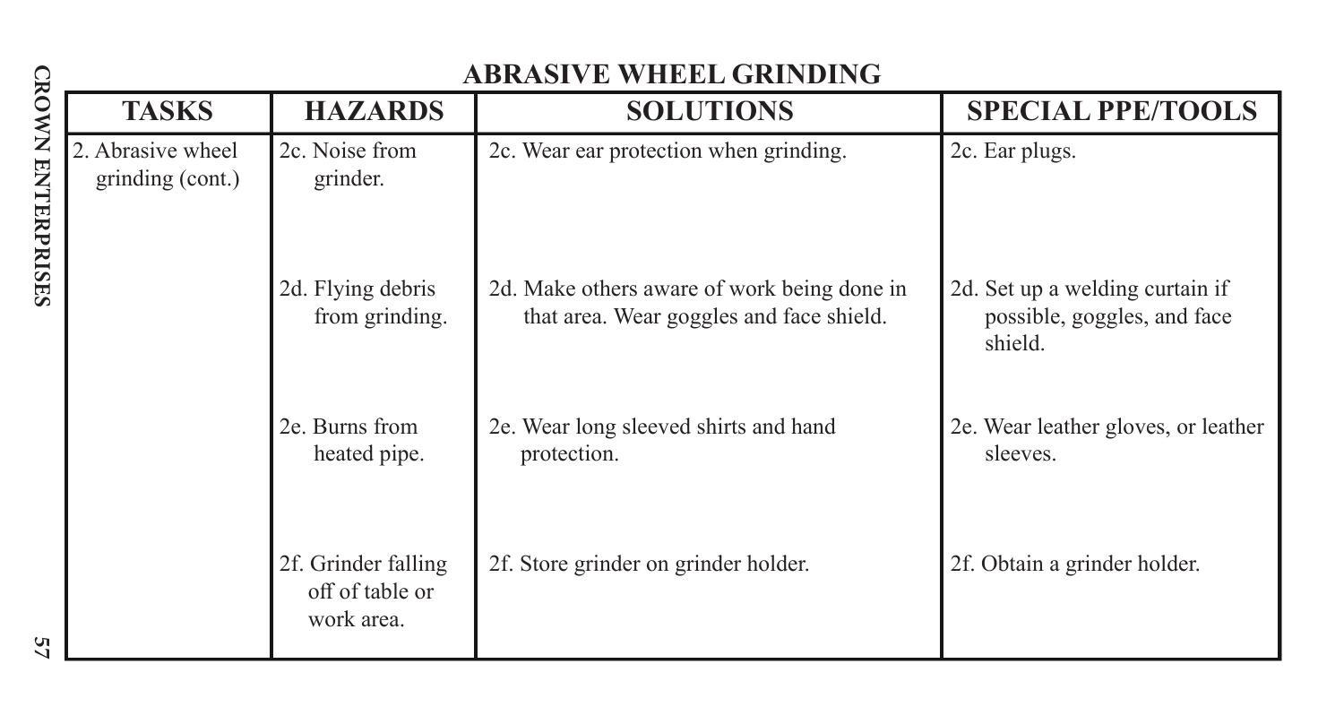## ABRASIVE WHEEL GRINDING

| TASKS | HAZARDS | SOLUTIONS | SPECIAL PPE/TOOLS |
|---|---|---|---|
| 2. Abrasive wheel grinding (cont.) | 2c. Noise from grinder. | 2c. Wear ear protection when grinding. | 2c. Ear plugs. |
| | 2d. Flying debris from grinding. | 2d. Make others aware of work being done in that area. Wear goggles and face shield. | 2d. Set up a welding curtain if possible, goggles, and face shield. |
| | 2e. Burns from heated pipe. | 2e. Wear long sleeved shirts and hand protection. | 2e. Wear leather gloves, or leather sleeves. |
| | 2f. Grinder falling off of table or work area. | 2f. Store grinder on grinder holder. | 2f. Obtain a grinder holder. |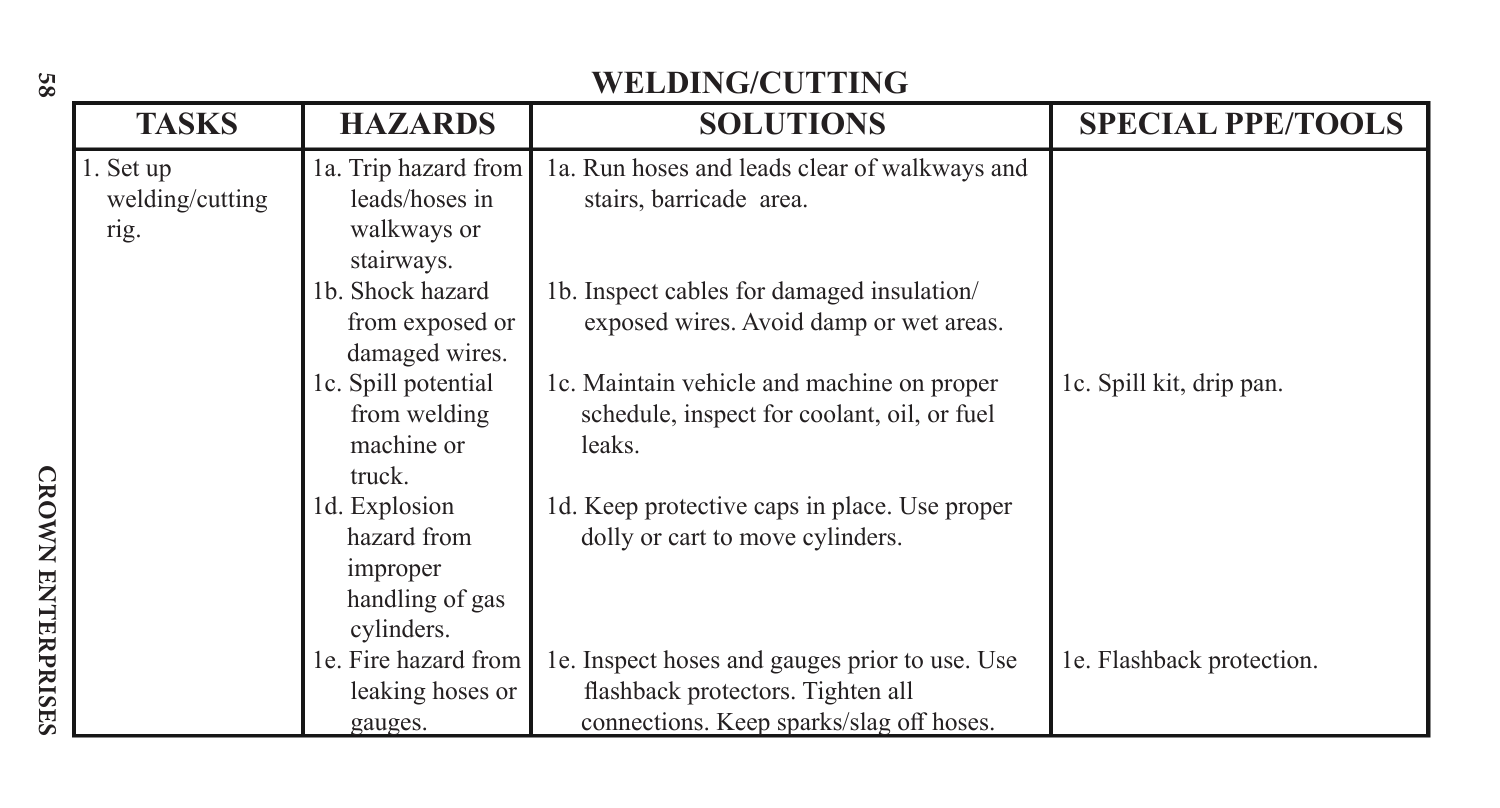# WELDING/CUTTING

| TASKS | HAZARDS | SOLUTIONS | SPECIAL PPE/TOOLS |
|---|---|---|---|
| 1. Set up welding/cutting rig. | 1a. Trip hazard from leads/hoses in walkways or stairways. | 1a. Run hoses and leads clear of walkways and stairs, barricade area. | |
| | 1b. Shock hazard from exposed or damaged wires. | 1b. Inspect cables for damaged insulation/ exposed wires. Avoid damp or wet areas. | |
| | 1c. Spill potential from welding machine or truck. | 1c. Maintain vehicle and machine on proper schedule, inspect for coolant, oil, or fuel leaks. | 1c. Spill kit, drip pan. |
| | 1d. Explosion hazard from improper handling of gas cylinders. | 1d. Keep protective caps in place. Use proper dolly or cart to move cylinders. | |
| | 1e. Fire hazard from leaking hoses or gauges. | 1e. Inspect hoses and gauges prior to use. Use flashback protectors. Tighten all connections. Keep sparks/slag off hoses. | 1e. Flashback protection. |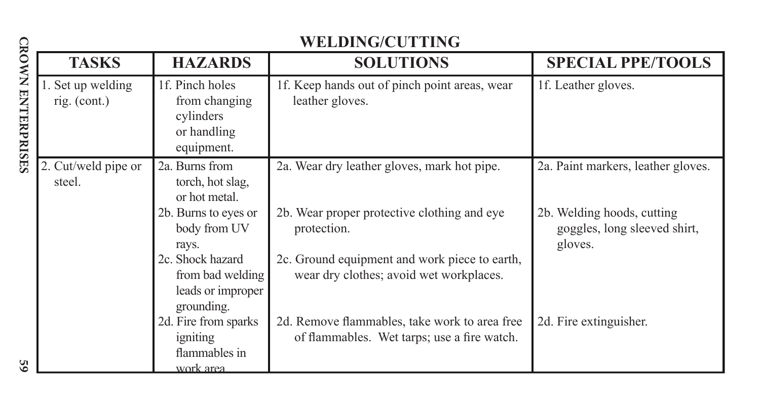## WELDING/CUTTING

| TASKS | HAZARDS | SOLUTIONS | SPECIAL PPE/TOOLS |
|---|---|---|---|
| 1. Set up welding rig. (cont.) | 1f. Pinch holes from changing cylinders or handling equipment. | 1f. Keep hands out of pinch point areas, wear leather gloves. | 1f. Leather gloves. |
| 2. Cut/weld pipe or steel. | 2a. Burns from torch, hot slag, or hot metal. | 2a. Wear dry leather gloves, mark hot pipe. | 2a. Paint markers, leather gloves. |
| | 2b. Burns to eyes or body from UV rays. | 2b. Wear proper protective clothing and eye protection. | 2b. Welding hoods, cutting goggles, long sleeved shirt, gloves. |
| | 2c. Shock hazard from bad welding leads or improper grounding. | 2c. Ground equipment and work piece to earth, wear dry clothes; avoid wet workplaces. | |
| | 2d. Fire from sparks igniting flammables in work area. | 2d. Remove flammables, take work to area free of flammables. Wet tarps; use a fire watch. | 2d. Fire extinguisher. |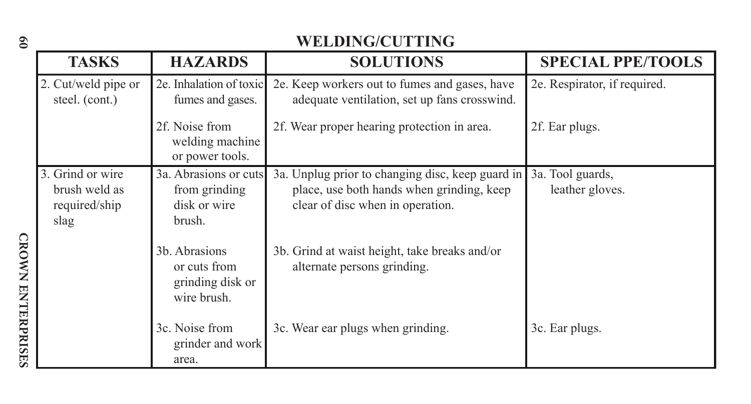# WELDING/CUTTING

| TASKS | HAZARDS | SOLUTIONS | SPECIAL PPE/TOOLS |
| --- | --- | --- | --- |
| 2. Cut/weld pipe or steel. (cont.) | 2e. Inhalation of toxic fumes and gases. | 2e. Keep workers out to fumes and gases, have adequate ventilation, set up fans crosswind. | 2e. Respirator, if required. |
| | 2f. Noise from welding machine or power tools. | 2f. Wear proper hearing protection in area. | 2f. Ear plugs. |
| 3. Grind or wire brush weld as required/ship slag | 3a. Abrasions or cuts from grinding disk or wire brush. | 3a. Unplug prior to changing disc, keep guard in place, use both hands when grinding, keep clear of disc when in operation. | 3a. Tool guards, leather gloves. |
| | 3b. Abrasions or cuts from grinding disk or wire brush. | 3b. Grind at waist height, take breaks and/or alternate persons grinding. | |
| | 3c. Noise from grinder and work area. | 3c. Wear ear plugs when grinding. | 3c. Ear plugs. |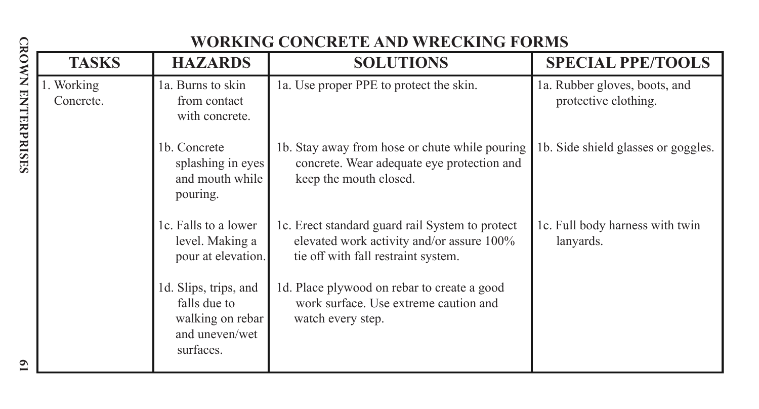## WORKING CONCRETE AND WRECKING FORMS

| TASKS | HAZARDS | SOLUTIONS | SPECIAL PPE/TOOLS |
|---|---|---|---|
| 1. Working Concrete. | 1a. Burns to skin from contact with concrete. | 1a. Use proper PPE to protect the skin. | 1a. Rubber gloves, boots, and protective clothing. |
| | 1b. Concrete splashing in eyes and mouth while pouring. | 1b. Stay away from hose or chute while pouring concrete. Wear adequate eye protection and keep the mouth closed. | 1b. Side shield glasses or goggles. |
| | 1c. Falls to a lower level. Making a pour at elevation. | 1c. Erect standard guard rail System to protect elevated work activity and/or assure 100% tie off with fall restraint system. | 1c. Full body harness with twin lanyards. |
| | 1d. Slips, trips, and falls due to walking on rebar and uneven/wet surfaces. | 1d. Place plywood on rebar to create a good work surface. Use extreme caution and watch every step. | |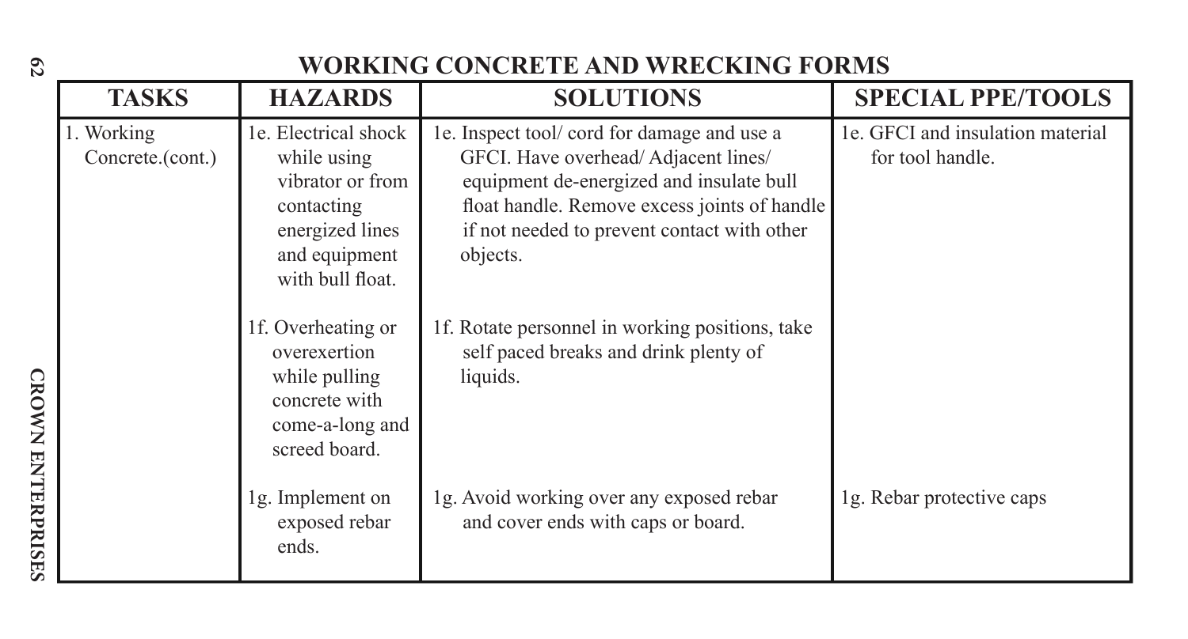## WORKING CONCRETE AND WRECKING FORMS

| TASKS | HAZARDS | SOLUTIONS | SPECIAL PPE/TOOLS |
|---|---|---|---|
| 1. Working Concrete.(cont.) | 1e. Electrical shock while using vibrator or from contacting energized lines and equipment with bull float. | 1e. Inspect tool/ cord for damage and use a GFCI. Have overhead/ Adjacent lines/ equipment de-energized and insulate bull float handle. Remove excess joints of handle if not needed to prevent contact with other objects. | 1e. GFCI and insulation material for tool handle. |
| | 1f. Overheating or overexertion while pulling concrete with come-a-long and screed board. | 1f. Rotate personnel in working positions, take self paced breaks and drink plenty of liquids. | |
| | 1g. Implement on exposed rebar ends. | 1g. Avoid working over any exposed rebar and cover ends with caps or board. | 1g. Rebar protective caps |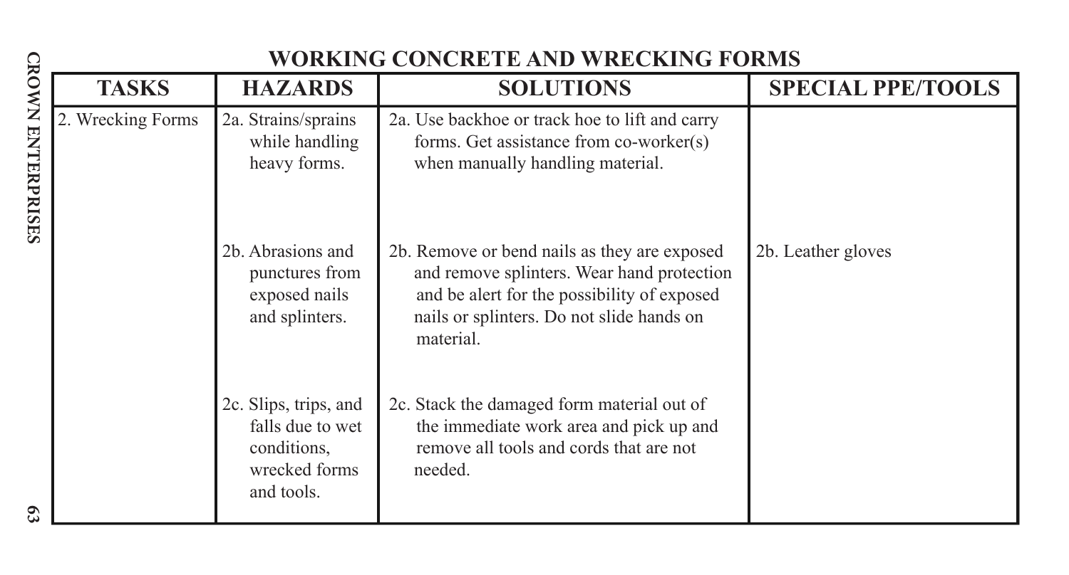## WORKING CONCRETE AND WRECKING FORMS

| TASKS | HAZARDS | SOLUTIONS | SPECIAL PPE/TOOLS |
|---|---|---|---|
| 2. Wrecking Forms | 2a. Strains/sprains while handling heavy forms. | 2a. Use backhoe or track hoe to lift and carry forms. Get assistance from co-worker(s) when manually handling material. | |
| | 2b. Abrasions and punctures from exposed nails and splinters. | 2b. Remove or bend nails as they are exposed and remove splinters. Wear hand protection and be alert for the possibility of exposed nails or splinters. Do not slide hands on material. | 2b. Leather gloves |
| | 2c. Slips, trips, and falls due to wet conditions, wrecked forms and tools. | 2c. Stack the damaged form material out of the immediate work area and pick up and remove all tools and cords that are not needed. | |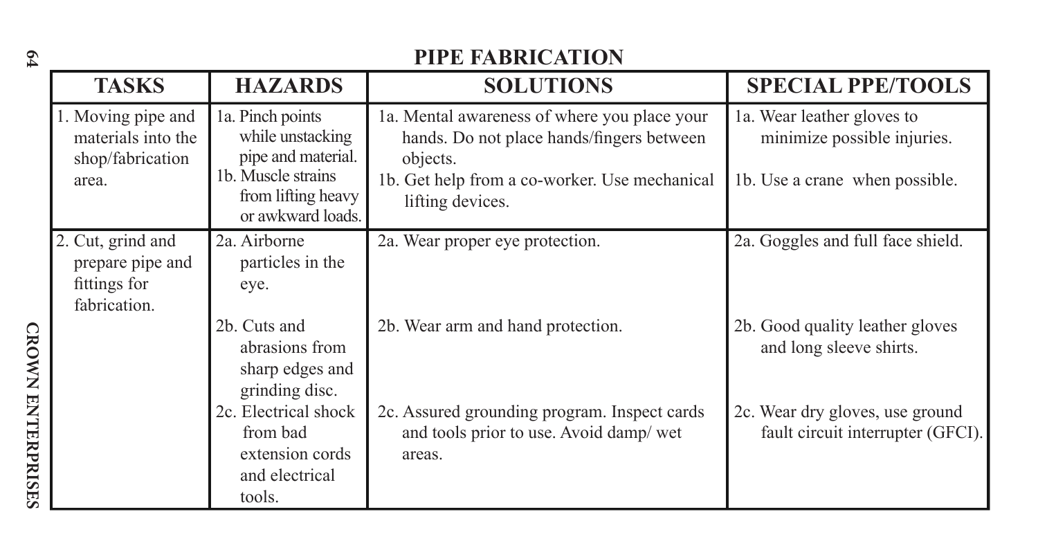# PIPE FABRICATION

| TASKS | HAZARDS | SOLUTIONS | SPECIAL PPE/TOOLS |
|---|---|---|---|
| 1. Moving pipe and materials into the shop/fabrication area. | 1a. Pinch points while unstacking pipe and material.<br>1b. Muscle strains from lifting heavy or awkward loads. | 1a. Mental awareness of where you place your hands. Do not place hands/fingers between objects.<br>1b. Get help from a co-worker. Use mechanical lifting devices. | 1a. Wear leather gloves to minimize possible injuries.<br>1b. Use a crane when possible. |
| 2. Cut, grind and prepare pipe and fittings for fabrication. | 2a. Airborne particles in the eye. | 2a. Wear proper eye protection. | 2a. Goggles and full face shield. |
| | 2b. Cuts and abrasions from sharp edges and grinding disc. | 2b. Wear arm and hand protection. | 2b. Good quality leather gloves and long sleeve shirts. |
| | 2c. Electrical shock from bad extension cords and electrical tools. | 2c. Assured grounding program. Inspect cards and tools prior to use. Avoid damp/ wet areas. | 2c. Wear dry gloves, use ground fault circuit interrupter (GFCI). |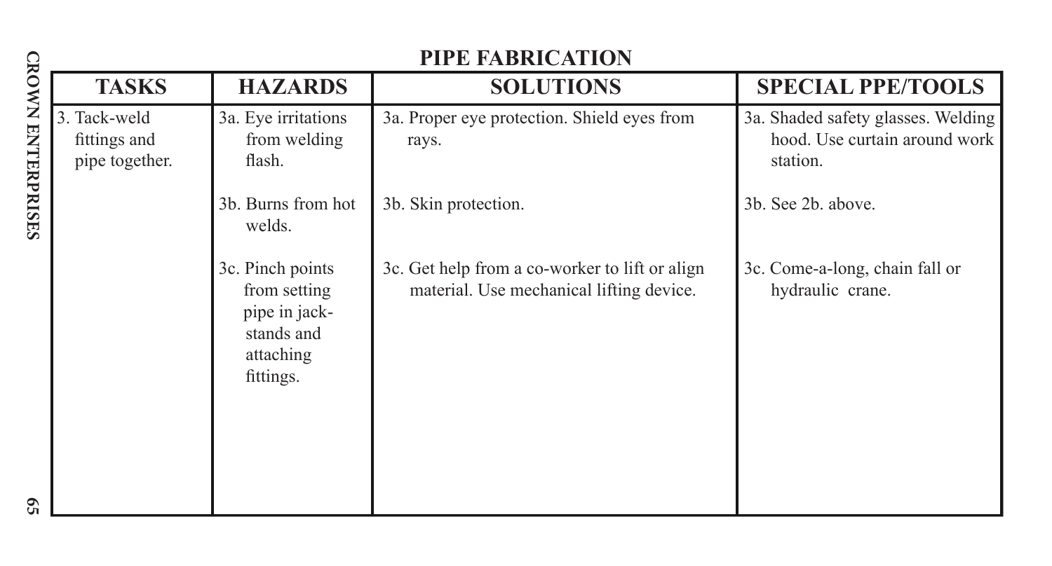## PIPE FABRICATION

| TASKS | HAZARDS | SOLUTIONS | SPECIAL PPE/TOOLS |
|---|---|---|---|
| 3. Tack-weld fittings and pipe together. | 3a. Eye irritations from welding flash. | 3a. Proper eye protection. Shield eyes from rays. | 3a. Shaded safety glasses. Welding hood. Use curtain around work station. |
| | 3b. Burns from hot welds. | 3b. Skin protection. | 3b. See 2b. above. |
| | 3c. Pinch points from setting pipe in jack-stands and attaching fittings. | 3c. Get help from a co-worker to lift or align material. Use mechanical lifting device. | 3c. Come-a-long, chain fall or hydraulic crane. |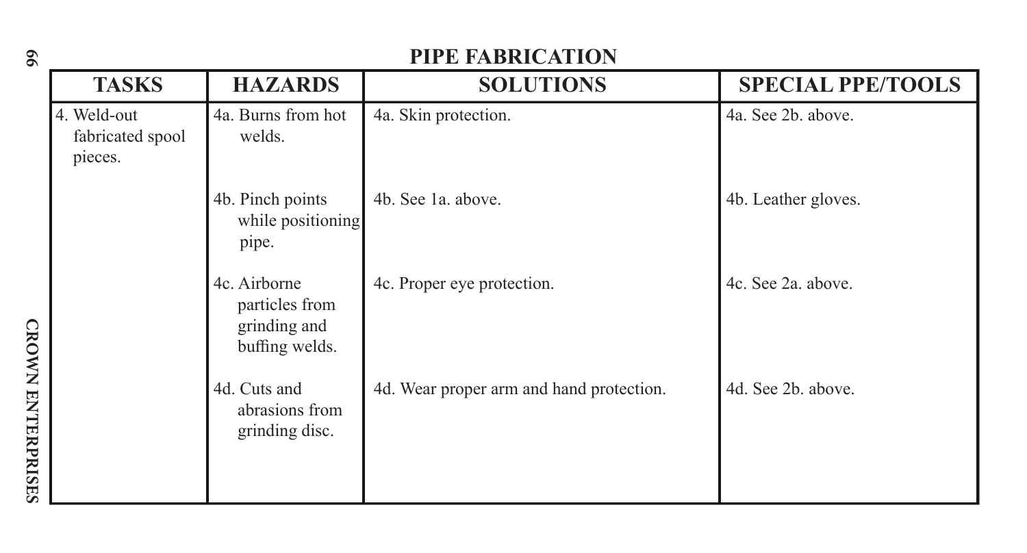# PIPE FABRICATION

| TASKS | HAZARDS | SOLUTIONS | SPECIAL PPE/TOOLS |
|---|---|---|---|
| 4. Weld-out fabricated spool pieces. | 4a. Burns from hot welds. | 4a. Skin protection. | 4a. See 2b. above. |
| | 4b. Pinch points while positioning pipe. | 4b. See 1a. above. | 4b. Leather gloves. |
| | 4c. Airborne particles from grinding and buffing welds. | 4c. Proper eye protection. | 4c. See 2a. above. |
| | 4d. Cuts and abrasions from grinding disc. | 4d. Wear proper arm and hand protection. | 4d. See 2b. above. |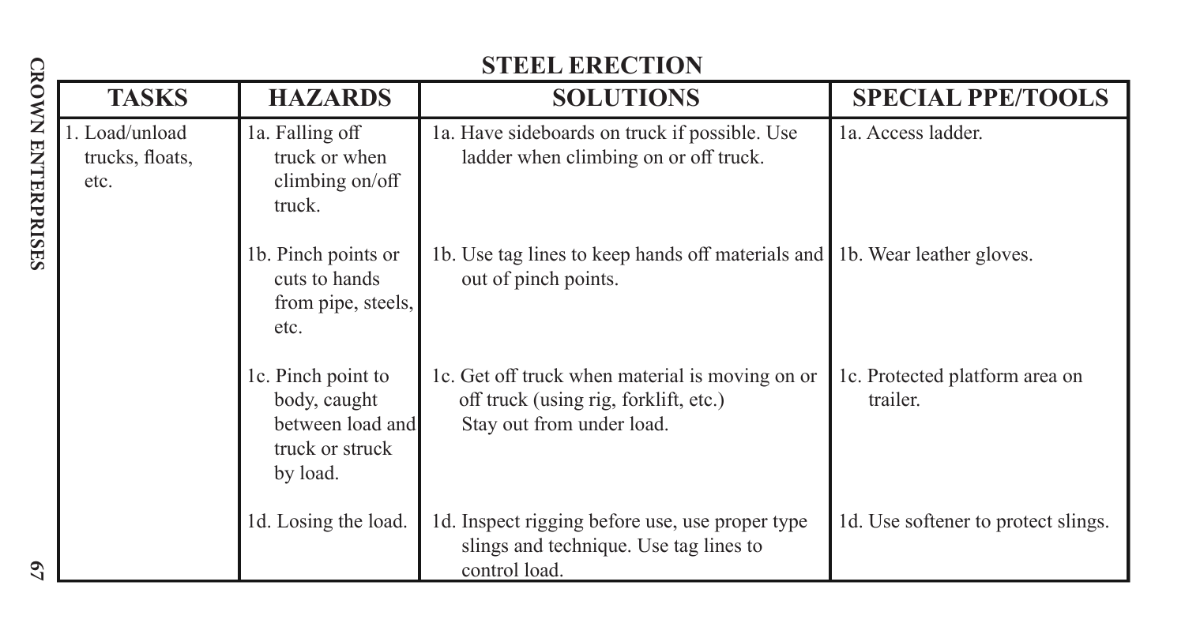## STEEL ERECTION

| TASKS | HAZARDS | SOLUTIONS | SPECIAL PPE/TOOLS |
|---|---|---|---|
| 1. Load/unload trucks, floats, etc. | 1a. Falling off truck or when climbing on/off truck. | 1a. Have sideboards on truck if possible. Use ladder when climbing on or off truck. | 1a. Access ladder. |
| | 1b. Pinch points or cuts to hands from pipe, steels, etc. | 1b. Use tag lines to keep hands off materials and out of pinch points. | 1b. Wear leather gloves. |
| | 1c. Pinch point to body, caught between load and truck or struck by load. | 1c. Get off truck when material is moving on or off truck (using rig, forklift, etc.) Stay out from under load. | 1c. Protected platform area on trailer. |
| | 1d. Losing the load. | 1d. Inspect rigging before use, use proper type slings and technique. Use tag lines to control load. | 1d. Use softener to protect slings. |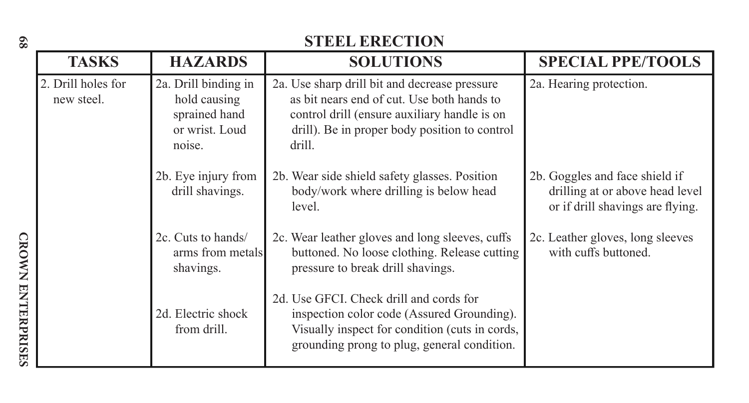# STEEL ERECTION

| TASKS | HAZARDS | SOLUTIONS | SPECIAL PPE/TOOLS |
|---|---|---|---|
| 2. Drill holes for new steel. | 2a. Drill binding in hold causing sprained hand or wrist. Loud noise. | 2a. Use sharp drill bit and decrease pressure as bit nears end of cut. Use both hands to control drill (ensure auxiliary handle is on drill). Be in proper body position to control drill. | 2a. Hearing protection. |
| | 2b. Eye injury from drill shavings. | 2b. Wear side shield safety glasses. Position body/work where drilling is below head level. | 2b. Goggles and face shield if drilling at or above head level or if drill shavings are flying. |
| | 2c. Cuts to hands/ arms from metals shavings. | 2c. Wear leather gloves and long sleeves, cuffs buttoned. No loose clothing. Release cutting pressure to break drill shavings. | 2c. Leather gloves, long sleeves with cuffs buttoned. |
| | 2d. Electric shock from drill. | 2d. Use GFCI. Check drill and cords for inspection color code (Assured Grounding). Visually inspect for condition (cuts in cords, grounding prong to plug, general condition. | |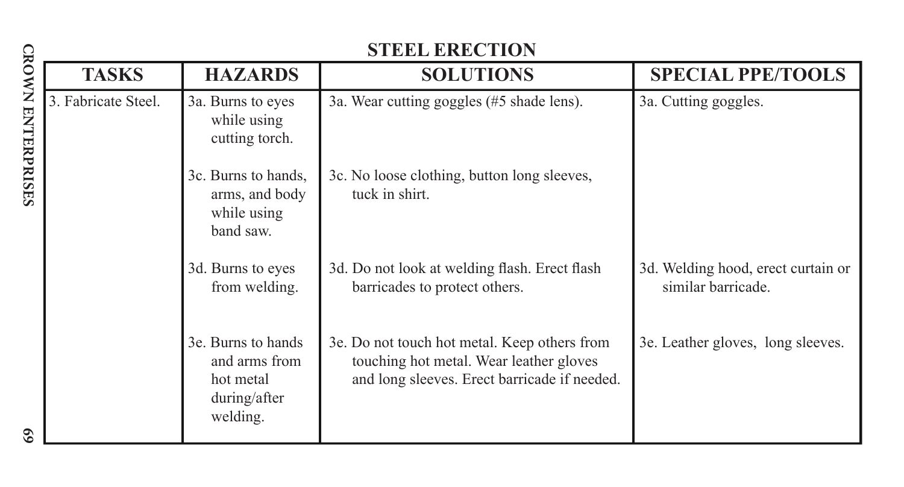## STEEL ERECTION

| TASKS | HAZARDS | SOLUTIONS | SPECIAL PPE/TOOLS |
| --- | --- | --- | --- |
| 3. Fabricate Steel. | 3a. Burns to eyes while using cutting torch. | 3a. Wear cutting goggles (#5 shade lens). | 3a. Cutting goggles. |
| | 3c. Burns to hands, arms, and body while using band saw. | 3c. No loose clothing, button long sleeves, tuck in shirt. | |
| | 3d. Burns to eyes from welding. | 3d. Do not look at welding flash. Erect flash barricades to protect others. | 3d. Welding hood, erect curtain or similar barricade. |
| | 3e. Burns to hands and arms from hot metal during/after welding. | 3e. Do not touch hot metal. Keep others from touching hot metal. Wear leather gloves and long sleeves. Erect barricade if needed. | 3e. Leather gloves, long sleeves. |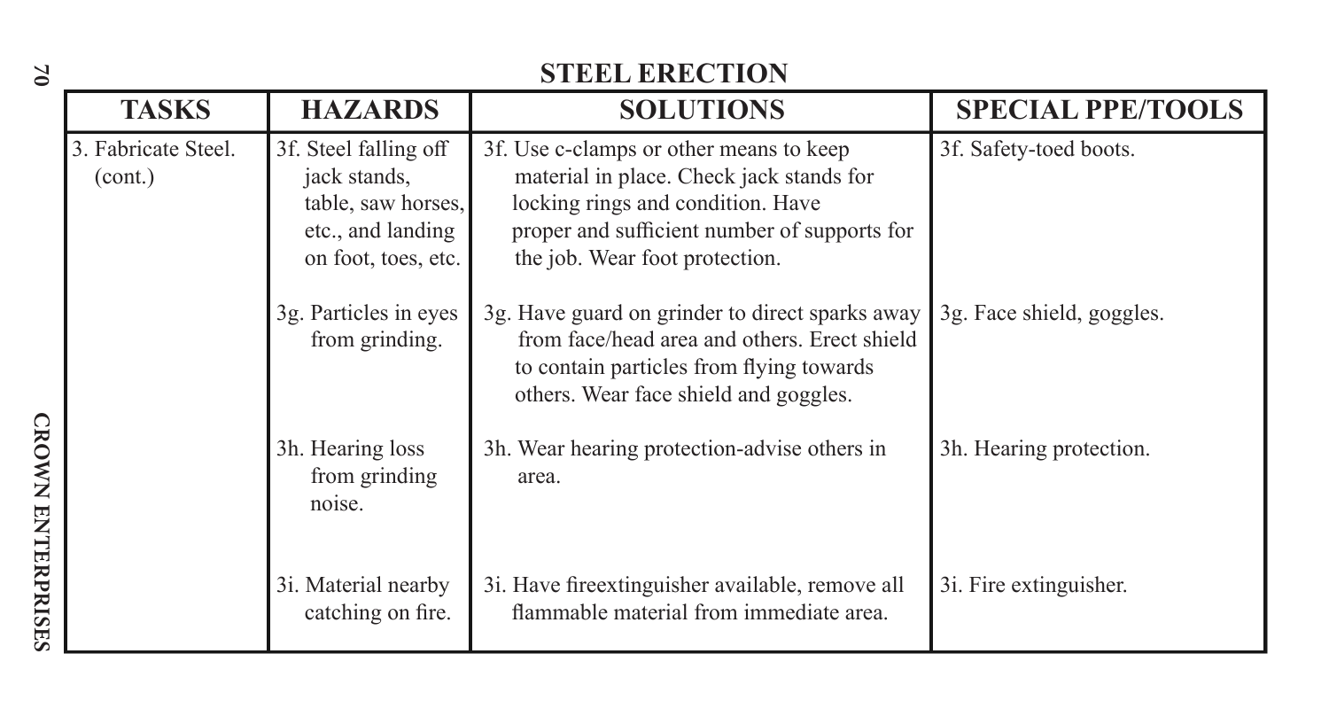## STEEL ERECTION

| TASKS | HAZARDS | SOLUTIONS | SPECIAL PPE/TOOLS |
|---|---|---|---|
| 3. Fabricate Steel. (cont.) | 3f. Steel falling off jack stands, table, saw horses, etc., and landing on foot, toes, etc. | 3f. Use c-clamps or other means to keep material in place. Check jack stands for locking rings and condition. Have proper and sufficient number of supports for the job. Wear foot protection. | 3f. Safety-toed boots. |
| | 3g. Particles in eyes from grinding. | 3g. Have guard on grinder to direct sparks away from face/head area and others. Erect shield to contain particles from flying towards others. Wear face shield and goggles. | 3g. Face shield, goggles. |
| | 3h. Hearing loss from grinding noise. | 3h. Wear hearing protection-advise others in area. | 3h. Hearing protection. |
| | 3i. Material nearby catching on fire. | 3i. Have fireextinguisher available, remove all flammable material from immediate area. | 3i. Fire extinguisher. |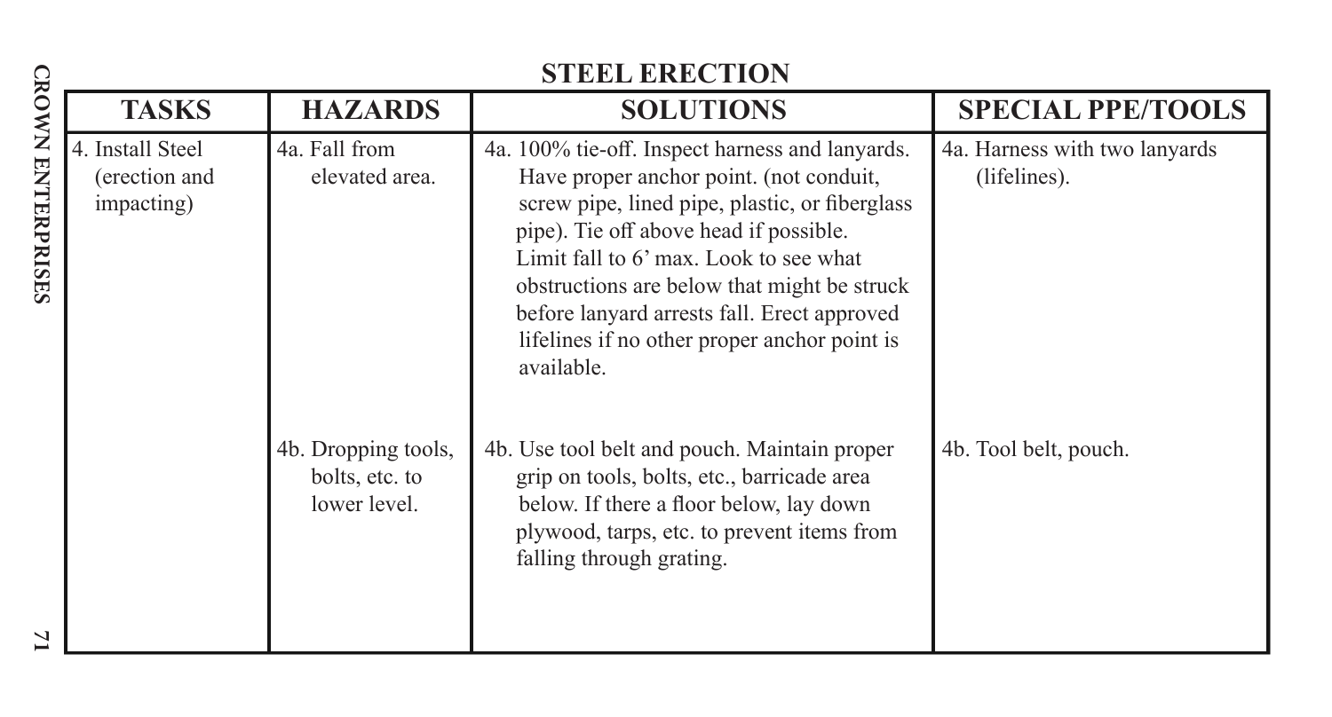## STEEL ERECTION

| TASKS | HAZARDS | SOLUTIONS | SPECIAL PPE/TOOLS |
|---|---|---|---|
| 4. Install Steel (erection and impacting) | 4a. Fall from elevated area. | 4a. 100% tie-off. Inspect harness and lanyards. Have proper anchor point. (not conduit, screw pipe, lined pipe, plastic, or fiberglass pipe). Tie off above head if possible. Limit fall to 6' max. Look to see what obstructions are below that might be struck before lanyard arrests fall. Erect approved lifelines if no other proper anchor point is available. | 4a. Harness with two lanyards (lifelines). |
| | 4b. Dropping tools, bolts, etc. to lower level. | 4b. Use tool belt and pouch. Maintain proper grip on tools, bolts, etc., barricade area below. If there a floor below, lay down plywood, tarps, etc. to prevent items from falling through grating. | 4b. Tool belt, pouch. |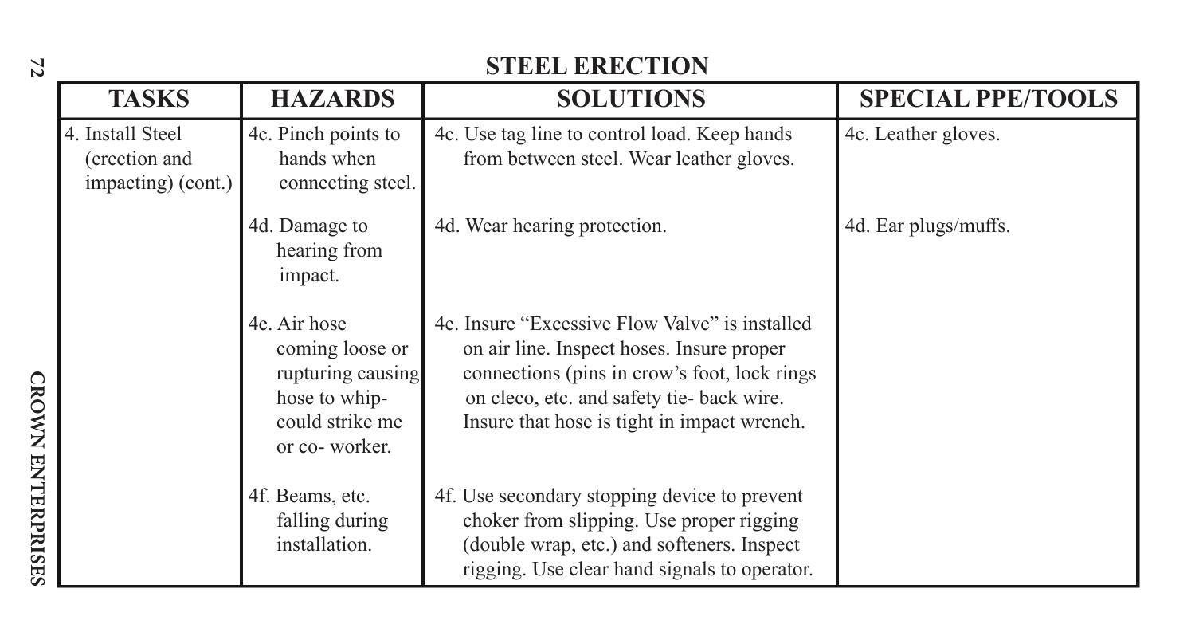## STEEL ERECTION

| TASKS | HAZARDS | SOLUTIONS | SPECIAL PPE/TOOLS |
|---|---|---|---|
| 4. Install Steel (erection and impacting) (cont.) | 4c. Pinch points to hands when connecting steel. | 4c. Use tag line to control load. Keep hands from between steel. Wear leather gloves. | 4c. Leather gloves. |
| | 4d. Damage to hearing from impact. | 4d. Wear hearing protection. | 4d. Ear plugs/muffs. |
| | 4e. Air hose coming loose or rupturing causing hose to whip- could strike me or co- worker. | 4e. Insure "Excessive Flow Valve" is installed on air line. Inspect hoses. Insure proper connections (pins in crow's foot, lock rings on cleco, etc. and safety tie- back wire. Insure that hose is tight in impact wrench. | |
| | 4f. Beams, etc. falling during installation. | 4f. Use secondary stopping device to prevent choker from slipping. Use proper rigging (double wrap, etc.) and softeners. Inspect rigging. Use clear hand signals to operator. | |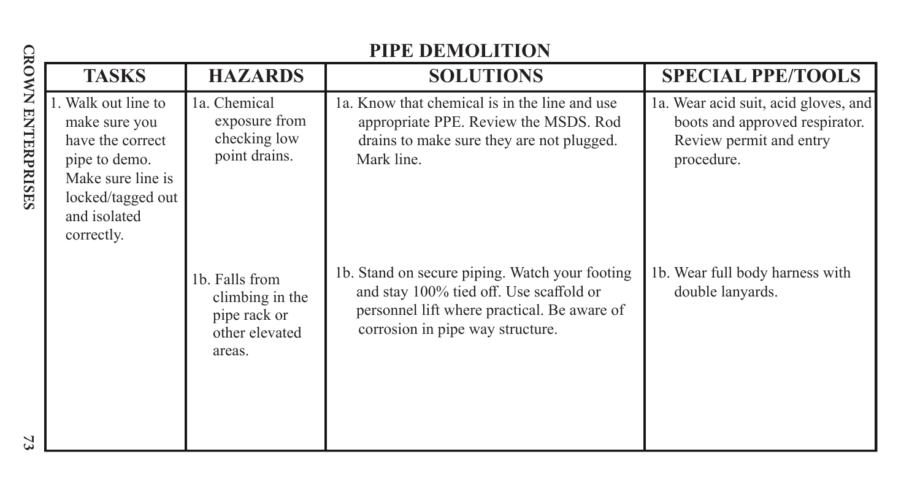## PIPE DEMOLITION

| TASKS | HAZARDS | SOLUTIONS | SPECIAL PPE/TOOLS |
| --- | --- | --- | --- |
| 1. Walk out line to make sure you have the correct pipe to demo. Make sure line is locked/tagged out and isolated correctly. | 1a. Chemical exposure from checking low point drains. | 1a. Know that chemical is in the line and use appropriate PPE. Review the MSDS. Rod drains to make sure they are not plugged. Mark line. | 1a. Wear acid suit, acid gloves, and boots and approved respirator. Review permit and entry procedure. |
| | 1b. Falls from climbing in the pipe rack or other elevated areas. | 1b. Stand on secure piping. Watch your footing and stay 100% tied off. Use scaffold or personnel lift where practical. Be aware of corrosion in pipe way structure. | 1b. Wear full body harness with double lanyards. |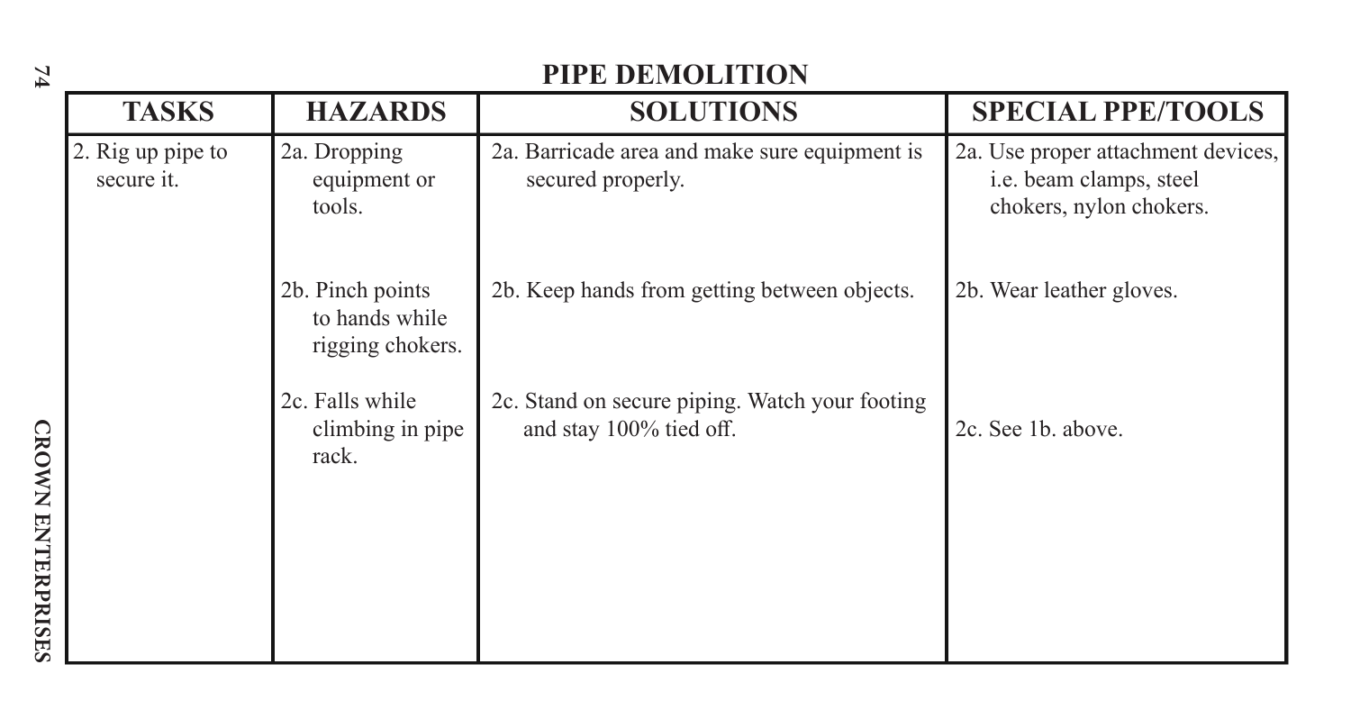## PIPE DEMOLITION

| TASKS | HAZARDS | SOLUTIONS | SPECIAL PPE/TOOLS |
|---|---|---|---|
| 2. Rig up pipe to secure it. | 2a. Dropping equipment or tools. | 2a. Barricade area and make sure equipment is secured properly. | 2a. Use proper attachment devices, i.e. beam clamps, steel chokers, nylon chokers. |
| | 2b. Pinch points to hands while rigging chokers. | 2b. Keep hands from getting between objects. | 2b. Wear leather gloves. |
| | 2c. Falls while climbing in pipe rack. | 2c. Stand on secure piping. Watch your footing and stay 100% tied off. | 2c. See 1b. above. |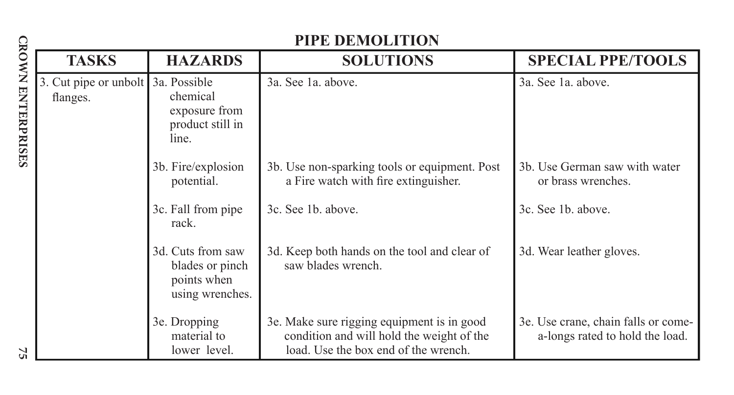## PIPE DEMOLITION

| TASKS | HAZARDS | SOLUTIONS | SPECIAL PPE/TOOLS |
|---|---|---|---|
| 3. Cut pipe or unbolt flanges. | 3a. Possible chemical exposure from product still in line. | 3a. See 1a. above. | 3a. See 1a. above. |
| | 3b. Fire/explosion potential. | 3b. Use non-sparking tools or equipment. Post a Fire watch with fire extinguisher. | 3b. Use German saw with water or brass wrenches. |
| | 3c. Fall from pipe rack. | 3c. See 1b. above. | 3c. See 1b. above. |
| | 3d. Cuts from saw blades or pinch points when using wrenches. | 3d. Keep both hands on the tool and clear of saw blades wrench. | 3d. Wear leather gloves. |
| | 3e. Dropping material to lower level. | 3e. Make sure rigging equipment is in good condition and will hold the weight of the load. Use the box end of the wrench. | 3e. Use crane, chain falls or come-a-longs rated to hold the load. |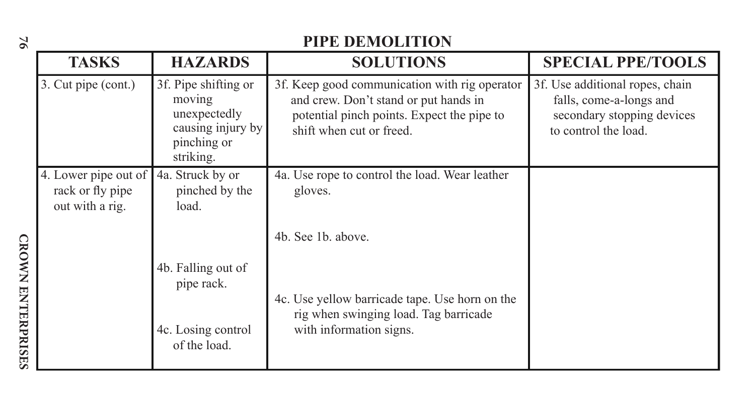## PIPE DEMOLITION

| TASKS | HAZARDS | SOLUTIONS | SPECIAL PPE/TOOLS |
|---|---|---|---|
| 3. Cut pipe (cont.) | 3f. Pipe shifting or moving unexpectedly causing injury by pinching or striking. | 3f. Keep good communication with rig operator and crew. Don't stand or put hands in potential pinch points. Expect the pipe to shift when cut or freed. | 3f. Use additional ropes, chain falls, come-a-longs and secondary stopping devices to control the load. |
| 4. Lower pipe out of rack or fly pipe out with a rig. | 4a. Struck by or pinched by the load. | 4a. Use rope to control the load. Wear leather gloves. | |
| | 4b. Falling out of pipe rack. | 4b. See 1b. above. | |
| | 4c. Losing control of the load. | 4c. Use yellow barricade tape. Use horn on the rig when swinging load. Tag barricade with information signs. | |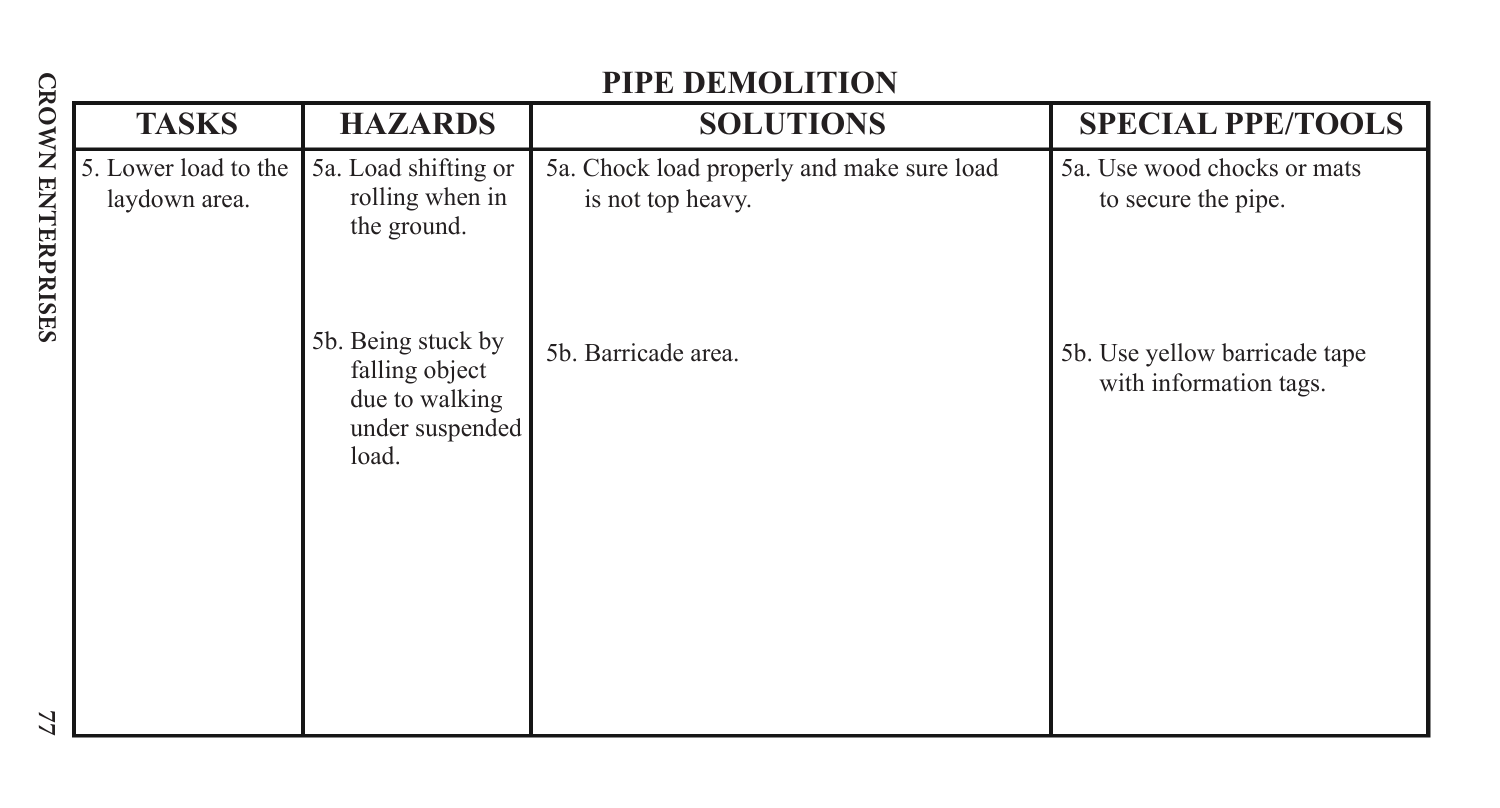## PIPE DEMOLITION

| TASKS | HAZARDS | SOLUTIONS | SPECIAL PPE/TOOLS |
|---|---|---|---|
| 5. Lower load to the laydown area. | 5a. Load shifting or rolling when in the ground. | 5a. Chock load properly and make sure load is not top heavy. | 5a. Use wood chocks or mats to secure the pipe. |
| | 5b. Being stuck by falling object due to walking under suspended load. | 5b. Barricade area. | 5b. Use yellow barricade tape with information tags. |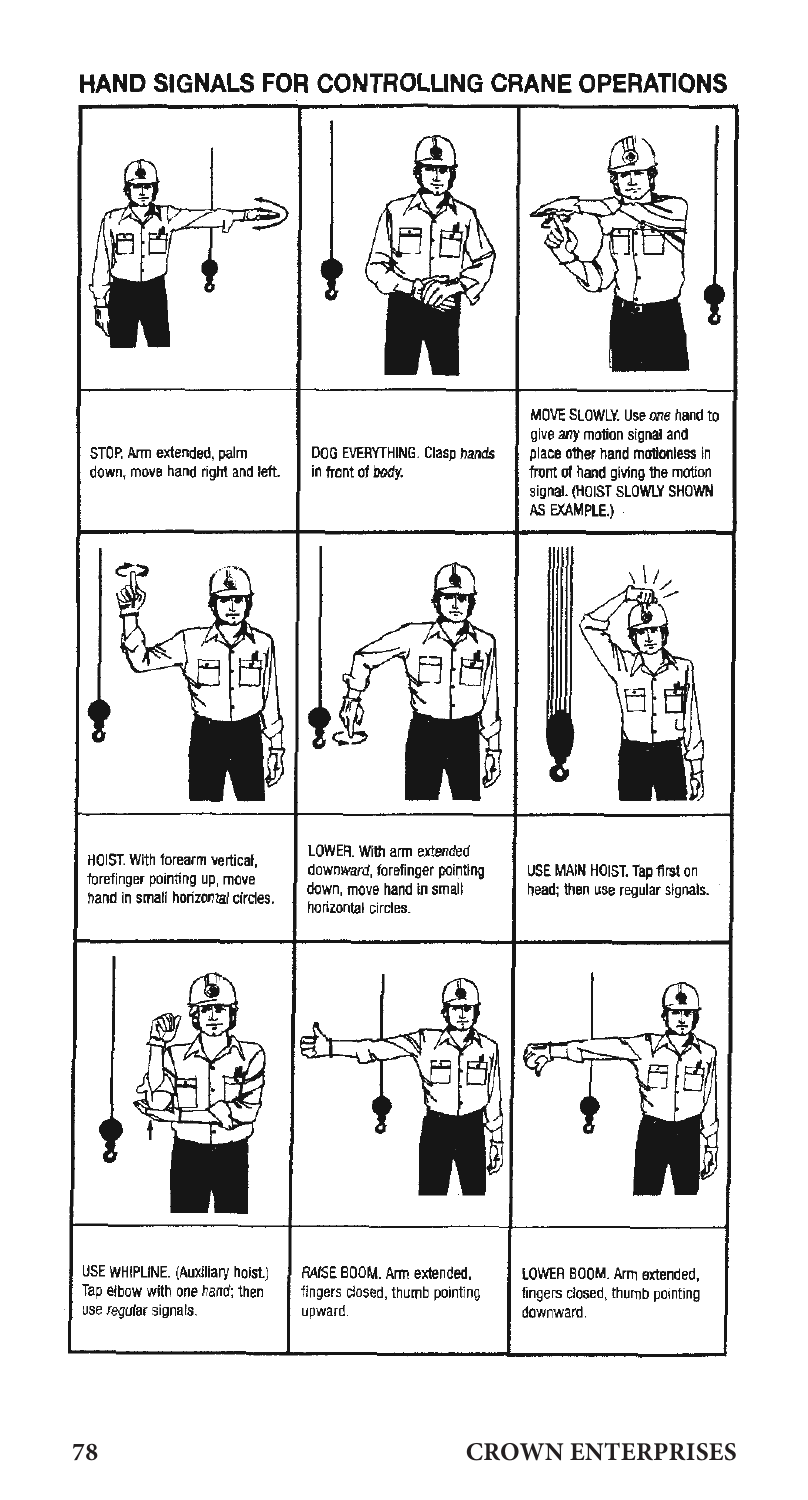## HAND SIGNALS FOR CONTROLLING CRANE OPERATIONS

STOP. Arm extended, palm down, move hand right and left.

DOG EVERYTHING. Clasp hands in front of body.

MOVE SLOWLY. Use *one* hand to give *any* motion signal and place other hand motionless in front of hand giving the motion signal. (HOIST SLOWLY SHOWN AS EXAMPLE.)

HOIST. With forearm vertical, forefinger pointing up, move hand in small horizontal circles.

LOWER. With arm *extended downward*, forefinger pointing down, move hand in small horizontal circles.

USE MAIN HOIST. Tap first on head; then use regular signals.

USE WHIPLINE. (Auxiliary hoist.) Tap elbow with one hand; then use *regular* signals.

*RAISE* BOOM. Arm extended, fingers closed, thumb pointing upward.

LOWER BOOM. Arm extended, fingers closed, thumb pointing downward.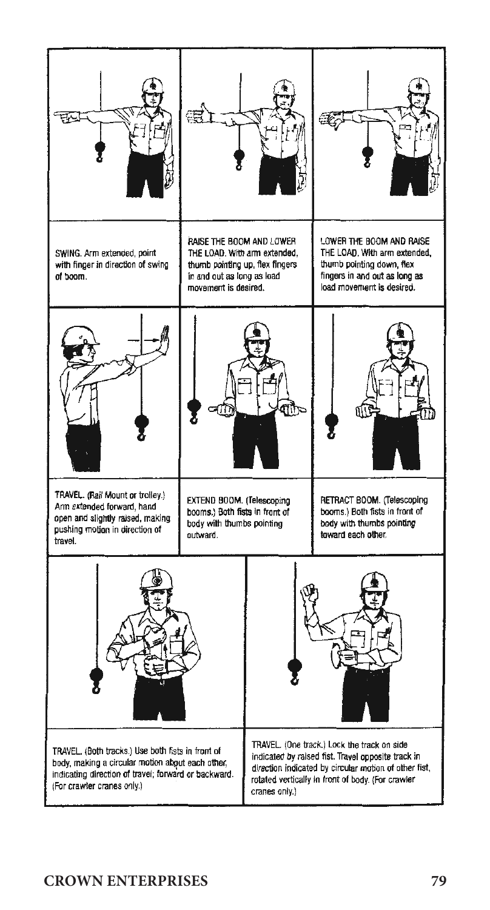SWING. Arm extended, point with finger in direction of swing of boom.

RAISE THE BOOM AND LOWER THE LOAD. With arm extended, thumb pointing up, flex fingers in and out as long as load movement is desired.

LOWER THE BOOM AND RAISE THE LOAD. With arm extended, thumb pointing down, flex fingers in and out as long as load movement is desired.

TRAVEL. (*Rail* Mount or trolley.) Arm extended forward, hand open and slightly raised, making pushing motion in direction of travel.

EXTEND BOOM. (Telescoping booms.) Both fists in front of body with thumbs pointing outward.

RETRACT BOOM. (Telescoping booms.) Both fists in front of body with thumbs pointing toward each other.

TRAVEL. (Both tracks.) Use both fists in front of body, making a circular motion about each other, indicating direction of travel; forward or backward. (For crawler cranes only.)

TRAVEL. (One track.) Lock the track on side indicated by raised fist. Travel opposite track in direction indicated by circular motion of other fist, rotated vertically in front of body. (For crawler cranes only.)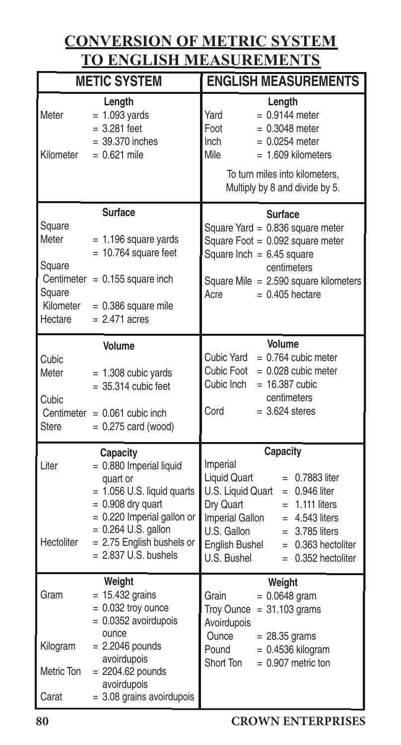# CONVERSION OF METRIC SYSTEM TO ENGLISH MEASUREMENTS

| METIC SYSTEM | | ENGLISH MEASUREMENTS | |
|---|---|---|---|
| **Length** | | **Length** | |
| Meter | = 1.093 yards | Yard | = 0.9144 meter |
| | = 3.281 feet | Foot | = 0.3048 meter |
| | = 39.370 inches | Inch | = 0.0254 meter |
| Kilometer | = 0.621 mile | Mile | = 1.609 kilometers |
| | | To turn miles into kilometers, Multiply by 8 and divide by 5. | |
| **Surface** | | **Surface** | |
| Square Meter | = 1.196 square yards | Square Yard | = 0.836 square meter |
| | = 10.764 square feet | Square Foot | = 0.092 square meter |
| Square Centimeter | = 0.155 square inch | Square Inch | = 6.45 square centimeters |
| Square Kilometer | = 0.386 square mile | Square Mile | = 2.590 square kilometers |
| Hectare | = 2.471 acres | Acre | = 0.405 hectare |
| **Volume** | | **Volume** | |
| Cubic Meter | = 1.308 cubic yards | Cubic Yard | = 0.764 cubic meter |
| | = 35.314 cubic feet | Cubic Foot | = 0.028 cubic meter |
| Cubic Centimeter | = 0.061 cubic inch | Cubic Inch | = 16.387 cubic centimeters |
| Stere | = 0.275 card (wood) | Cord | = 3.624 steres |
| **Capacity** | | **Capacity** | |
| Liter | = 0.880 Imperial liquid quart or | Imperial Liquid Quart | = 0.7883 liter |
| | = 1.056 U.S. liquid quarts | U.S. Liquid Quart | = 0.946 liter |
| | = 0.908 dry quart | Dry Quart | = 1.111 liters |
| | = 0.220 Imperial gallon or | Imperial Gallon | = 4.543 liters |
| | = 0.264 U.S. gallon | U.S. Gallon | = 3.785 liters |
| Hectoliter | = 2.75 English bushels or | English Bushel | = 0.363 hectoliter |
| | = 2.837 U.S. bushels | U.S. Bushel | = 0.352 hectoliter |
| **Weight** | | **Weight** | |
| Gram | = 15.432 grains | Grain | = 0.0648 gram |
| | = 0.032 troy ounce | Troy Ounce | = 31.103 grams |
| | = 0.0352 avoirdupois ounce | Avoirdupois Ounce | = 28.35 grams |
| Kilogram | = 2.2046 pounds avoirdupois | Pound | = 0.4536 kilogram |
| Metric Ton | = 2204.62 pounds avoirdupois | Short Ton | = 0.907 metric ton |
| Carat | = 3.08 grains avoirdupois | | |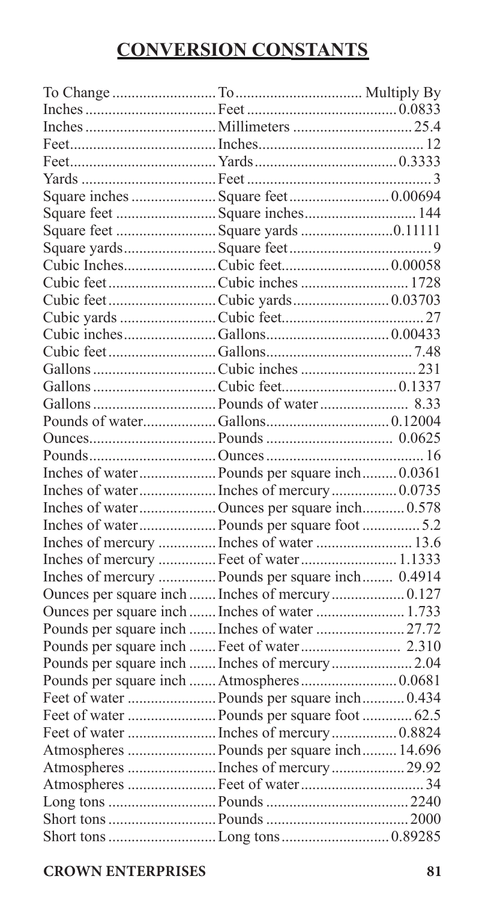# CONVERSION CONSTANTS

| To Change | To | Multiply By |
|---|---|---|
| Inches | Feet | 0.0833 |
| Inches | Millimeters | 25.4 |
| Feet | Inches | 12 |
| Feet | Yards | 0.3333 |
| Yards | Feet | 3 |
| Square inches | Square feet | 0.00694 |
| Square feet | Square inches | 144 |
| Square feet | Square yards | 0.11111 |
| Square yards | Square feet | 9 |
| Cubic Inches | Cubic feet | 0.00058 |
| Cubic feet | Cubic inches | 1728 |
| Cubic feet | Cubic yards | 0.03703 |
| Cubic yards | Cubic feet | 27 |
| Cubic inches | Gallons | 0.00433 |
| Cubic feet | Gallons | 7.48 |
| Gallons | Cubic inches | 231 |
| Gallons | Cubic feet | 0.1337 |
| Gallons | Pounds of water | 8.33 |
| Pounds of water | Gallons | 0.12004 |
| Ounces | Pounds | 0.0625 |
| Pounds | Ounces | 16 |
| Inches of water | Pounds per square inch | 0.0361 |
| Inches of water | Inches of mercury | 0.0735 |
| Inches of water | Ounces per square inch | 0.578 |
| Inches of water | Pounds per square foot | 5.2 |
| Inches of mercury | Inches of water | 13.6 |
| Inches of mercury | Feet of water | 1.1333 |
| Inches of mercury | Pounds per square inch | 0.4914 |
| Ounces per square inch | Inches of mercury | 0.127 |
| Ounces per square inch | Inches of water | 1.733 |
| Pounds per square inch | Inches of water | 27.72 |
| Pounds per square inch | Feet of water | 2.310 |
| Pounds per square inch | Inches of mercury | 2.04 |
| Pounds per square inch | Atmospheres | 0.0681 |
| Feet of water | Pounds per square inch | 0.434 |
| Feet of water | Pounds per square foot | 62.5 |
| Feet of water | Inches of mercury | 0.8824 |
| Atmospheres | Pounds per square inch | 14.696 |
| Atmospheres | Inches of mercury | 29.92 |
| Atmospheres | Feet of water | 34 |
| Long tons | Pounds | 2240 |
| Short tons | Pounds | 2000 |
| Short tons | Long tons | 0.89285 |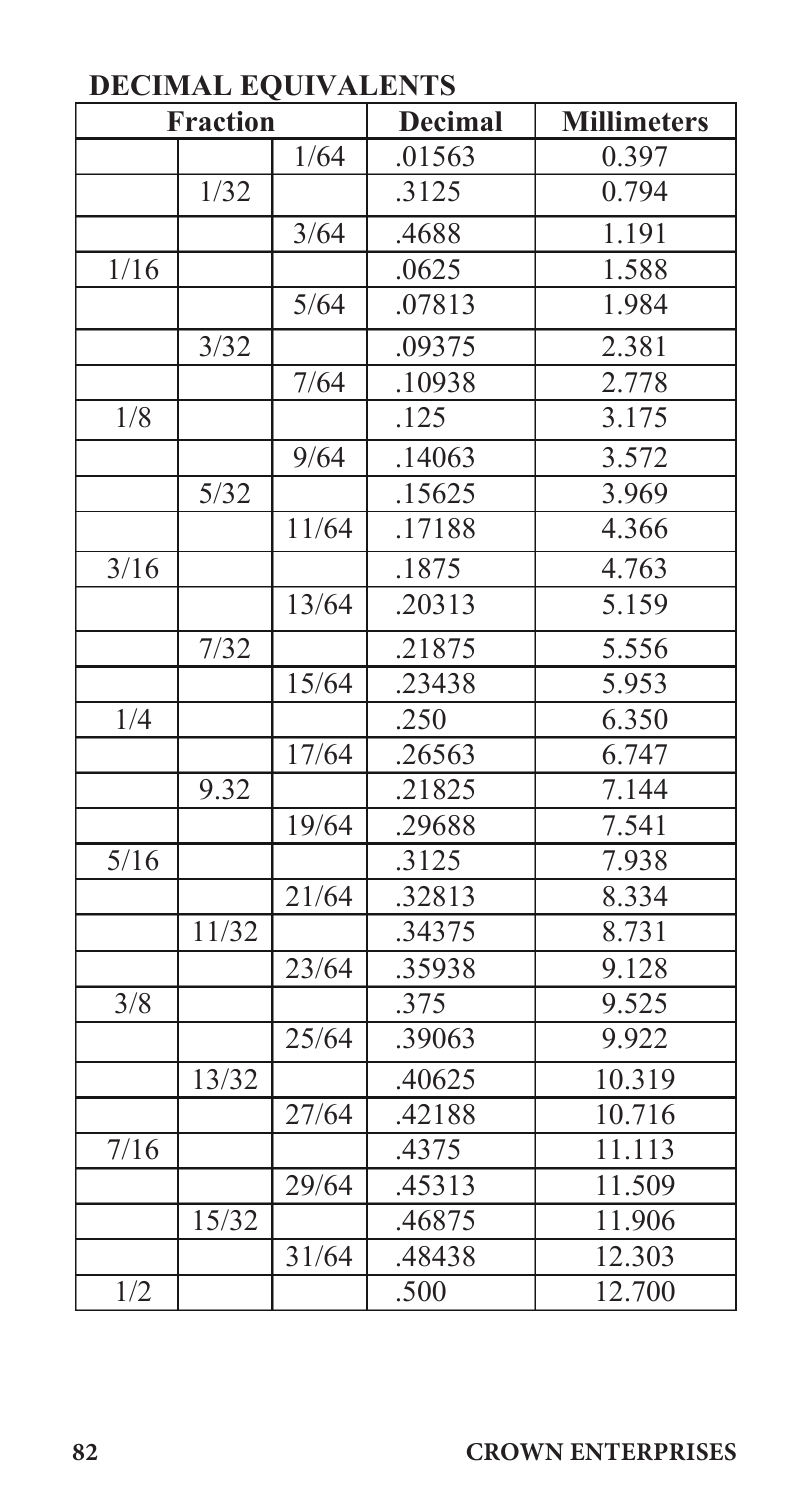## DECIMAL EQUIVALENTS

| Fraction | | | Decimal | Millimeters |
|---|---|---|---|---|
| | | 1/64 | .01563 | 0.397 |
| | 1/32 | | .3125 | 0.794 |
| | | 3/64 | .4688 | 1.191 |
| 1/16 | | | .0625 | 1.588 |
| | | 5/64 | .07813 | 1.984 |
| | 3/32 | | .09375 | 2.381 |
| | | 7/64 | .10938 | 2.778 |
| 1/8 | | | .125 | 3.175 |
| | | 9/64 | .14063 | 3.572 |
| | 5/32 | | .15625 | 3.969 |
| | | 11/64 | .17188 | 4.366 |
| 3/16 | | | .1875 | 4.763 |
| | | 13/64 | .20313 | 5.159 |
| | 7/32 | | .21875 | 5.556 |
| | | 15/64 | .23438 | 5.953 |
| 1/4 | | | .250 | 6.350 |
| | | 17/64 | .26563 | 6.747 |
| | 9.32 | | .21825 | 7.144 |
| | | 19/64 | .29688 | 7.541 |
| 5/16 | | | .3125 | 7.938 |
| | | 21/64 | .32813 | 8.334 |
| | 11/32 | | .34375 | 8.731 |
| | | 23/64 | .35938 | 9.128 |
| 3/8 | | | .375 | 9.525 |
| | | 25/64 | .39063 | 9.922 |
| | 13/32 | | .40625 | 10.319 |
| | | 27/64 | .42188 | 10.716 |
| 7/16 | | | .4375 | 11.113 |
| | | 29/64 | .45313 | 11.509 |
| | 15/32 | | .46875 | 11.906 |
| | | 31/64 | .48438 | 12.303 |
| 1/2 | | | .500 | 12.700 |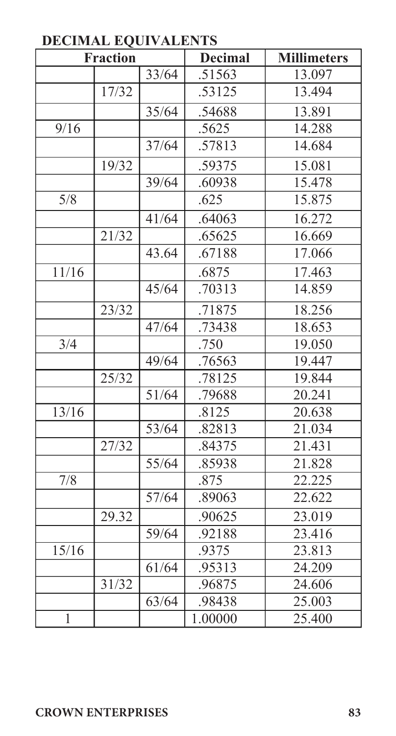## DECIMAL EQUIVALENTS

| Fraction | | | Decimal | Millimeters |
|---|---|---|---|---|
| | | 33/64 | .51563 | 13.097 |
| | 17/32 | | .53125 | 13.494 |
| | | 35/64 | .54688 | 13.891 |
| 9/16 | | | .5625 | 14.288 |
| | | 37/64 | .57813 | 14.684 |
| | 19/32 | | .59375 | 15.081 |
| | | 39/64 | .60938 | 15.478 |
| 5/8 | | | .625 | 15.875 |
| | | 41/64 | .64063 | 16.272 |
| | 21/32 | | .65625 | 16.669 |
| | | 43.64 | .67188 | 17.066 |
| 11/16 | | | .6875 | 17.463 |
| | | 45/64 | .70313 | 14.859 |
| | 23/32 | | .71875 | 18.256 |
| | | 47/64 | .73438 | 18.653 |
| 3/4 | | | .750 | 19.050 |
| | | 49/64 | .76563 | 19.447 |
| | 25/32 | | .78125 | 19.844 |
| | | 51/64 | .79688 | 20.241 |
| 13/16 | | | .8125 | 20.638 |
| | | 53/64 | .82813 | 21.034 |
| | 27/32 | | .84375 | 21.431 |
| | | 55/64 | .85938 | 21.828 |
| 7/8 | | | .875 | 22.225 |
| | | 57/64 | .89063 | 22.622 |
| | 29.32 | | .90625 | 23.019 |
| | | 59/64 | .92188 | 23.416 |
| 15/16 | | | .9375 | 23.813 |
| | | 61/64 | .95313 | 24.209 |
| | 31/32 | | .96875 | 24.606 |
| | | 63/64 | .98438 | 25.003 |
| 1 | | | 1.00000 | 25.400 |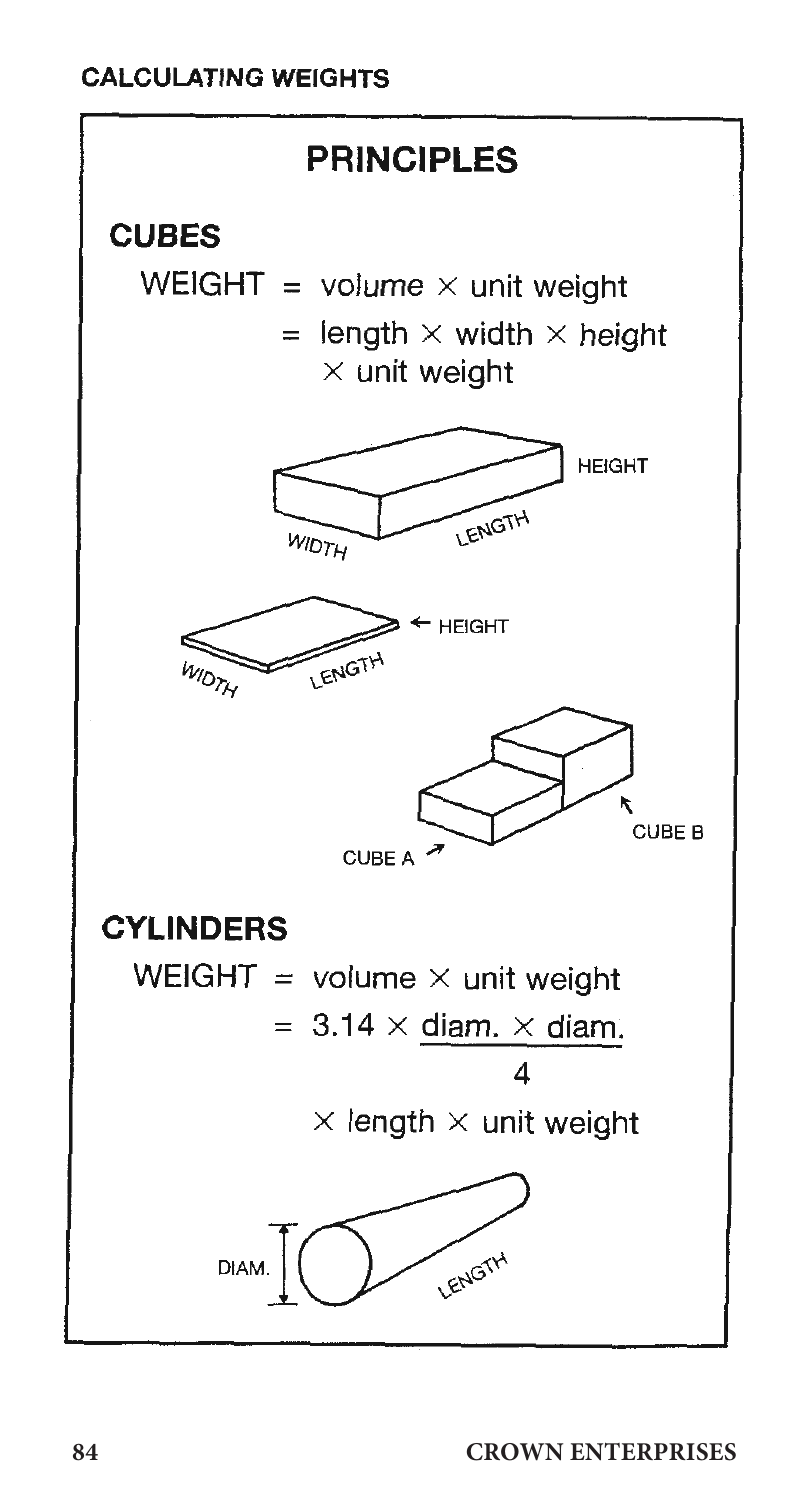# PRINCIPLES

## CUBES

WEIGHT = volume × unit weight

= length × width × height × unit weight

HEIGHT

WIDTH LENGTH

← HEIGHT

WIDTH LENGTH

CUBE B

CUBE A

## CYLINDERS

WEIGHT = volume × unit weight

$$= 3.14 \times \frac{\text{diam.} \times \text{diam.}}{4} \times \text{length} \times \text{unit weight}$$

DIAM. LENGTH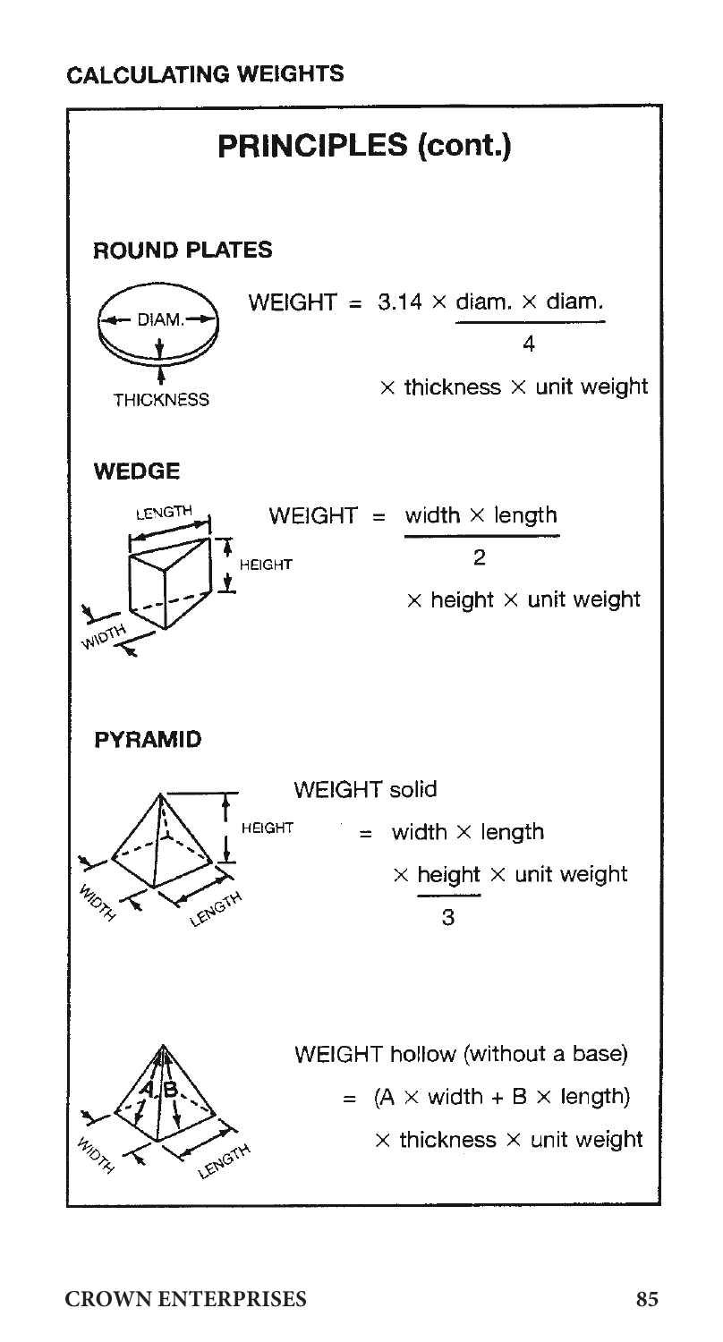## CALCULATING WEIGHTS

# PRINCIPLES (cont.)

### ROUND PLATES

$$\text{WEIGHT} = 3.14 \times \frac{\text{diam.} \times \text{diam.}}{4} \times \text{thickness} \times \text{unit weight}$$

### WEDGE

$$\text{WEIGHT} = \frac{\text{width} \times \text{length}}{2} \times \text{height} \times \text{unit weight}$$

### PYRAMID

WEIGHT solid

$$= \text{width} \times \text{length} \times \frac{\text{height}}{3} \times \text{unit weight}$$

WEIGHT hollow (without a base)

$$= (A \times \text{width} + B \times \text{length}) \times \text{thickness} \times \text{unit weight}$$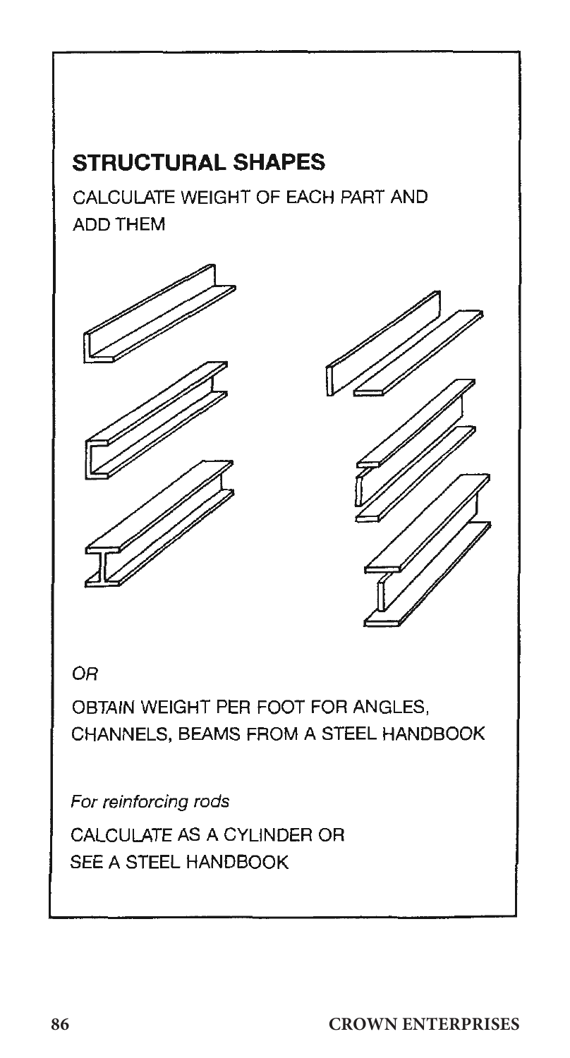## STRUCTURAL SHAPES

CALCULATE WEIGHT OF EACH PART AND ADD THEM

*OR*

OBTAIN WEIGHT PER FOOT FOR ANGLES, CHANNELS, BEAMS FROM A STEEL HANDBOOK

*For reinforcing rods*

CALCULATE AS A CYLINDER OR SEE A STEEL HANDBOOK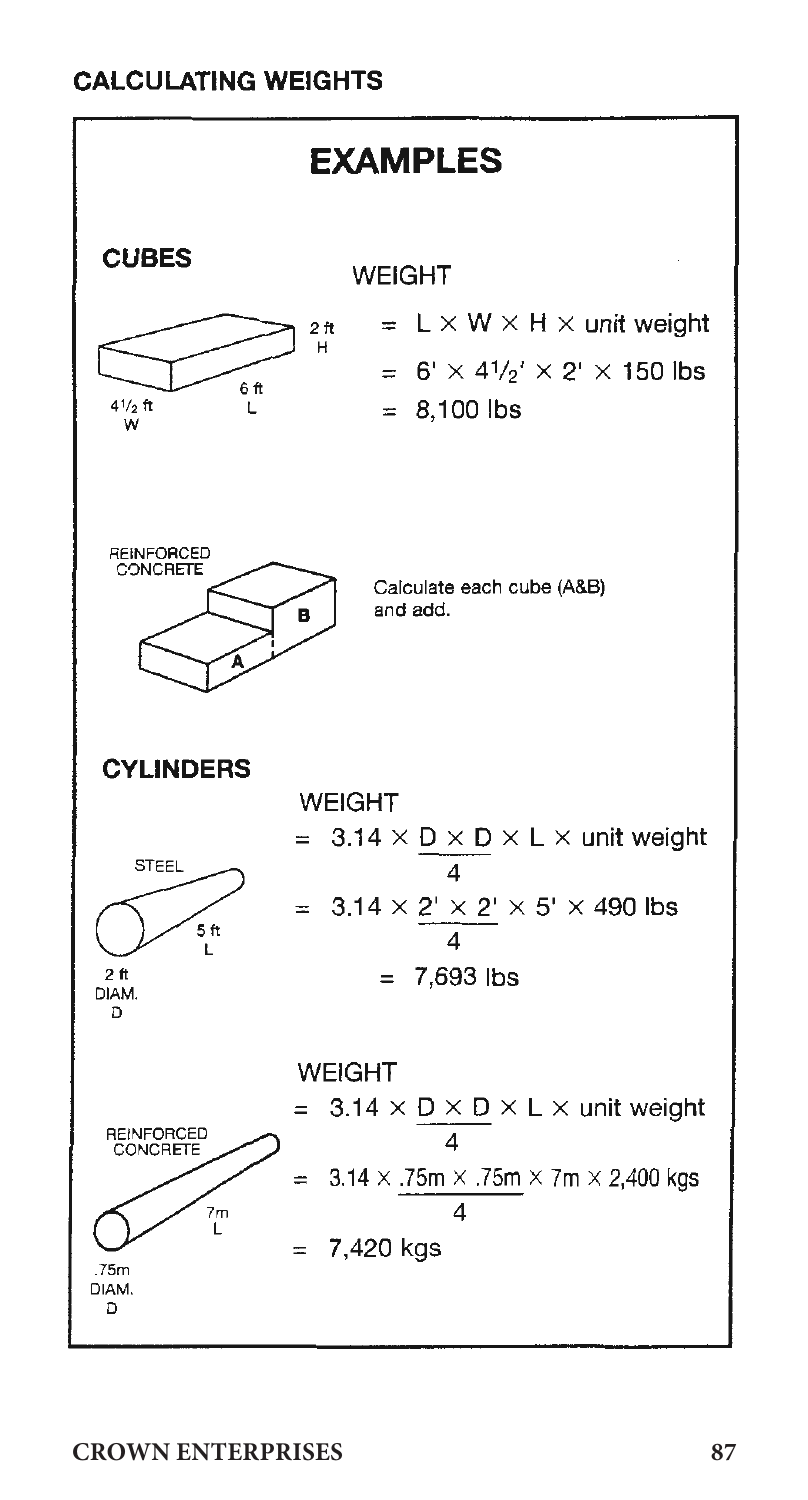## CALCULATING WEIGHTS

# EXAMPLES

### CUBES

2 ft H
6 ft L
4½ ft W

WEIGHT

$= L \times W \times H \times$ unit weight

$= 6' \times 4\frac{1}{2}' \times 2' \times 150$ lbs

$= 8{,}100$ lbs

REINFORCED CONCRETE

A B

Calculate each cube (A&B) and add.

### CYLINDERS

STEEL

5 ft L
2 ft DIAM. D

WEIGHT

$= 3.14 \times \dfrac{D \times D}{4} \times L \times$ unit weight

$= 3.14 \times \dfrac{2' \times 2'}{4} \times 5' \times 490$ lbs

$= 7{,}693$ lbs

REINFORCED CONCRETE

7m L
.75m DIAM. D

WEIGHT

$= 3.14 \times \dfrac{D \times D}{4} \times L \times$ unit weight

$= 3.14 \times \dfrac{.75m \times .75m}{4} \times 7m \times 2{,}400$ kgs

$= 7{,}420$ kgs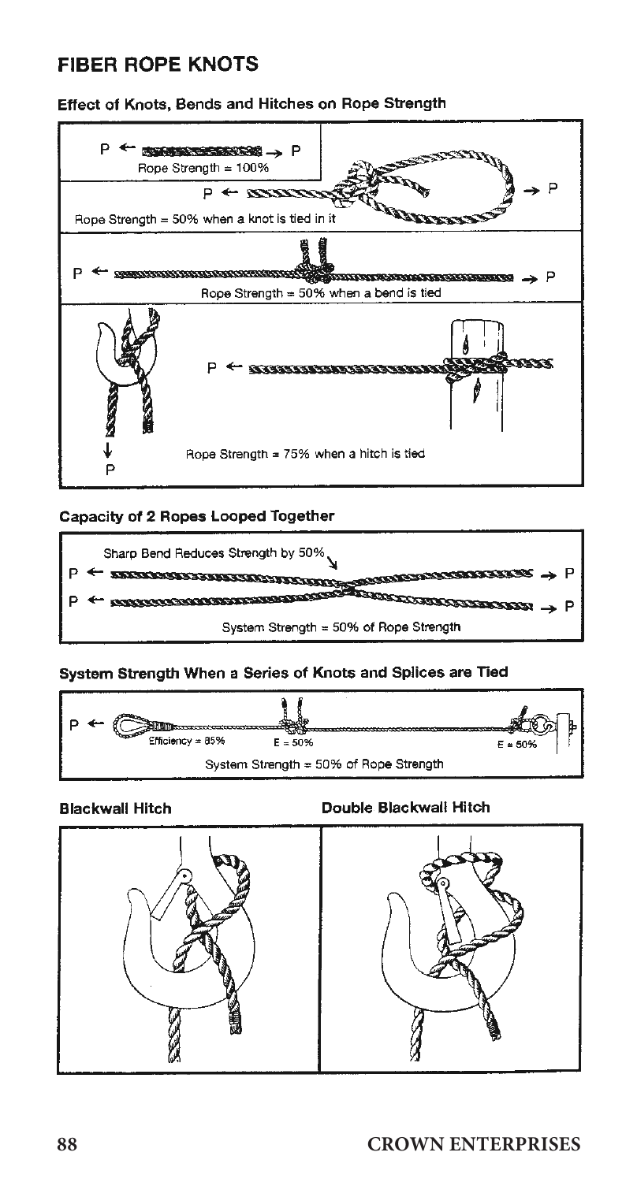# FIBER ROPE KNOTS

### Effect of Knots, Bends and Hitches on Rope Strength

P ← → P

Rope Strength = 100%

P ← → P

Rope Strength = 50% when a knot is tied in it

P ← → P

Rope Strength = 50% when a bend is tied

P ←

P

Rope Strength = 75% when a hitch is tied

### Capacity of 2 Ropes Looped Together

Sharp Bend Reduces Strength by 50%

P ← → P

P ← → P

System Strength = 50% of Rope Strength

### System Strength When a Series of Knots and Splices are Tied

P ←

Efficiency = 85% E = 50% E = 50%

System Strength = 50% of Rope Strength

### Blackwall Hitch

### Double Blackwall Hitch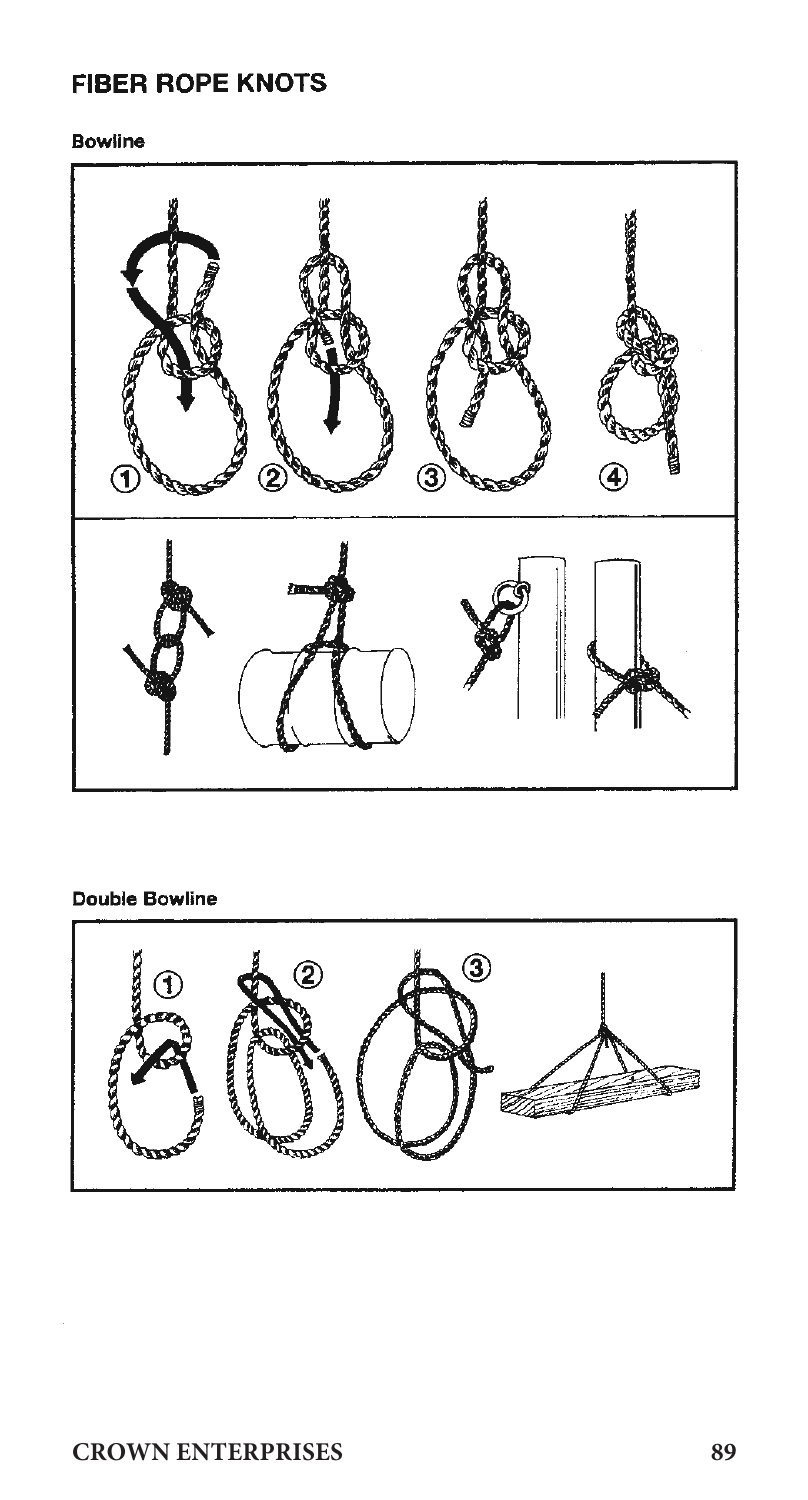## FIBER ROPE KNOTS

### Bowline

### Double Bowline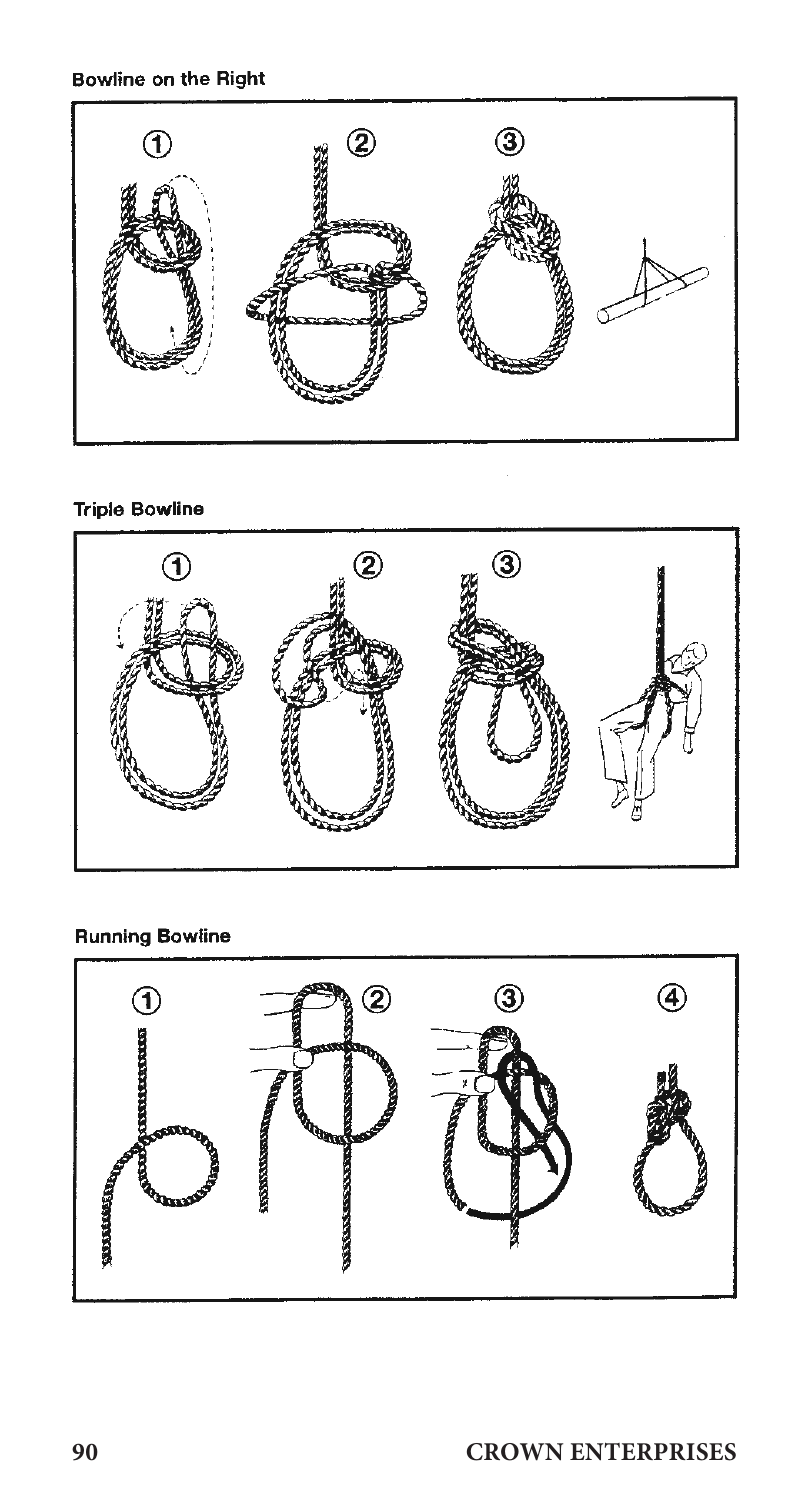### Bowline on the Right

### Triple Bowline

### Running Bowline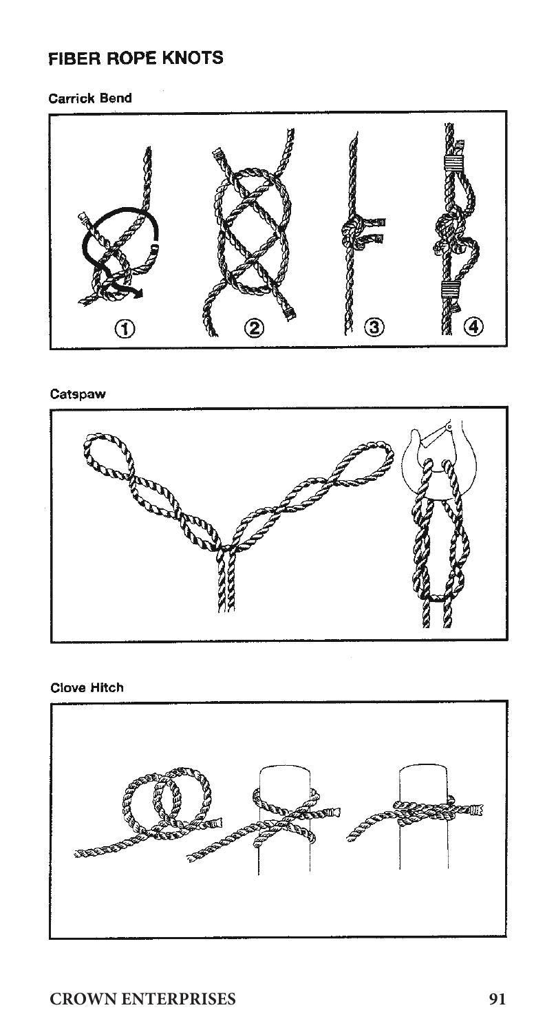## FIBER ROPE KNOTS

### Carrick Bend

### Catspaw

### Clove Hitch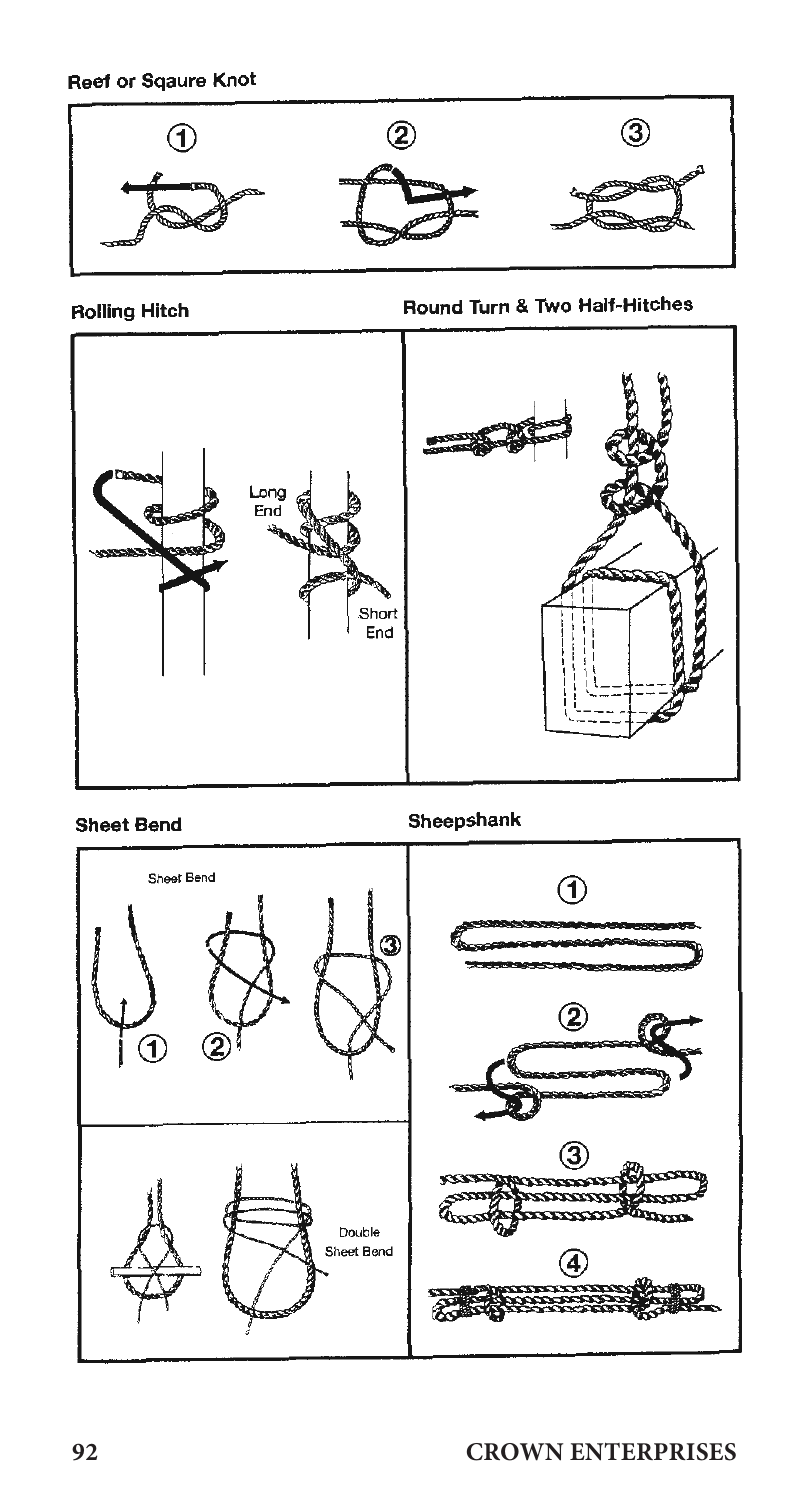### Reef or Sqaure Knot

① ② ③

### Rolling Hitch

Long End

Short End

### Round Turn & Two Half-Hitches

### Sheet Bend

Sheet Bend

① ② ③

Double Sheet Bend

### Sheepshank

①

②

③

④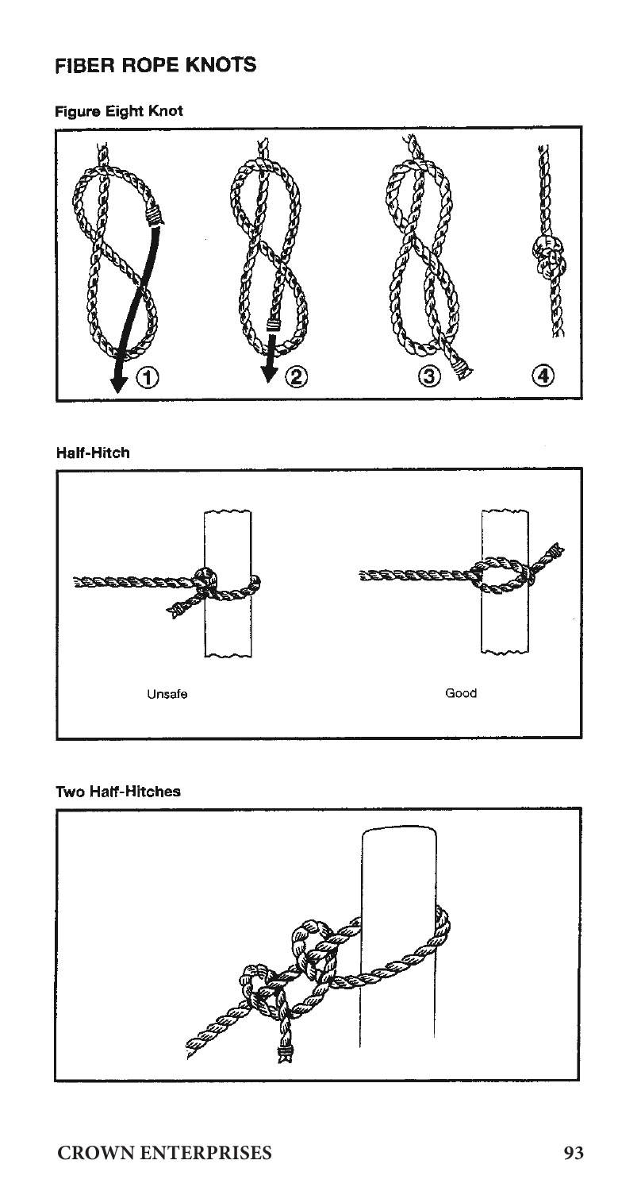## FIBER ROPE KNOTS

### Figure Eight Knot

①  ②  ③  ④

### Half-Hitch

Unsafe

Good

### Two Half-Hitches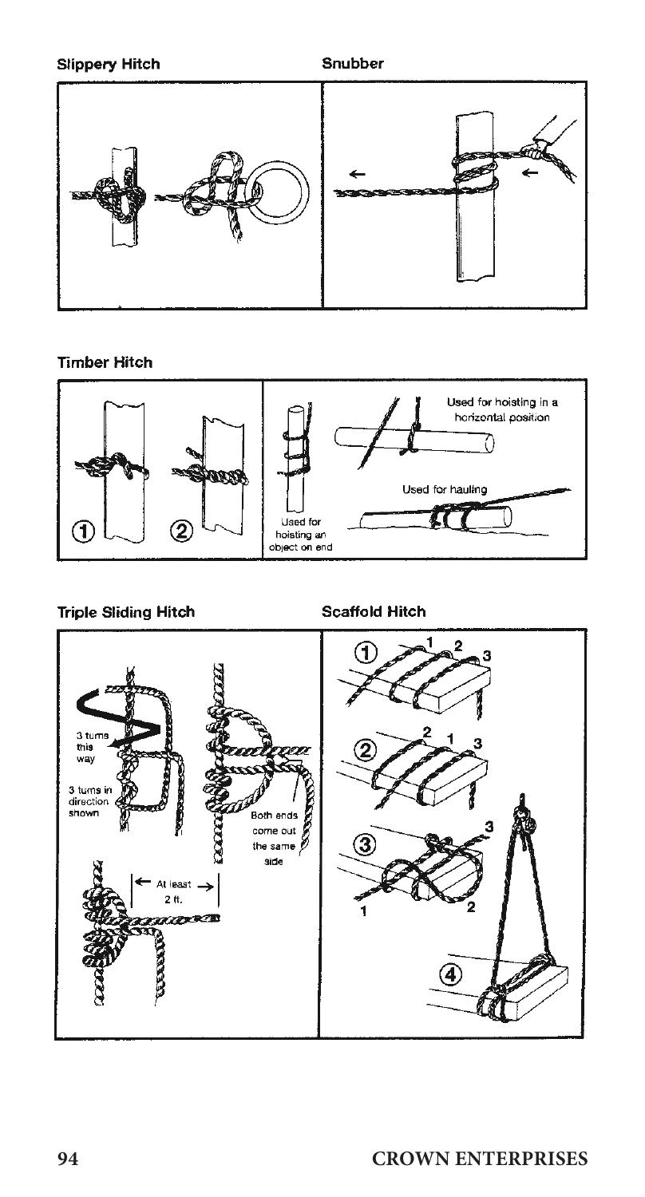**Slippery Hitch**

**Snubber**

**Timber Hitch**

Used for hoisting in a horizontal position

Used for hauling

Used for hoisting an object on end

**Triple Sliding Hitch**

3 turns this way

3 turns in direction shown

Both ends come out the same side

At least 2 ft.

**Scaffold Hitch**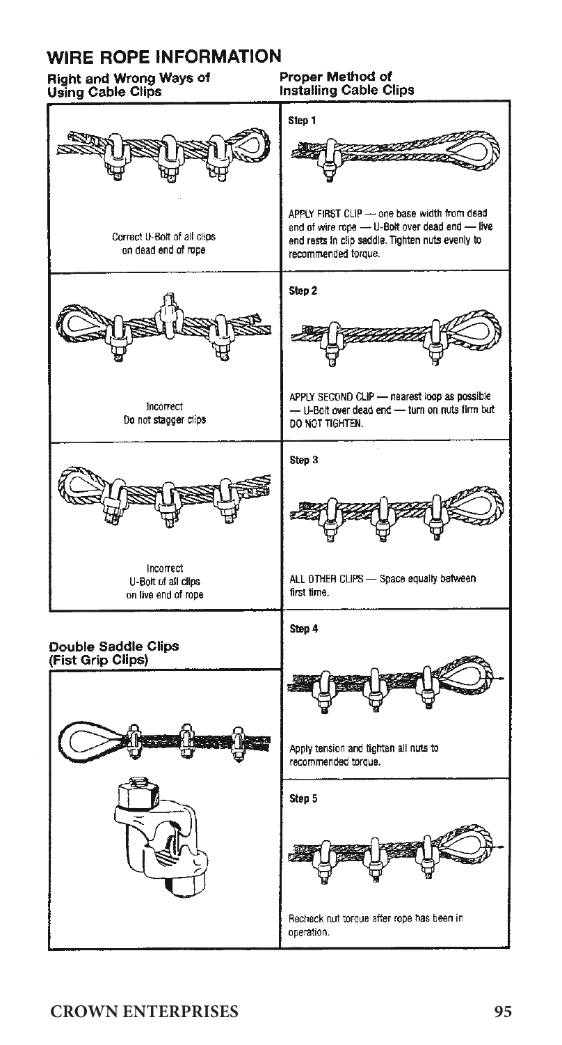# WIRE ROPE INFORMATION

## Right and Wrong Ways of Using Cable Clips

Correct U-Bolt of all clips on dead end of rope

Incorrect
Do not stagger clips

Incorrect
U-Bolt of all clips on live end of rope

## Double Saddle Clips (Fist Grip Clips)

## Proper Method of Installing Cable Clips

**Step 1**

APPLY FIRST CLIP — one base width from dead end of wire rope — U-Bolt over dead end — live end rests in clip saddle. Tighten nuts evenly to recommended torque.

**Step 2**

APPLY SECOND CLIP — nearest loop as possible — U-Bolt over dead end — turn on nuts firm but DO NOT TIGHTEN.

**Step 3**

ALL OTHER CLIPS — Space equally between first time.

**Step 4**

Apply tension and tighten all nuts to recommended torque.

**Step 5**

Recheck nut torque after rope has been in operation.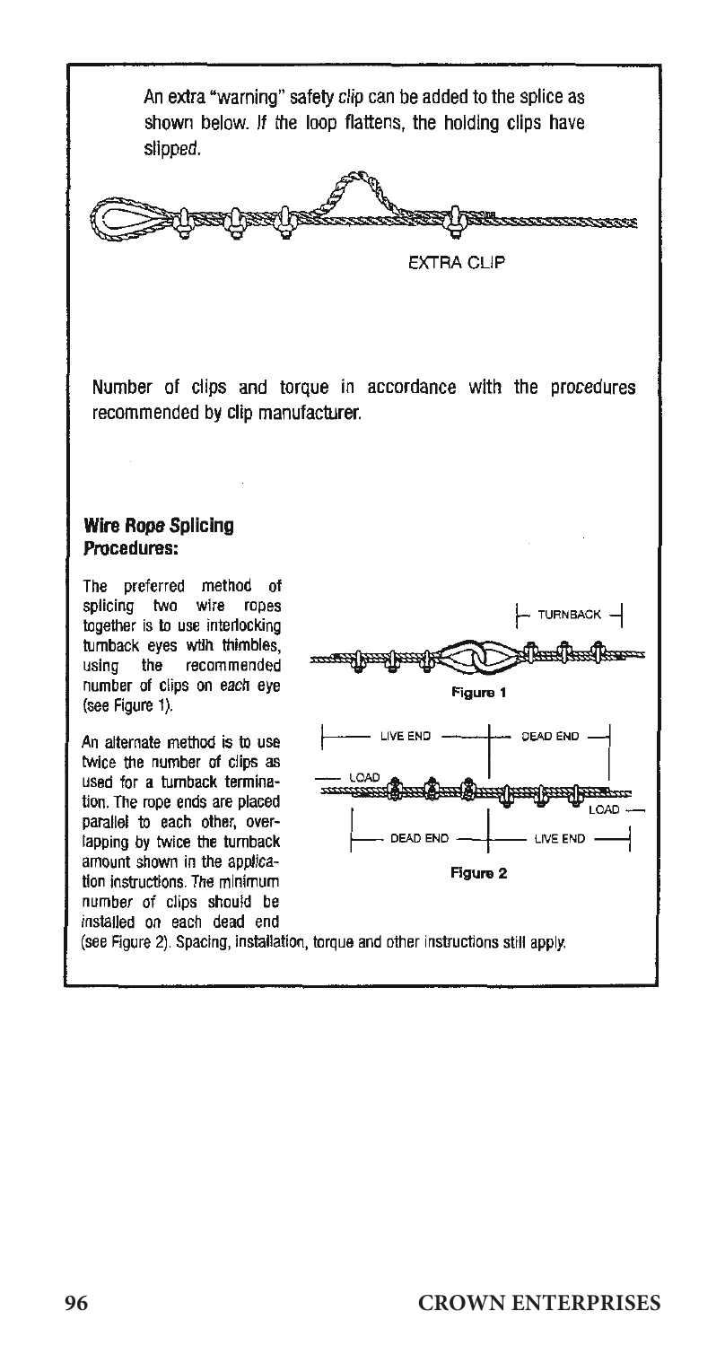An extra "warning" safety clip can be added to the splice as shown below. If the loop flattens, the holding clips have slipped.

EXTRA CLIP

Number of clips and torque in accordance with the procedures recommended by clip manufacturer.

**Wire Rope Splicing Procedures:**

The preferred method of splicing two wire ropes together is to use interlocking turnback eyes with thimbles, using the recommended number of clips on each eye (see Figure 1).

TURNBACK

Figure 1

An alternate method is to use twice the number of clips as used for a turnback termination. The rope ends are placed parallel to each other, overlapping by twice the turnback amount shown in the application instructions. The minimum number of clips should be installed on each dead end (see Figure 2). Spacing, installation, torque and other instructions still apply.

LIVE END — DEAD END

LOAD — LOAD

DEAD END — LIVE END

Figure 2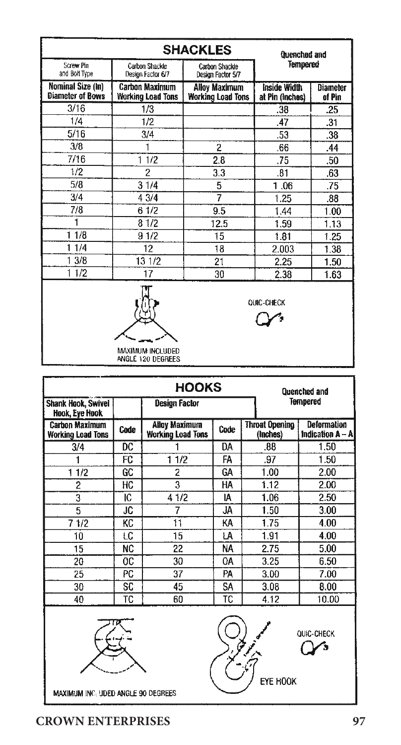## SHACKLES

| Screw Pin and Bolt Type | Carbon Shackle Design Factor 6/7 | Carbon Shackle Design Factor 5/7 | Quenched and Tempered | |
|---|---|---|---|---|
| **Nominal Size (In) Diameter of Bows** | **Carbon Maximum Working Load Tons** | **Alloy Maximum Working Load Tons** | **Inside Width at Pin (Inches)** | **Diameter of Pin** |
| 3/16 | 1/3 | | .38 | .25 |
| 1/4 | 1/2 | | .47 | .31 |
| 5/16 | 3/4 | | .53 | .38 |
| 3/8 | 1 | 2 | .66 | .44 |
| 7/16 | 1 1/2 | 2.8 | .75 | .50 |
| 1/2 | 2 | 3.3 | .81 | .63 |
| 5/8 | 3 1/4 | 5 | 1 .06 | .75 |
| 3/4 | 4 3/4 | 7 | 1.25 | .88 |
| 7/8 | 6 1/2 | 9.5 | 1.44 | 1.00 |
| 1 | 8 1/2 | 12.5 | 1.59 | 1.13 |
| 1 1/8 | 9 1/2 | 15 | 1.81 | 1.25 |
| 1 1/4 | 12 | 18 | 2.003 | 1.38 |
| 1 3/8 | 13 1/2 | 21 | 2.25 | 1.50 |
| 1 1/2 | 17 | 30 | 2.38 | 1.63 |

MAXIMUM INCLUDED ANGLE 120 DEGREES

QUIC-CHECK

## HOOKS

| Shank Hook, Swivel Hook, Eye Hook | | Design Factor | | Quenched and Tempered | |
|---|---|---|---|---|---|
| **Carbon Maximum Working Load Tons** | **Code** | **Alloy Maximum Working Load Tons** | **Code** | **Throat Opening (Inches)** | **Deformation Indication A – A** |
| 3/4 | DC | 1 | DA | .88 | 1.50 |
| 1 | FC | 1 1/2 | FA | .97 | 1.50 |
| 1 1/2 | GC | 2 | GA | 1.00 | 2.00 |
| 2 | HC | 3 | HA | 1.12 | 2.00 |
| 3 | IC | 4 1/2 | IA | 1.06 | 2.50 |
| 5 | JC | 7 | JA | 1.50 | 3.00 |
| 7 1/2 | KC | 11 | KA | 1.75 | 4.00 |
| 10 | LC | 15 | LA | 1.91 | 4.00 |
| 15 | NC | 22 | NA | 2.75 | 5.00 |
| 20 | OC | 30 | OA | 3.25 | 6.50 |
| 25 | PC | 37 | PA | 3.00 | 7.00 |
| 30 | SC | 45 | SA | 3.08 | 8.00 |
| 40 | TC | 60 | TC | 4.12 | 10.00 |

MAXIMUM INCLUDED ANGLE 90 DEGREES

EYE HOOK

QUIC-CHECK

**CROWN ENTERPRISES**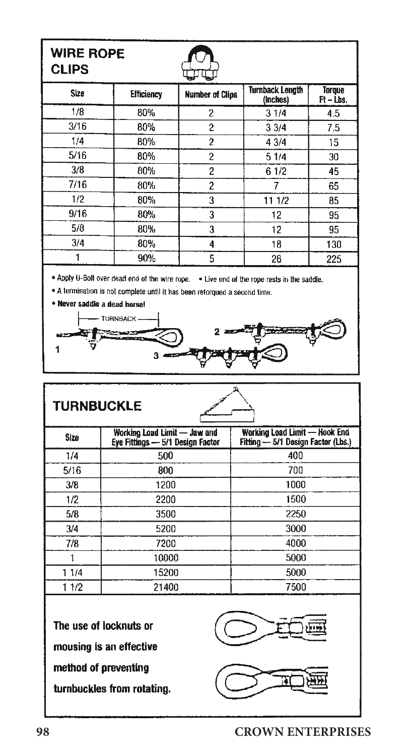## WIRE ROPE CLIPS

| Size | Efficiency | Number of Clips | Turnback Length (Inches) | Torque Ft – Lbs. |
|---|---|---|---|---|
| 1/8 | 80% | 2 | 3 1/4 | 4.5 |
| 3/16 | 80% | 2 | 3 3/4 | 7.5 |
| 1/4 | 80% | 2 | 4 3/4 | 15 |
| 5/16 | 80% | 2 | 5 1/4 | 30 |
| 3/8 | 80% | 2 | 6 1/2 | 45 |
| 7/16 | 80% | 2 | 7 | 65 |
| 1/2 | 80% | 3 | 11 1/2 | 85 |
| 9/16 | 80% | 3 | 12 | 95 |
| 5/8 | 80% | 3 | 12 | 95 |
| 3/4 | 80% | 4 | 18 | 130 |
| 1 | 90% | 5 | 26 | 225 |

- Apply U-Bolt over dead end of the wire rope.
- Live end of the rope rests in the saddle.
- A termination is not complete until it has been retorqued a second time.
- **Never saddle a dead horse!**

TURNBACK

1

2

3

## TURNBUCKLE

| Size | Working Load Limit — Jaw and Eye Fittings — 5/1 Design Factor | Working Load Limit — Hook End Fitting — 5/1 Design Factor (Lbs.) |
|---|---|---|
| 1/4 | 500 | 400 |
| 5/16 | 800 | 700 |
| 3/8 | 1200 | 1000 |
| 1/2 | 2200 | 1500 |
| 5/8 | 3500 | 2250 |
| 3/4 | 5200 | 3000 |
| 7/8 | 7200 | 4000 |
| 1 | 10000 | 5000 |
| 1 1/4 | 15200 | 5000 |
| 1 1/2 | 21400 | 7500 |

**The use of locknuts or mousing is an effective method of preventing turnbuckles from rotating.**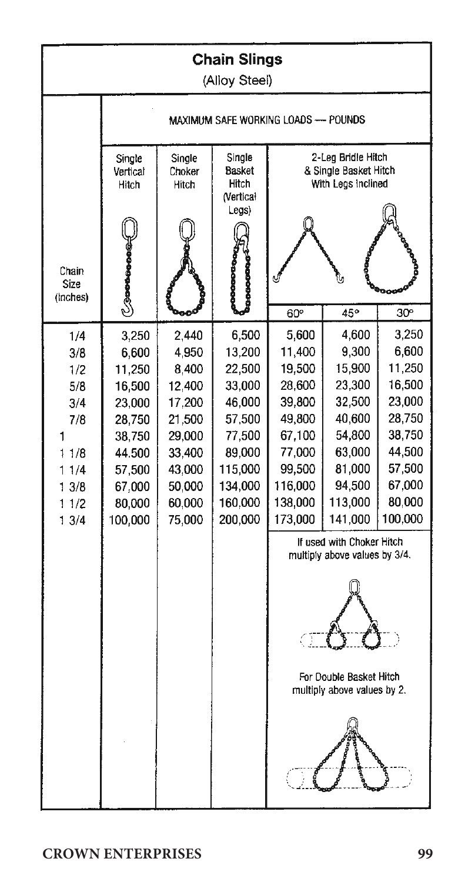# Chain Slings

(Alloy Steel)

| Chain Size (Inches) | MAXIMUM SAFE WORKING LOADS — POUNDS | | | | | |
|---|---|---|---|---|---|---|
| | Single Vertical Hitch | Single Choker Hitch | Single Basket Hitch (Vertical Legs) | 2-Leg Bridle Hitch & Single Basket Hitch With Legs Inclined | | |
| | | | | 60° | 45° | 30° |
| 1/4 | 3,250 | 2,440 | 6,500 | 5,600 | 4,600 | 3,250 |
| 3/8 | 6,600 | 4,950 | 13,200 | 11,400 | 9,300 | 6,600 |
| 1/2 | 11,250 | 8,400 | 22,500 | 19,500 | 15,900 | 11,250 |
| 5/8 | 16,500 | 12,400 | 33,000 | 28,600 | 23,300 | 16,500 |
| 3/4 | 23,000 | 17,200 | 46,000 | 39,800 | 32,500 | 23,000 |
| 7/8 | 28,750 | 21,500 | 57,500 | 49,800 | 40,600 | 28,750 |
| 1 | 38,750 | 29,000 | 77,500 | 67,100 | 54,800 | 38,750 |
| 1 1/8 | 44,500 | 33,400 | 89,000 | 77,000 | 63,000 | 44,500 |
| 1 1/4 | 57,500 | 43,000 | 115,000 | 99,500 | 81,000 | 57,500 |
| 1 3/8 | 67,000 | 50,000 | 134,000 | 116,000 | 94,500 | 67,000 |
| 1 1/2 | 80,000 | 60,000 | 160,000 | 138,000 | 113,000 | 80,000 |
| 1 3/4 | 100,000 | 75,000 | 200,000 | 173,000 | 141,000 | 100,000 |

If used with Choker Hitch multiply above values by 3/4.

For Double Basket Hitch multiply above values by 2.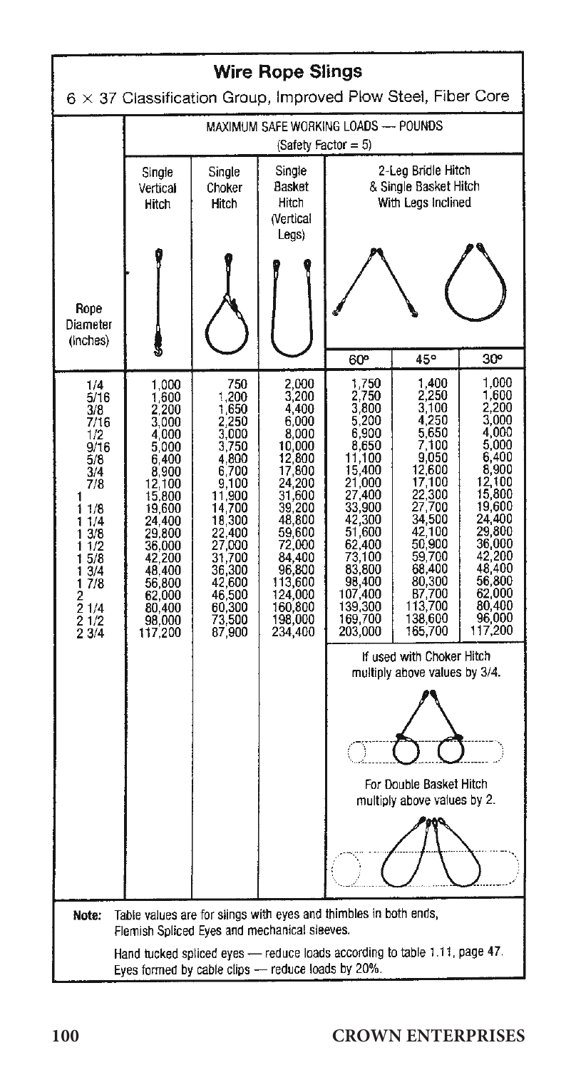# Wire Rope Slings

## 6 × 37 Classification Group, Improved Plow Steel, Fiber Core

| Rope Diameter (Inches) | MAXIMUM SAFE WORKING LOADS — POUNDS (Safety Factor = 5) | | | | | |
|---|---|---|---|---|---|---|
| | Single Vertical Hitch | Single Choker Hitch | Single Basket Hitch (Vertical Legs) | 2-Leg Bridle Hitch & Single Basket Hitch With Legs Inclined | | |
| | | | | 60° | 45° | 30° |
| 1/4 | 1,000 | 750 | 2,000 | 1,750 | 1,400 | 1,000 |
| 5/16 | 1,600 | 1,200 | 3,200 | 2,750 | 2,250 | 1,600 |
| 3/8 | 2,200 | 1,650 | 4,400 | 3,800 | 3,100 | 2,200 |
| 7/16 | 3,000 | 2,250 | 6,000 | 5,200 | 4,250 | 3,000 |
| 1/2 | 4,000 | 3,000 | 8,000 | 6,900 | 5,650 | 4,000 |
| 9/16 | 5,000 | 3,750 | 10,000 | 8,650 | 7,100 | 5,000 |
| 5/8 | 6,400 | 4,800 | 12,800 | 11,100 | 9,050 | 6,400 |
| 3/4 | 8,900 | 6,700 | 17,800 | 15,400 | 12,600 | 8,900 |
| 7/8 | 12,100 | 9,100 | 24,200 | 21,000 | 17,100 | 12,100 |
| 1 | 15,800 | 11,900 | 31,600 | 27,400 | 22,300 | 15,800 |
| 1 1/8 | 19,600 | 14,700 | 39,200 | 33,900 | 27,700 | 19,600 |
| 1 1/4 | 24,400 | 18,300 | 48,800 | 42,300 | 34,500 | 24,400 |
| 1 3/8 | 29,800 | 22,400 | 59,600 | 51,600 | 42,100 | 29,800 |
| 1 1/2 | 36,000 | 27,000 | 72,000 | 62,400 | 50,900 | 36,000 |
| 1 5/8 | 42,200 | 31,700 | 84,400 | 73,100 | 59,700 | 42,200 |
| 1 3/4 | 48,400 | 36,300 | 96,800 | 83,800 | 68,400 | 48,400 |
| 1 7/8 | 56,800 | 42,600 | 113,600 | 98,400 | 80,300 | 56,800 |
| 2 | 62,000 | 46,500 | 124,000 | 107,400 | 87,700 | 62,000 |
| 2 1/4 | 80,400 | 60,300 | 160,800 | 139,300 | 113,700 | 80,400 |
| 2 1/2 | 98,000 | 73,500 | 198,000 | 169,700 | 138,600 | 96,000 |
| 2 3/4 | 117,200 | 87,900 | 234,400 | 203,000 | 165,700 | 117,200 |

If used with Choker Hitch multiply above values by 3/4.

For Double Basket Hitch multiply above values by 2.

**Note:** Table values are for slings with eyes and thimbles in both ends, Flemish Spliced Eyes and mechanical sleeves.

Hand tucked spliced eyes — reduce loads according to table 1.11, page 47.

Eyes formed by cable clips — reduce loads by 20%.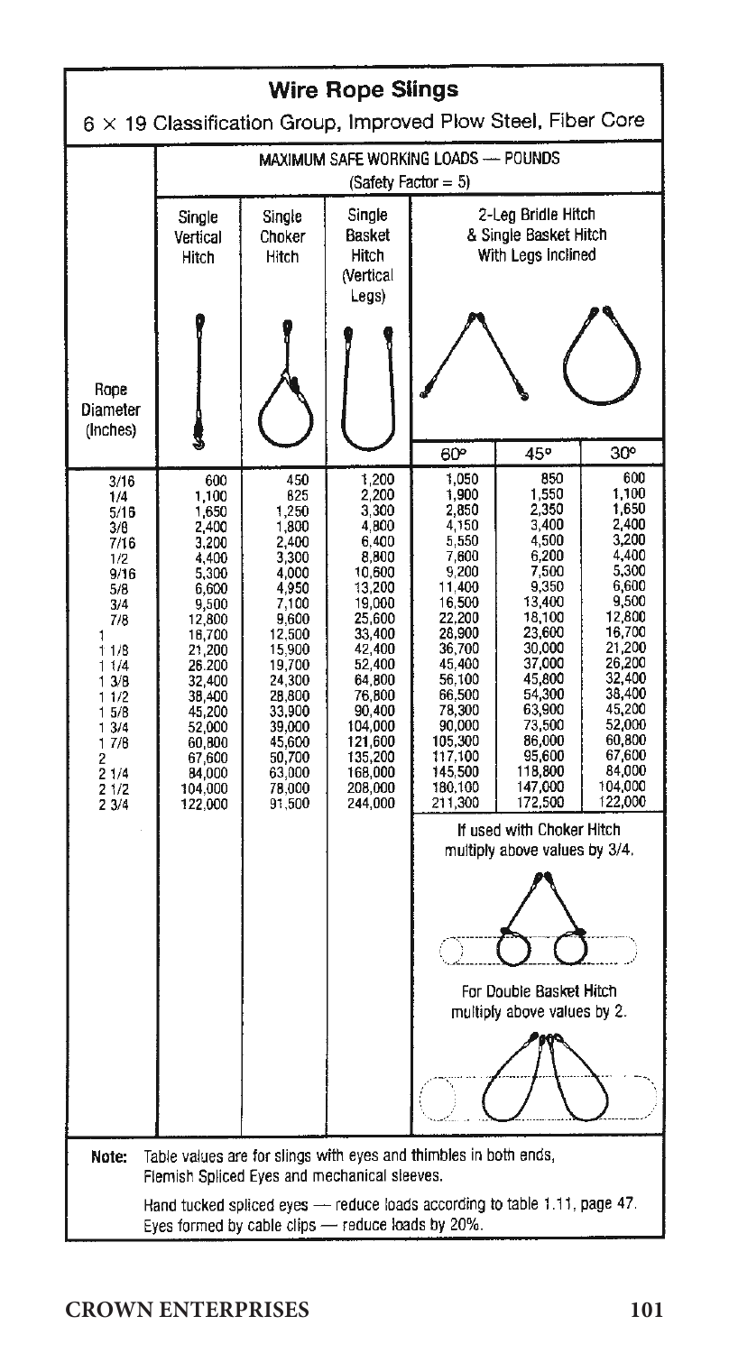# Wire Rope Slings

## 6 × 19 Classification Group, Improved Plow Steel, Fiber Core

| Rope Diameter (Inches) | MAXIMUM SAFE WORKING LOADS — POUNDS (Safety Factor = 5) | | | | | |
|---|---|---|---|---|---|---|
| | Single Vertical Hitch | Single Choker Hitch | Single Basket Hitch (Vertical Legs) | 2-Leg Bridle Hitch & Single Basket Hitch With Legs Inclined | | |
| | | | | 60° | 45° | 30° |
| 3/16 | 600 | 450 | 1,200 | 1,050 | 850 | 600 |
| 1/4 | 1,100 | 825 | 2,200 | 1,900 | 1,550 | 1,100 |
| 5/16 | 1,650 | 1,250 | 3,300 | 2,850 | 2,350 | 1,650 |
| 3/8 | 2,400 | 1,800 | 4,800 | 4,150 | 3,400 | 2,400 |
| 7/16 | 3,200 | 2,400 | 6,400 | 5,550 | 4,500 | 3,200 |
| 1/2 | 4,400 | 3,300 | 8,800 | 7,800 | 6,200 | 4,400 |
| 9/16 | 5,300 | 4,000 | 10,600 | 9,200 | 7,500 | 5,300 |
| 5/8 | 6,600 | 4,950 | 13,200 | 11,400 | 9,350 | 6,600 |
| 3/4 | 9,500 | 7,100 | 19,000 | 16,500 | 13,400 | 9,500 |
| 7/8 | 12,800 | 9,600 | 25,600 | 22,200 | 18,100 | 12,800 |
| 1 | 16,700 | 12,500 | 33,400 | 28,900 | 23,600 | 16,700 |
| 1 1/8 | 21,200 | 15,900 | 42,400 | 36,700 | 30,000 | 21,200 |
| 1 1/4 | 26,200 | 19,700 | 52,400 | 45,400 | 37,000 | 26,200 |
| 1 3/8 | 32,400 | 24,300 | 64,800 | 56,100 | 45,800 | 32,400 |
| 1 1/2 | 38,400 | 28,800 | 76,800 | 66,500 | 54,300 | 38,400 |
| 1 5/8 | 45,200 | 33,900 | 90,400 | 78,300 | 63,900 | 45,200 |
| 1 3/4 | 52,000 | 39,000 | 104,000 | 90,000 | 73,500 | 52,000 |
| 1 7/8 | 60,800 | 45,600 | 121,600 | 105,300 | 86,000 | 60,800 |
| 2 | 67,600 | 50,700 | 135,200 | 117,100 | 95,600 | 67,600 |
| 2 1/4 | 84,000 | 63,000 | 168,000 | 145,500 | 118,800 | 84,000 |
| 2 1/2 | 104,000 | 78,000 | 208,000 | 180,100 | 147,000 | 104,000 |
| 2 3/4 | 122,000 | 91,500 | 244,000 | 211,300 | 172,500 | 122,000 |

If used with Choker Hitch multiply above values by 3/4.

For Double Basket Hitch multiply above values by 2.

**Note:** Table values are for slings with eyes and thimbles in both ends, Flemish Spliced Eyes and mechanical sleeves.

Hand tucked spliced eyes — reduce loads according to table 1.11, page 47.
Eyes formed by cable clips — reduce loads by 20%.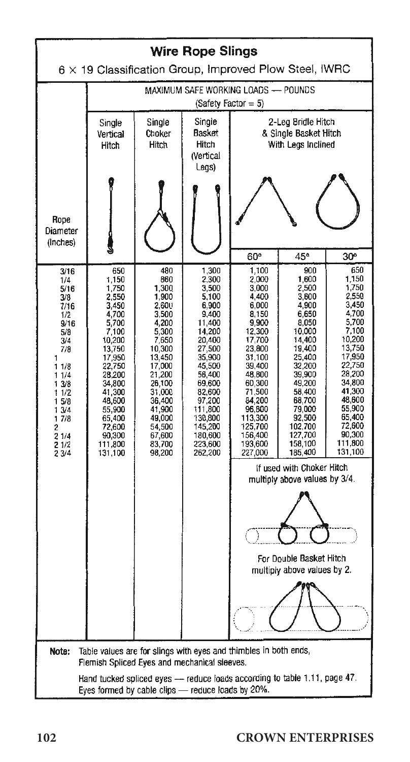## Wire Rope Slings

6 × 19 Classification Group, Improved Plow Steel, IWRC

| Rope Diameter (Inches) | MAXIMUM SAFE WORKING LOADS — POUNDS (Safety Factor = 5) | | | | | |
|---|---|---|---|---|---|---|
| | Single Vertical Hitch | Single Choker Hitch | Single Basket Hitch (Vertical Legs) | 2-Leg Bridle Hitch & Single Basket Hitch With Legs Inclined | | |
| | | | | 60° | 45° | 30° |
| 3/16 | 650 | 480 | 1,300 | 1,100 | 900 | 650 |
| 1/4 | 1,150 | 860 | 2,300 | 2,000 | 1,600 | 1,150 |
| 5/16 | 1,750 | 1,300 | 3,500 | 3,000 | 2,500 | 1,750 |
| 3/8 | 2,550 | 1,900 | 5,100 | 4,400 | 3,600 | 2,550 |
| 7/16 | 3,450 | 2,600 | 6,900 | 6,000 | 4,900 | 3,450 |
| 1/2 | 4,700 | 3,500 | 9,400 | 8,150 | 6,650 | 4,700 |
| 9/16 | 5,700 | 4,200 | 11,400 | 9,900 | 8,050 | 5,700 |
| 5/8 | 7,100 | 5,300 | 14,200 | 12,300 | 10,000 | 7,100 |
| 3/4 | 10,200 | 7,650 | 20,400 | 17,700 | 14,400 | 10,200 |
| 7/8 | 13,750 | 10,300 | 27,500 | 23,800 | 19,400 | 13,750 |
| 1 | 17,950 | 13,450 | 35,900 | 31,100 | 25,400 | 17,950 |
| 1 1/8 | 22,750 | 17,000 | 45,500 | 39,400 | 32,200 | 22,750 |
| 1 1/4 | 28,200 | 21,200 | 56,400 | 48,800 | 39,900 | 28,200 |
| 1 3/8 | 34,800 | 26,100 | 69,600 | 60,300 | 49,200 | 34,800 |
| 1 1/2 | 41,300 | 31,000 | 82,600 | 71,500 | 58,400 | 41,300 |
| 1 5/8 | 48,600 | 36,400 | 97,200 | 84,200 | 68,700 | 48,600 |
| 1 3/4 | 55,900 | 41,900 | 111,800 | 96,800 | 79,000 | 55,900 |
| 1 7/8 | 65,400 | 49,000 | 130,800 | 113,300 | 92,500 | 65,400 |
| 2 | 72,600 | 54,500 | 145,200 | 125,700 | 102,700 | 72,600 |
| 2 1/4 | 90,300 | 67,600 | 180,600 | 156,400 | 127,700 | 90,300 |
| 2 1/2 | 111,800 | 83,700 | 223,600 | 193,600 | 158,100 | 111,800 |
| 2 3/4 | 131,100 | 98,200 | 262,200 | 227,000 | 185,400 | 131,100 |

If used with Choker Hitch multiply above values by 3/4.

For Double Basket Hitch multiply above values by 2.

**Note:** Table values are for slings with eyes and thimbles in both ends, Flemish Spliced Eyes and mechanical sleeves.

Hand tucked spliced eyes — reduce loads according to table 1.11, page 47.
Eyes formed by cable clips — reduce loads by 20%.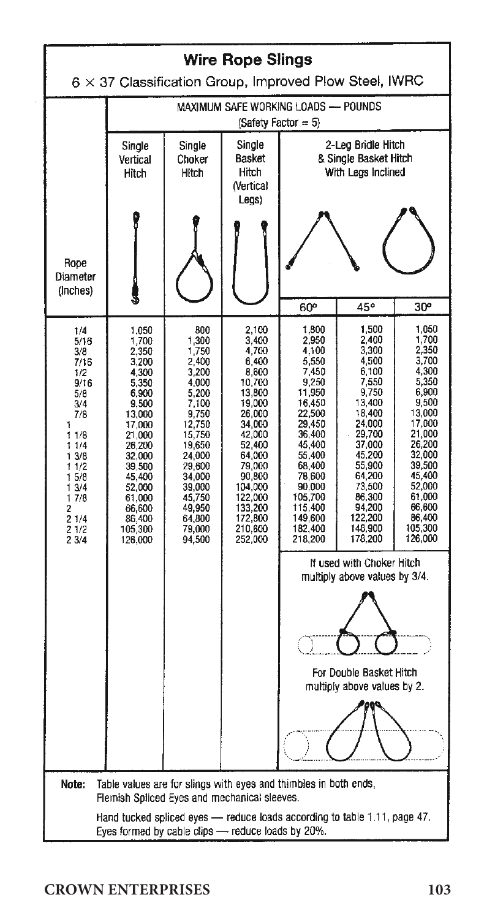# Wire Rope Slings

## 6 × 37 Classification Group, Improved Plow Steel, IWRC

| Rope Diameter (Inches) | MAXIMUM SAFE WORKING LOADS — POUNDS (Safety Factor = 5) | | | | | |
|---|---|---|---|---|---|---|
| | Single Vertical Hitch | Single Choker Hitch | Single Basket Hitch (Vertical Legs) | 2-Leg Bridle Hitch & Single Basket Hitch With Legs Inclined | | |
| | | | | 60° | 45° | 30° |
| 1/4 | 1,050 | 800 | 2,100 | 1,800 | 1,500 | 1,050 |
| 5/16 | 1,700 | 1,300 | 3,400 | 2,950 | 2,400 | 1,700 |
| 3/8 | 2,350 | 1,750 | 4,700 | 4,100 | 3,300 | 2,350 |
| 7/16 | 3,200 | 2,400 | 6,400 | 5,550 | 4,500 | 3,700 |
| 1/2 | 4,300 | 3,200 | 8,600 | 7,450 | 6,100 | 4,300 |
| 9/16 | 5,350 | 4,000 | 10,700 | 9,250 | 7,550 | 5,350 |
| 5/8 | 6,900 | 5,200 | 13,800 | 11,950 | 9,750 | 6,900 |
| 3/4 | 9,500 | 7,100 | 19,000 | 16,450 | 13,400 | 9,500 |
| 7/8 | 13,000 | 9,750 | 26,000 | 22,500 | 18,400 | 13,000 |
| 1 | 17,000 | 12,750 | 34,000 | 29,450 | 24,000 | 17,000 |
| 1 1/8 | 21,000 | 15,750 | 42,000 | 36,400 | 29,700 | 21,000 |
| 1 1/4 | 26,200 | 19,650 | 52,400 | 45,400 | 37,000 | 26,200 |
| 1 3/8 | 32,000 | 24,000 | 64,000 | 55,400 | 45,200 | 32,000 |
| 1 1/2 | 39,500 | 29,600 | 79,000 | 68,400 | 55,900 | 39,500 |
| 1 5/8 | 45,400 | 34,000 | 90,800 | 78,600 | 64,200 | 45,400 |
| 1 3/4 | 52,000 | 39,000 | 104,000 | 90,000 | 73,500 | 52,000 |
| 1 7/8 | 61,000 | 45,750 | 122,000 | 105,700 | 86,300 | 61,000 |
| 2 | 66,600 | 49,950 | 133,200 | 115,400 | 94,200 | 66,600 |
| 2 1/4 | 86,400 | 64,800 | 172,800 | 149,600 | 122,200 | 86,400 |
| 2 1/2 | 105,300 | 79,000 | 210,600 | 182,400 | 148,900 | 105,300 |
| 2 3/4 | 126,000 | 94,500 | 252,000 | 218,200 | 178,200 | 126,000 |

If used with Choker Hitch multiply above values by 3/4.

For Double Basket Hitch multiply above values by 2.

**Note:** Table values are for slings with eyes and thimbles in both ends, Flemish Spliced Eyes and mechanical sleeves.

Hand tucked spliced eyes — reduce loads according to table 1.11, page 47.
Eyes formed by cable clips — reduce loads by 20%.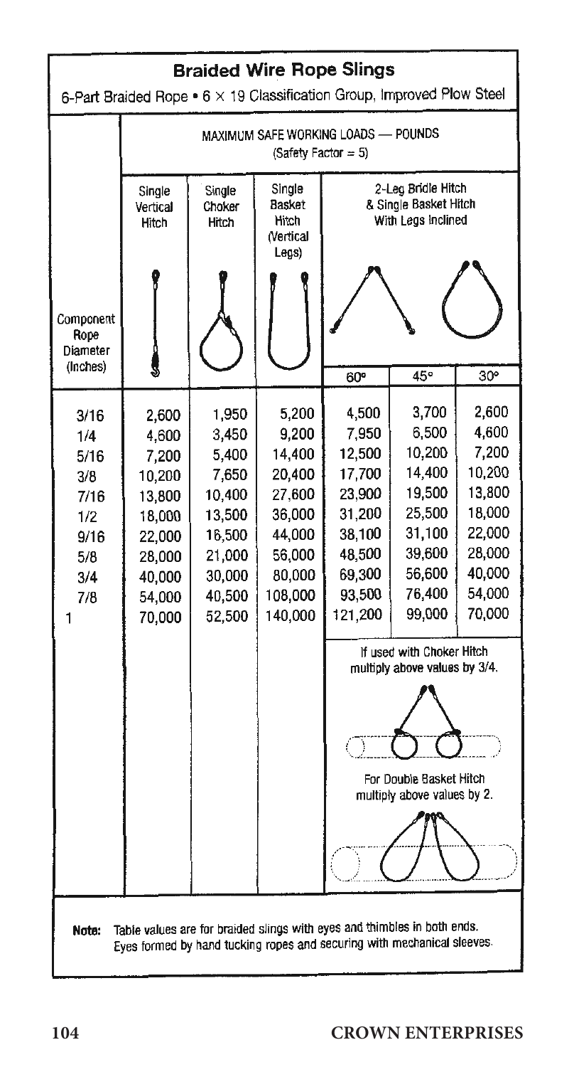## Braided Wire Rope Slings

6-Part Braided Rope • 6 × 19 Classification Group, Improved Plow Steel

| Component Rope Diameter (Inches) | MAXIMUM SAFE WORKING LOADS — POUNDS (Safety Factor = 5) | | | | | |
|---|---|---|---|---|---|---|
| | Single Vertical Hitch | Single Choker Hitch | Single Basket Hitch (Vertical Legs) | 2-Leg Bridle Hitch & Single Basket Hitch With Legs Inclined | | |
| | | | | 60° | 45° | 30° |
| 3/16 | 2,600 | 1,950 | 5,200 | 4,500 | 3,700 | 2,600 |
| 1/4 | 4,600 | 3,450 | 9,200 | 7,950 | 6,500 | 4,600 |
| 5/16 | 7,200 | 5,400 | 14,400 | 12,500 | 10,200 | 7,200 |
| 3/8 | 10,200 | 7,650 | 20,400 | 17,700 | 14,400 | 10,200 |
| 7/16 | 13,800 | 10,400 | 27,600 | 23,900 | 19,500 | 13,800 |
| 1/2 | 18,000 | 13,500 | 36,000 | 31,200 | 25,500 | 18,000 |
| 9/16 | 22,000 | 16,500 | 44,000 | 38,100 | 31,100 | 22,000 |
| 5/8 | 28,000 | 21,000 | 56,000 | 48,500 | 39,600 | 28,000 |
| 3/4 | 40,000 | 30,000 | 80,000 | 69,300 | 56,600 | 40,000 |
| 7/8 | 54,000 | 40,500 | 108,000 | 93,500 | 76,400 | 54,000 |
| 1 | 70,000 | 52,500 | 140,000 | 121,200 | 99,000 | 70,000 |

If used with Choker Hitch multiply above values by 3/4.

For Double Basket Hitch multiply above values by 2.

**Note:** Table values are for braided slings with eyes and thimbles in both ends. Eyes formed by hand tucking ropes and securing with mechanical sleeves.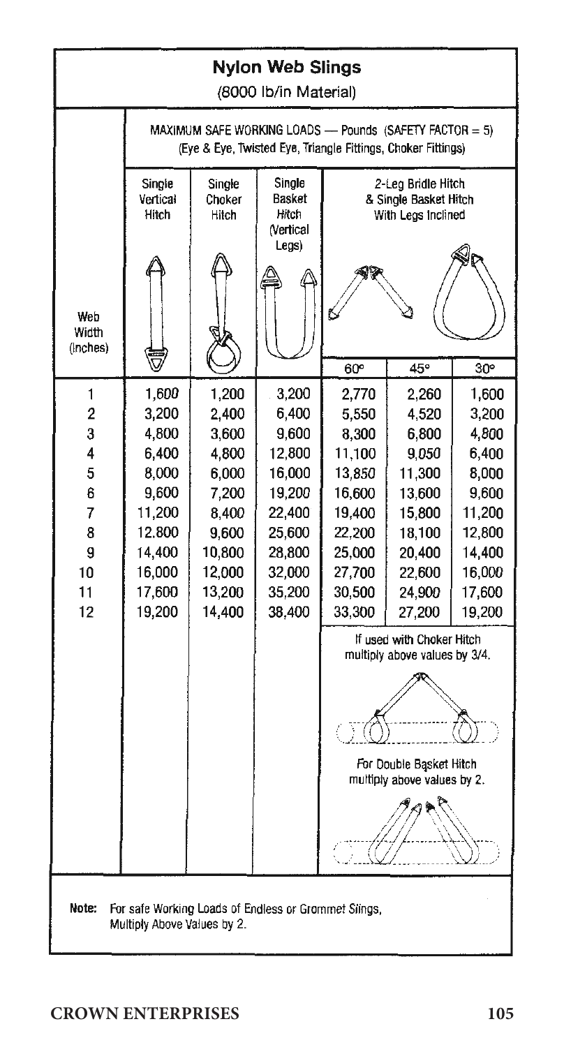## Nylon Web Slings

(8000 lb/in Material)

MAXIMUM SAFE WORKING LOADS — Pounds (SAFETY FACTOR = 5)
(Eye & Eye, Twisted Eye, Triangle Fittings, Choker Fittings)

| Web Width (Inches) | Single Vertical Hitch | Single Choker Hitch | Single Basket Hitch (Vertical Legs) | 2-Leg Bridle Hitch & Single Basket Hitch With Legs Inclined | | |
|---|---|---|---|---|---|---|
| | | | | 60° | 45° | 30° |
| 1 | 1,600 | 1,200 | 3,200 | 2,770 | 2,260 | 1,600 |
| 2 | 3,200 | 2,400 | 6,400 | 5,550 | 4,520 | 3,200 |
| 3 | 4,800 | 3,600 | 9,600 | 8,300 | 6,800 | 4,800 |
| 4 | 6,400 | 4,800 | 12,800 | 11,100 | 9,050 | 6,400 |
| 5 | 8,000 | 6,000 | 16,000 | 13,850 | 11,300 | 8,000 |
| 6 | 9,600 | 7,200 | 19,200 | 16,600 | 13,600 | 9,600 |
| 7 | 11,200 | 8,400 | 22,400 | 19,400 | 15,800 | 11,200 |
| 8 | 12,800 | 9,600 | 25,600 | 22,200 | 18,100 | 12,800 |
| 9 | 14,400 | 10,800 | 28,800 | 25,000 | 20,400 | 14,400 |
| 10 | 16,000 | 12,000 | 32,000 | 27,700 | 22,600 | 16,000 |
| 11 | 17,600 | 13,200 | 35,200 | 30,500 | 24,900 | 17,600 |
| 12 | 19,200 | 14,400 | 38,400 | 33,300 | 27,200 | 19,200 |

If used with Choker Hitch multiply above values by 3/4.

For Double Basket Hitch multiply above values by 2.

**Note:** For safe Working Loads of Endless or Grommet Slings, Multiply Above Values by 2.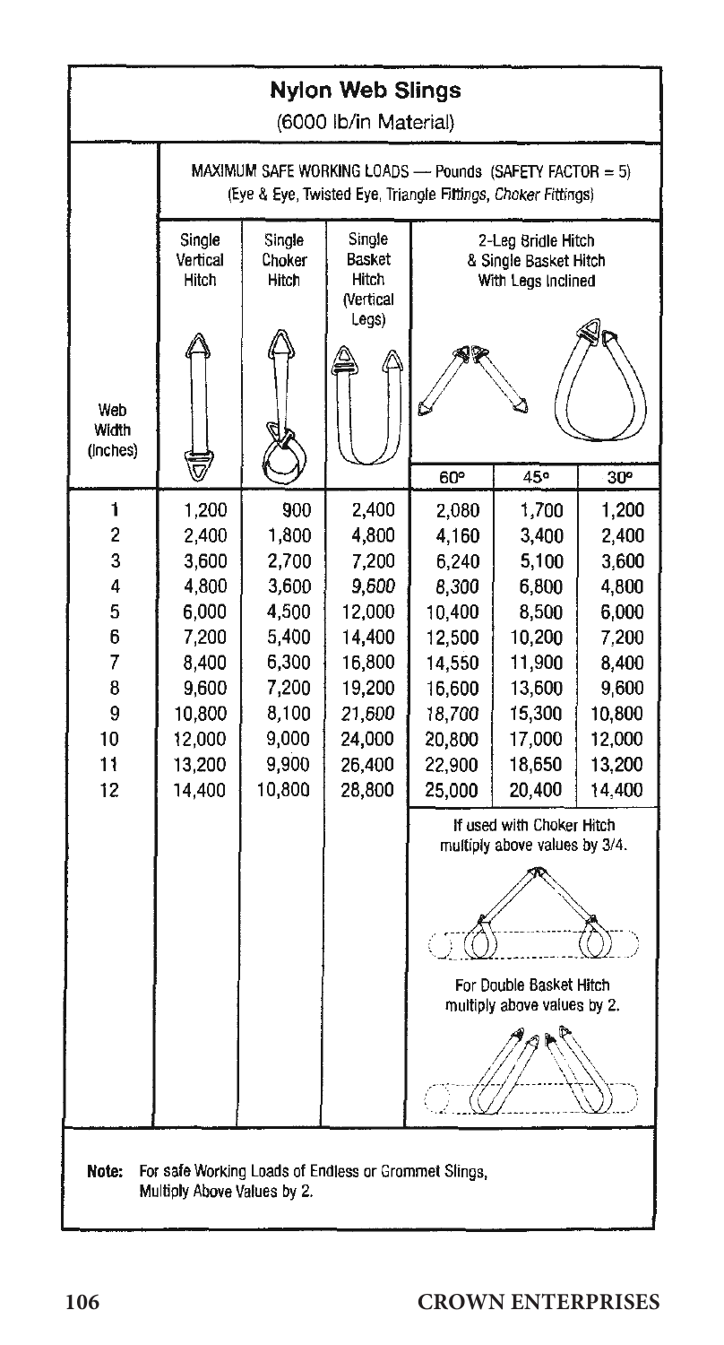# Nylon Web Slings

(6000 lb/in Material)

| Web Width (Inches) | MAXIMUM SAFE WORKING LOADS — Pounds (SAFETY FACTOR = 5) (Eye & Eye, Twisted Eye, Triangle Fittings, Choker Fittings) | | | | | |
|---|---|---|---|---|---|---|
| | Single Vertical Hitch | Single Choker Hitch | Single Basket Hitch (Vertical Legs) | 2-Leg Bridle Hitch & Single Basket Hitch With Legs Inclined | | |
| | | | | 60° | 45° | 30° |
| 1 | 1,200 | 900 | 2,400 | 2,080 | 1,700 | 1,200 |
| 2 | 2,400 | 1,800 | 4,800 | 4,160 | 3,400 | 2,400 |
| 3 | 3,600 | 2,700 | 7,200 | 6,240 | 5,100 | 3,600 |
| 4 | 4,800 | 3,600 | 9,600 | 8,300 | 6,800 | 4,800 |
| 5 | 6,000 | 4,500 | 12,000 | 10,400 | 8,500 | 6,000 |
| 6 | 7,200 | 5,400 | 14,400 | 12,500 | 10,200 | 7,200 |
| 7 | 8,400 | 6,300 | 16,800 | 14,550 | 11,900 | 8,400 |
| 8 | 9,600 | 7,200 | 19,200 | 16,600 | 13,600 | 9,600 |
| 9 | 10,800 | 8,100 | 21,600 | 18,700 | 15,300 | 10,800 |
| 10 | 12,000 | 9,000 | 24,000 | 20,800 | 17,000 | 12,000 |
| 11 | 13,200 | 9,900 | 26,400 | 22,900 | 18,650 | 13,200 |
| 12 | 14,400 | 10,800 | 28,800 | 25,000 | 20,400 | 14,400 |

If used with Choker Hitch multiply above values by 3/4.

For Double Basket Hitch multiply above values by 2.

**Note:** For safe Working Loads of Endless or Grommet Slings, Multiply Above Values by 2.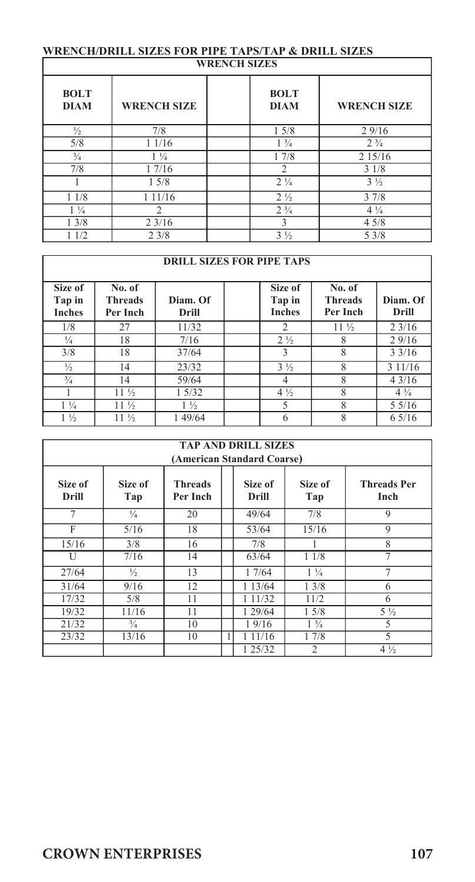# WRENCH/DRILL SIZES FOR PIPE TAPS/TAP & DRILL SIZES

## WRENCH SIZES

| BOLT DIAM | WRENCH SIZE | | BOLT DIAM | WRENCH SIZE |
|---|---|---|---|---|
| ½ | 7/8 | | 1 5/8 | 2 9/16 |
| 5/8 | 1 1/16 | | 1 ¾ | 2 ¾ |
| ¾ | 1 ¼ | | 1 7/8 | 2 15/16 |
| 7/8 | 1 7/16 | | 2 | 3 1/8 |
| 1 | 1 5/8 | | 2 ¼ | 3 ½ |
| 1 1/8 | 1 11/16 | | 2 ½ | 3 7/8 |
| 1 ¼ | 2 | | 2 ¾ | 4 ¼ |
| 1 3/8 | 2 3/16 | | 3 | 4 5/8 |
| 1 1/2 | 2 3/8 | | 3 ½ | 5 3/8 |

## DRILL SIZES FOR PIPE TAPS

| Size of Tap in Inches | No. of Threads Per Inch | Diam. Of Drill | | Size of Tap in Inches | No. of Threads Per Inch | Diam. Of Drill |
|---|---|---|---|---|---|---|
| 1/8 | 27 | 11/32 | | 2 | 11 ½ | 2 3/16 |
| ¼ | 18 | 7/16 | | 2 ½ | 8 | 2 9/16 |
| 3/8 | 18 | 37/64 | | 3 | 8 | 3 3/16 |
| ½ | 14 | 23/32 | | 3 ½ | 8 | 3 11/16 |
| ¾ | 14 | 59/64 | | 4 | 8 | 4 3/16 |
| 1 | 11 ½ | 1 5/32 | | 4 ½ | 8 | 4 ¾ |
| 1 ¼ | 11 ½ | 1 ½ | | 5 | 8 | 5 5/16 |
| 1 ½ | 11 ½ | 1 49/64 | | 6 | 8 | 6 5/16 |

## TAP AND DRILL SIZES
### (American Standard Coarse)

| Size of Drill | Size of Tap | Threads Per Inch | | Size of Drill | Size of Tap | Threads Per Inch |
|---|---|---|---|---|---|---|
| 7 | ¼ | 20 | | 49/64 | 7/8 | 9 |
| F | 5/16 | 18 | | 53/64 | 15/16 | 9 |
| 15/16 | 3/8 | 16 | | 7/8 | 1 | 8 |
| U | 7/16 | 14 | | 63/64 | 1 1/8 | 7 |
| 27/64 | ½ | 13 | | 1 7/64 | 1 ¼ | 7 |
| 31/64 | 9/16 | 12 | | 1 13/64 | 1 3/8 | 6 |
| 17/32 | 5/8 | 11 | | 1 11/32 | 11/2 | 6 |
| 19/32 | 11/16 | 11 | | 1 29/64 | 1 5/8 | 5 ½ |
| 21/32 | ¾ | 10 | | 1 9/16 | 1 ¾ | 5 |
| 23/32 | 13/16 | 10 | 1 | 1 11/16 | 1 7/8 | 5 |
| | | | | 1 25/32 | 2 | 4 ½ |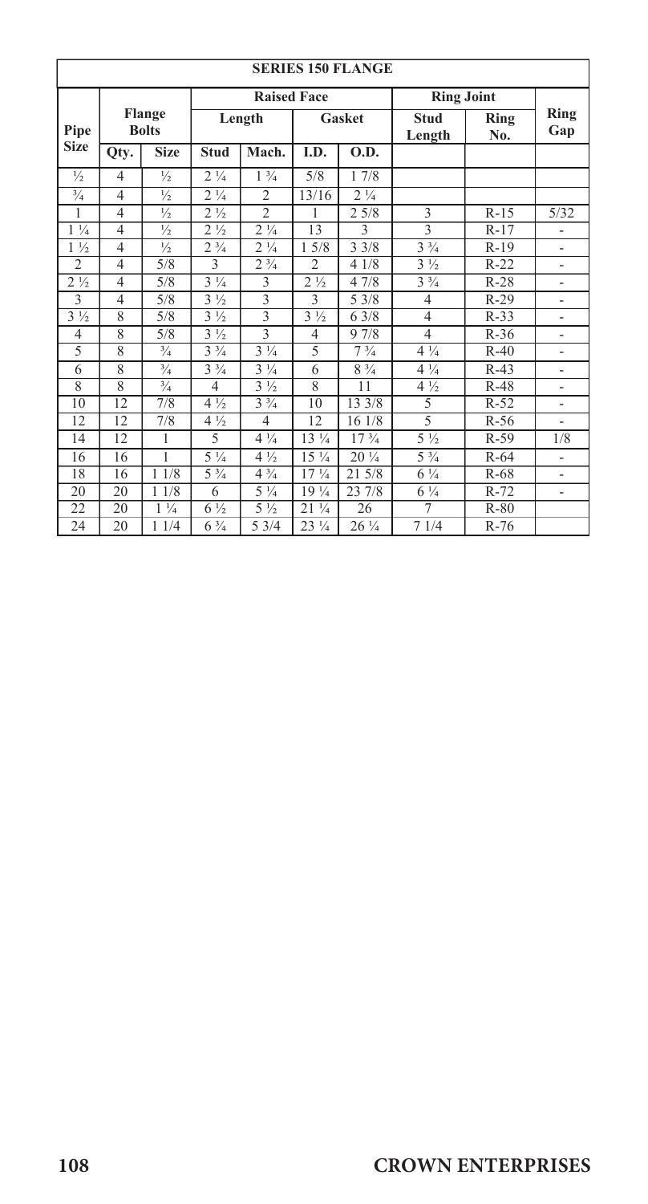| SERIES 150 FLANGE | | | | | | | | | |
|---|---|---|---|---|---|---|---|---|---|
| | | | Raised Face | | | | Ring Joint | | |
| Pipe Size | Flange Bolts | | Length | | Gasket | | Stud Length | Ring No. | Ring Gap |
| | Qty. | Size | Stud | Mach. | I.D. | O.D. | | | |
| ½ | 4 | ½ | 2 ¼ | 1 ¾ | 5/8 | 1 7/8 | | | |
| ¾ | 4 | ½ | 2 ¼ | 2 | 13/16 | 2 ¼ | | | |
| 1 | 4 | ½ | 2 ½ | 2 | 1 | 2 5/8 | 3 | R-15 | 5/32 |
| 1 ¼ | 4 | ½ | 2 ½ | 2 ¼ | 13 | 3 | 3 | R-17 | - |
| 1 ½ | 4 | ½ | 2 ¾ | 2 ¼ | 1 5/8 | 3 3/8 | 3 ¾ | R-19 | - |
| 2 | 4 | 5/8 | 3 | 2 ¾ | 2 | 4 1/8 | 3 ½ | R-22 | - |
| 2 ½ | 4 | 5/8 | 3 ¼ | 3 | 2 ½ | 4 7/8 | 3 ¾ | R-28 | - |
| 3 | 4 | 5/8 | 3 ½ | 3 | 3 | 5 3/8 | 4 | R-29 | - |
| 3 ½ | 8 | 5/8 | 3 ½ | 3 | 3 ½ | 6 3/8 | 4 | R-33 | - |
| 4 | 8 | 5/8 | 3 ½ | 3 | 4 | 9 7/8 | 4 | R-36 | - |
| 5 | 8 | ¾ | 3 ¾ | 3 ¼ | 5 | 7 ¾ | 4 ¼ | R-40 | - |
| 6 | 8 | ¾ | 3 ¾ | 3 ¼ | 6 | 8 ¾ | 4 ¼ | R-43 | - |
| 8 | 8 | ¾ | 4 | 3 ½ | 8 | 11 | 4 ½ | R-48 | - |
| 10 | 12 | 7/8 | 4 ½ | 3 ¾ | 10 | 13 3/8 | 5 | R-52 | - |
| 12 | 12 | 7/8 | 4 ½ | 4 | 12 | 16 1/8 | 5 | R-56 | - |
| 14 | 12 | 1 | 5 | 4 ¼ | 13 ¼ | 17 ¾ | 5 ½ | R-59 | 1/8 |
| 16 | 16 | 1 | 5 ¼ | 4 ½ | 15 ¼ | 20 ¼ | 5 ¾ | R-64 | - |
| 18 | 16 | 1 1/8 | 5 ¾ | 4 ¾ | 17 ¼ | 21 5/8 | 6 ¼ | R-68 | - |
| 20 | 20 | 1 1/8 | 6 | 5 ¼ | 19 ¼ | 23 7/8 | 6 ¼ | R-72 | - |
| 22 | 20 | 1 ¼ | 6 ½ | 5 ½ | 21 ¼ | 26 | 7 | R-80 | |
| 24 | 20 | 1 1/4 | 6 ¾ | 5 3/4 | 23 ¼ | 26 ¼ | 7 1/4 | R-76 | |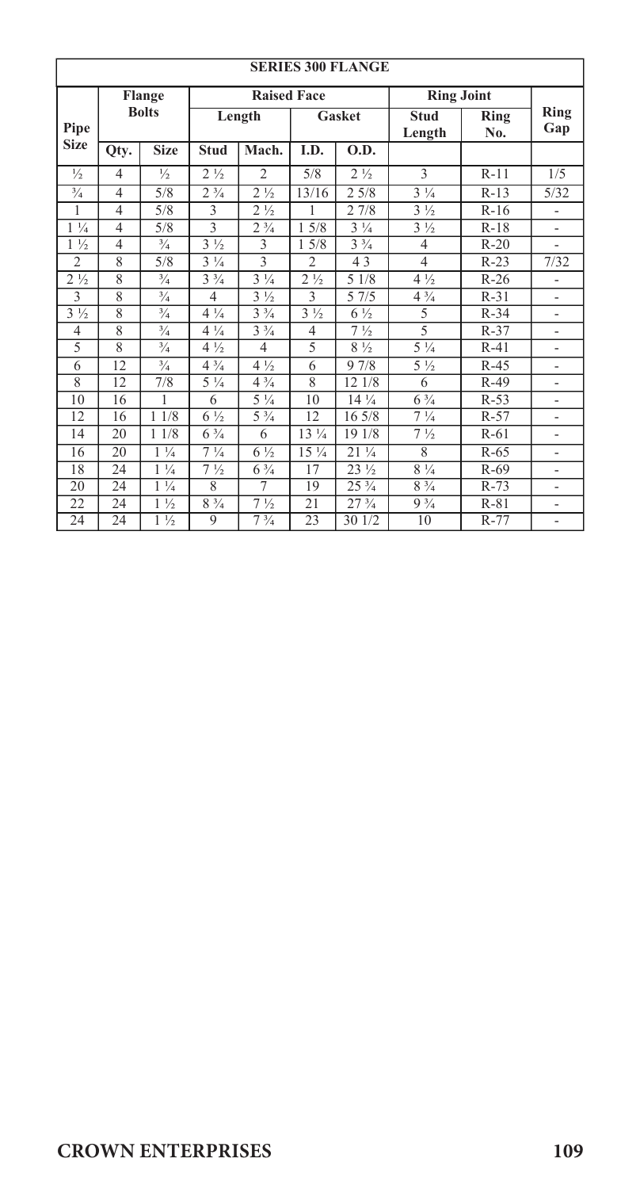| SERIES 300 FLANGE | | | | | | | | | |
|---|---|---|---|---|---|---|---|---|---|
| Pipe Size | Flange Bolts | | Raised Face | | | | Ring Joint | | Ring Gap |
| | | | Length | | Gasket | | Stud Length | Ring No. | |
| | Qty. | Size | Stud | Mach. | I.D. | O.D. | | | |
| ½ | 4 | ½ | 2 ½ | 2 | 5/8 | 2 ½ | 3 | R-11 | 1/5 |
| ¾ | 4 | 5/8 | 2 ¾ | 2 ½ | 13/16 | 2 5/8 | 3 ¼ | R-13 | 5/32 |
| 1 | 4 | 5/8 | 3 | 2 ½ | 1 | 2 7/8 | 3 ½ | R-16 | - |
| 1 ¼ | 4 | 5/8 | 3 | 2 ¾ | 1 5/8 | 3 ¼ | 3 ½ | R-18 | - |
| 1 ½ | 4 | ¾ | 3 ½ | 3 | 1 5/8 | 3 ¾ | 4 | R-20 | - |
| 2 | 8 | 5/8 | 3 ¼ | 3 | 2 | 4 3 | 4 | R-23 | 7/32 |
| 2 ½ | 8 | ¾ | 3 ¾ | 3 ¼ | 2 ½ | 5 1/8 | 4 ½ | R-26 | - |
| 3 | 8 | ¾ | 4 | 3 ½ | 3 | 5 7/5 | 4 ¾ | R-31 | - |
| 3 ½ | 8 | ¾ | 4 ¼ | 3 ¾ | 3 ½ | 6 ½ | 5 | R-34 | - |
| 4 | 8 | ¾ | 4 ¼ | 3 ¾ | 4 | 7 ½ | 5 | R-37 | - |
| 5 | 8 | ¾ | 4 ½ | 4 | 5 | 8 ½ | 5 ¼ | R-41 | - |
| 6 | 12 | ¾ | 4 ¾ | 4 ½ | 6 | 9 7/8 | 5 ½ | R-45 | - |
| 8 | 12 | 7/8 | 5 ¼ | 4 ¾ | 8 | 12 1/8 | 6 | R-49 | - |
| 10 | 16 | 1 | 6 | 5 ¼ | 10 | 14 ¼ | 6 ¾ | R-53 | - |
| 12 | 16 | 1 1/8 | 6 ½ | 5 ¾ | 12 | 16 5/8 | 7 ¼ | R-57 | - |
| 14 | 20 | 1 1/8 | 6 ¾ | 6 | 13 ¼ | 19 1/8 | 7 ½ | R-61 | - |
| 16 | 20 | 1 ¼ | 7 ¼ | 6 ½ | 15 ¼ | 21 ¼ | 8 | R-65 | - |
| 18 | 24 | 1 ¼ | 7 ½ | 6 ¾ | 17 | 23 ½ | 8 ¼ | R-69 | - |
| 20 | 24 | 1 ¼ | 8 | 7 | 19 | 25 ¾ | 8 ¾ | R-73 | - |
| 22 | 24 | 1 ½ | 8 ¾ | 7 ½ | 21 | 27 ¾ | 9 ¾ | R-81 | - |
| 24 | 24 | 1 ½ | 9 | 7 ¾ | 23 | 30 1/2 | 10 | R-77 | - |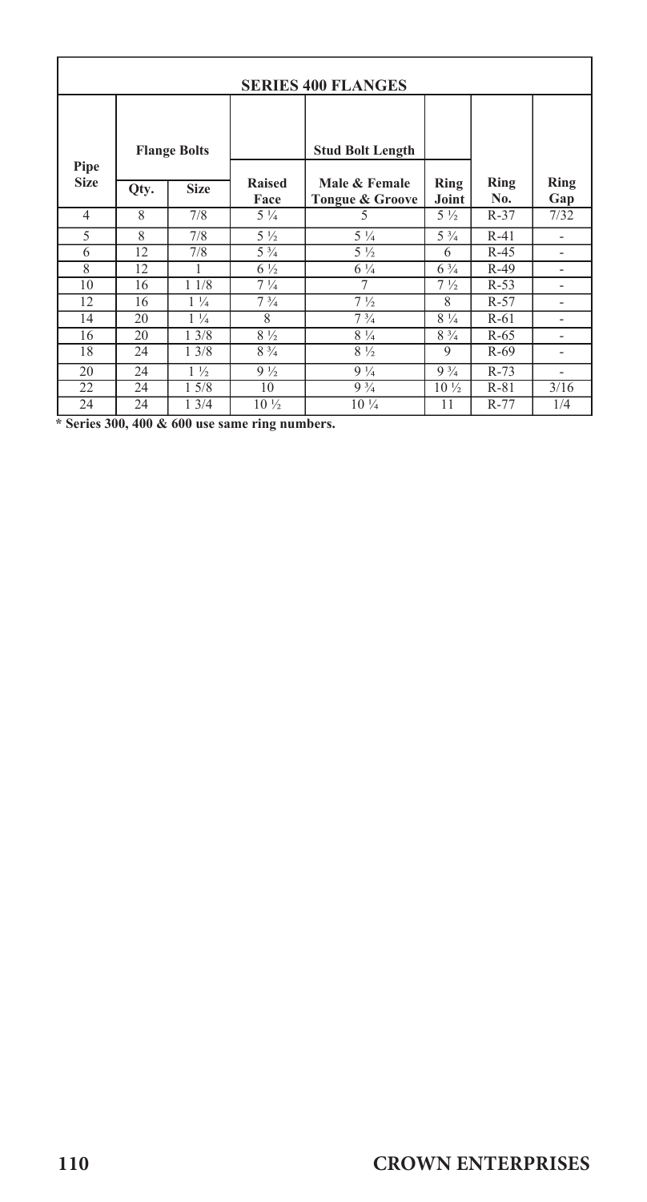| SERIES 400 FLANGES | | | | | | | |
|---|---|---|---|---|---|---|---|
| Pipe Size | Flange Bolts | | Stud Bolt Length | | | | |
| | Qty. | Size | Raised Face | Male & Female Tongue & Groove | Ring Joint | Ring No. | Ring Gap |
| 4 | 8 | 7/8 | 5 ¼ | 5 | 5 ½ | R-37 | 7/32 |
| 5 | 8 | 7/8 | 5 ½ | 5 ¼ | 5 ¾ | R-41 | - |
| 6 | 12 | 7/8 | 5 ¾ | 5 ½ | 6 | R-45 | - |
| 8 | 12 | 1 | 6 ½ | 6 ¼ | 6 ¾ | R-49 | - |
| 10 | 16 | 1 1/8 | 7 ¼ | 7 | 7 ½ | R-53 | - |
| 12 | 16 | 1 ¼ | 7 ¾ | 7 ½ | 8 | R-57 | - |
| 14 | 20 | 1 ¼ | 8 | 7 ¾ | 8 ¼ | R-61 | - |
| 16 | 20 | 1 3/8 | 8 ½ | 8 ¼ | 8 ¾ | R-65 | - |
| 18 | 24 | 1 3/8 | 8 ¾ | 8 ½ | 9 | R-69 | - |
| 20 | 24 | 1 ½ | 9 ½ | 9 ¼ | 9 ¾ | R-73 | - |
| 22 | 24 | 1 5/8 | 10 | 9 ¾ | 10 ½ | R-81 | 3/16 |
| 24 | 24 | 1 3/4 | 10 ½ | 10 ¼ | 11 | R-77 | 1/4 |

**\* Series 300, 400 & 600 use same ring numbers.**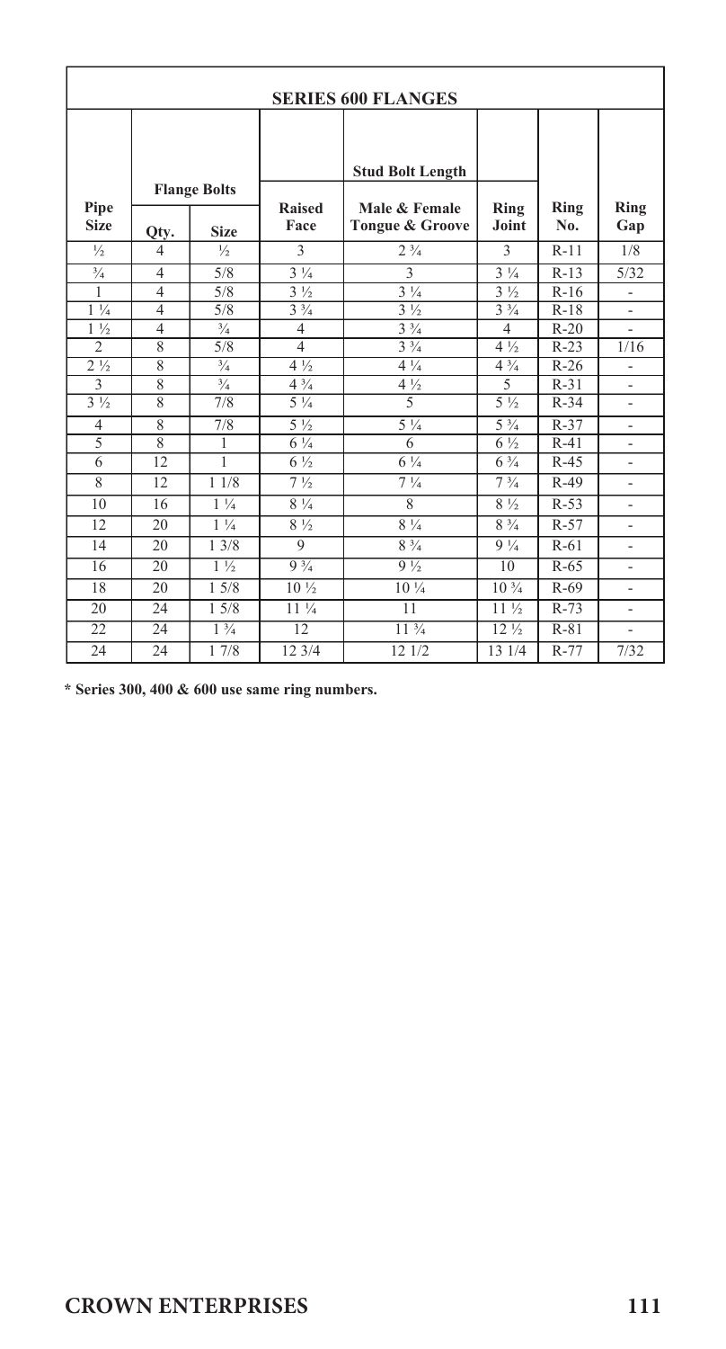## SERIES 600 FLANGES

| Pipe Size | Flange Bolts | | Stud Bolt Length | | | Ring No. | Ring Gap |
|---|---|---|---|---|---|---|---|
| | Qty. | Size | Raised Face | Male & Female Tongue & Groove | Ring Joint | | |
| ½ | 4 | ½ | 3 | 2 ¾ | 3 | R-11 | 1/8 |
| ¾ | 4 | 5/8 | 3 ¼ | 3 | 3 ¼ | R-13 | 5/32 |
| 1 | 4 | 5/8 | 3 ½ | 3 ¼ | 3 ½ | R-16 | - |
| 1 ¼ | 4 | 5/8 | 3 ¾ | 3 ½ | 3 ¾ | R-18 | - |
| 1 ½ | 4 | ¾ | 4 | 3 ¾ | 4 | R-20 | - |
| 2 | 8 | 5/8 | 4 | 3 ¾ | 4 ½ | R-23 | 1/16 |
| 2 ½ | 8 | ¾ | 4 ½ | 4 ¼ | 4 ¾ | R-26 | - |
| 3 | 8 | ¾ | 4 ¾ | 4 ½ | 5 | R-31 | - |
| 3 ½ | 8 | 7/8 | 5 ¼ | 5 | 5 ½ | R-34 | - |
| 4 | 8 | 7/8 | 5 ½ | 5 ¼ | 5 ¾ | R-37 | - |
| 5 | 8 | 1 | 6 ¼ | 6 | 6 ½ | R-41 | - |
| 6 | 12 | 1 | 6 ½ | 6 ¼ | 6 ¾ | R-45 | - |
| 8 | 12 | 1 1/8 | 7 ½ | 7 ¼ | 7 ¾ | R-49 | - |
| 10 | 16 | 1 ¼ | 8 ¼ | 8 | 8 ½ | R-53 | - |
| 12 | 20 | 1 ¼ | 8 ½ | 8 ¼ | 8 ¾ | R-57 | - |
| 14 | 20 | 1 3/8 | 9 | 8 ¾ | 9 ¼ | R-61 | - |
| 16 | 20 | 1 ½ | 9 ¾ | 9 ½ | 10 | R-65 | - |
| 18 | 20 | 1 5/8 | 10 ½ | 10 ¼ | 10 ¾ | R-69 | - |
| 20 | 24 | 1 5/8 | 11 ¼ | 11 | 11 ½ | R-73 | - |
| 22 | 24 | 1 ¾ | 12 | 11 ¾ | 12 ½ | R-81 | - |
| 24 | 24 | 1 7/8 | 12 3/4 | 12 1/2 | 13 1/4 | R-77 | 7/32 |

**\* Series 300, 400 & 600 use same ring numbers.**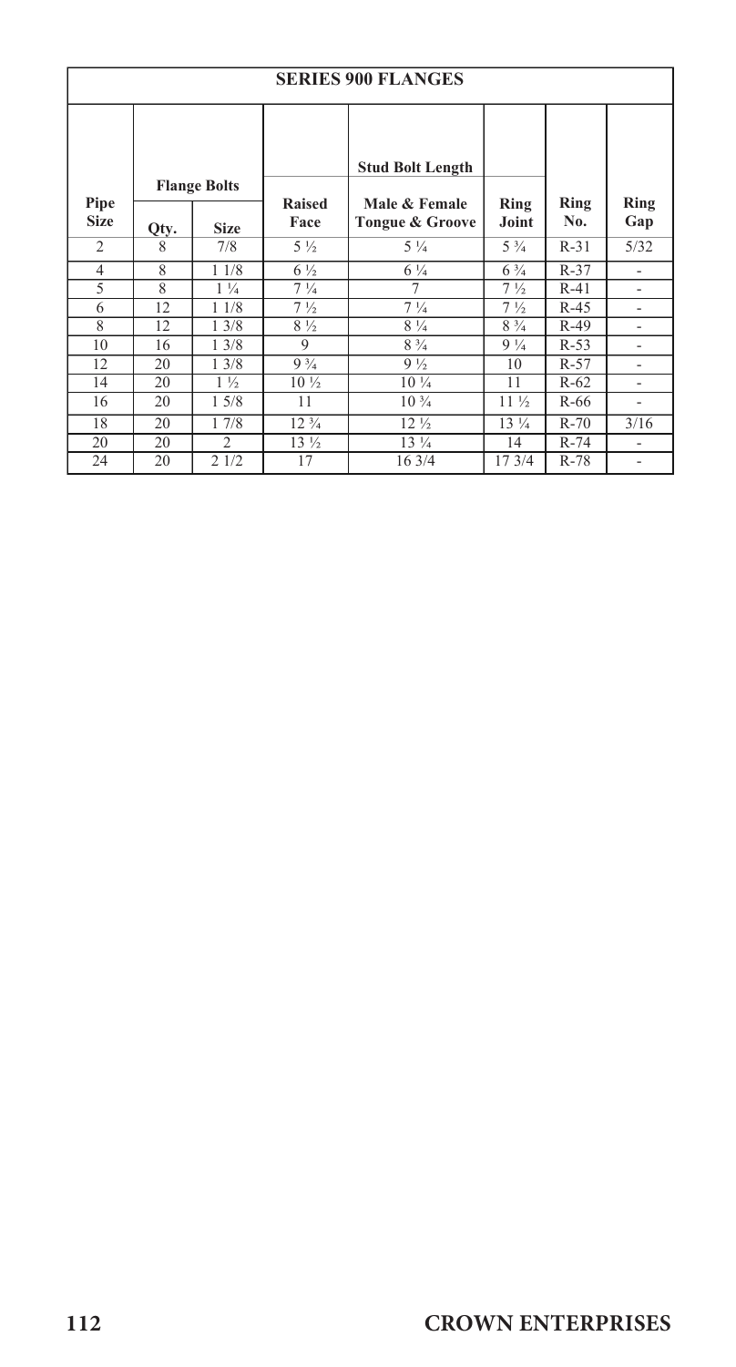# SERIES 900 FLANGES

| Pipe Size | Flange Bolts | | Stud Bolt Length | | | Ring No. | Ring Gap |
|---|---|---|---|---|---|---|---|
| | Qty. | Size | Raised Face | Male & Female Tongue & Groove | Ring Joint | | |
| 2 | 8 | 7/8 | 5 ½ | 5 ¼ | 5 ¾ | R-31 | 5/32 |
| 4 | 8 | 1 1/8 | 6 ½ | 6 ¼ | 6 ¾ | R-37 | - |
| 5 | 8 | 1 ¼ | 7 ¼ | 7 | 7 ½ | R-41 | - |
| 6 | 12 | 1 1/8 | 7 ½ | 7 ¼ | 7 ½ | R-45 | - |
| 8 | 12 | 1 3/8 | 8 ½ | 8 ¼ | 8 ¾ | R-49 | - |
| 10 | 16 | 1 3/8 | 9 | 8 ¾ | 9 ¼ | R-53 | - |
| 12 | 20 | 1 3/8 | 9 ¾ | 9 ½ | 10 | R-57 | - |
| 14 | 20 | 1 ½ | 10 ½ | 10 ¼ | 11 | R-62 | - |
| 16 | 20 | 1 5/8 | 11 | 10 ¾ | 11 ½ | R-66 | - |
| 18 | 20 | 1 7/8 | 12 ¾ | 12 ½ | 13 ¼ | R-70 | 3/16 |
| 20 | 20 | 2 | 13 ½ | 13 ¼ | 14 | R-74 | - |
| 24 | 20 | 2 1/2 | 17 | 16 3/4 | 17 3/4 | R-78 | - |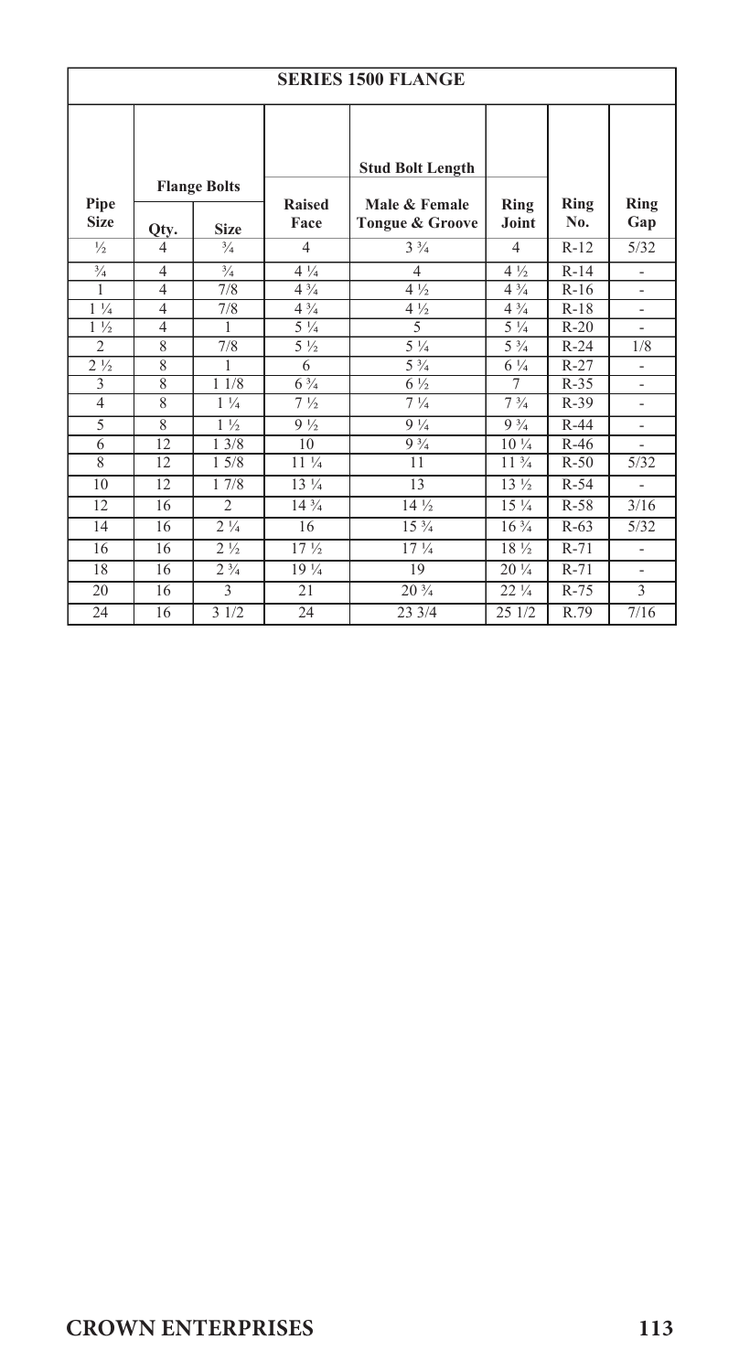## SERIES 1500 FLANGE

| Pipe Size | Flange Bolts | | Stud Bolt Length | | | Ring No. | Ring Gap |
|---|---|---|---|---|---|---|---|
| | Qty. | Size | Raised Face | Male & Female Tongue & Groove | Ring Joint | | |
| ½ | 4 | ¾ | 4 | 3 ¾ | 4 | R-12 | 5/32 |
| ¾ | 4 | ¾ | 4 ¼ | 4 | 4 ½ | R-14 | - |
| 1 | 4 | 7/8 | 4 ¾ | 4 ½ | 4 ¾ | R-16 | - |
| 1 ¼ | 4 | 7/8 | 4 ¾ | 4 ½ | 4 ¾ | R-18 | - |
| 1 ½ | 4 | 1 | 5 ¼ | 5 | 5 ¼ | R-20 | - |
| 2 | 8 | 7/8 | 5 ½ | 5 ¼ | 5 ¾ | R-24 | 1/8 |
| 2 ½ | 8 | 1 | 6 | 5 ¾ | 6 ¼ | R-27 | - |
| 3 | 8 | 1 1/8 | 6 ¾ | 6 ½ | 7 | R-35 | - |
| 4 | 8 | 1 ¼ | 7 ½ | 7 ¼ | 7 ¾ | R-39 | - |
| 5 | 8 | 1 ½ | 9 ½ | 9 ¼ | 9 ¾ | R-44 | - |
| 6 | 12 | 1 3/8 | 10 | 9 ¾ | 10 ¼ | R-46 | - |
| 8 | 12 | 1 5/8 | 11 ¼ | 11 | 11 ¾ | R-50 | 5/32 |
| 10 | 12 | 1 7/8 | 13 ¼ | 13 | 13 ½ | R-54 | - |
| 12 | 16 | 2 | 14 ¾ | 14 ½ | 15 ¼ | R-58 | 3/16 |
| 14 | 16 | 2 ¼ | 16 | 15 ¾ | 16 ¾ | R-63 | 5/32 |
| 16 | 16 | 2 ½ | 17 ½ | 17 ¼ | 18 ½ | R-71 | - |
| 18 | 16 | 2 ¾ | 19 ¼ | 19 | 20 ¼ | R-71 | - |
| 20 | 16 | 3 | 21 | 20 ¾ | 22 ¼ | R-75 | 3 |
| 24 | 16 | 3 1/2 | 24 | 23 3/4 | 25 1/2 | R.79 | 7/16 |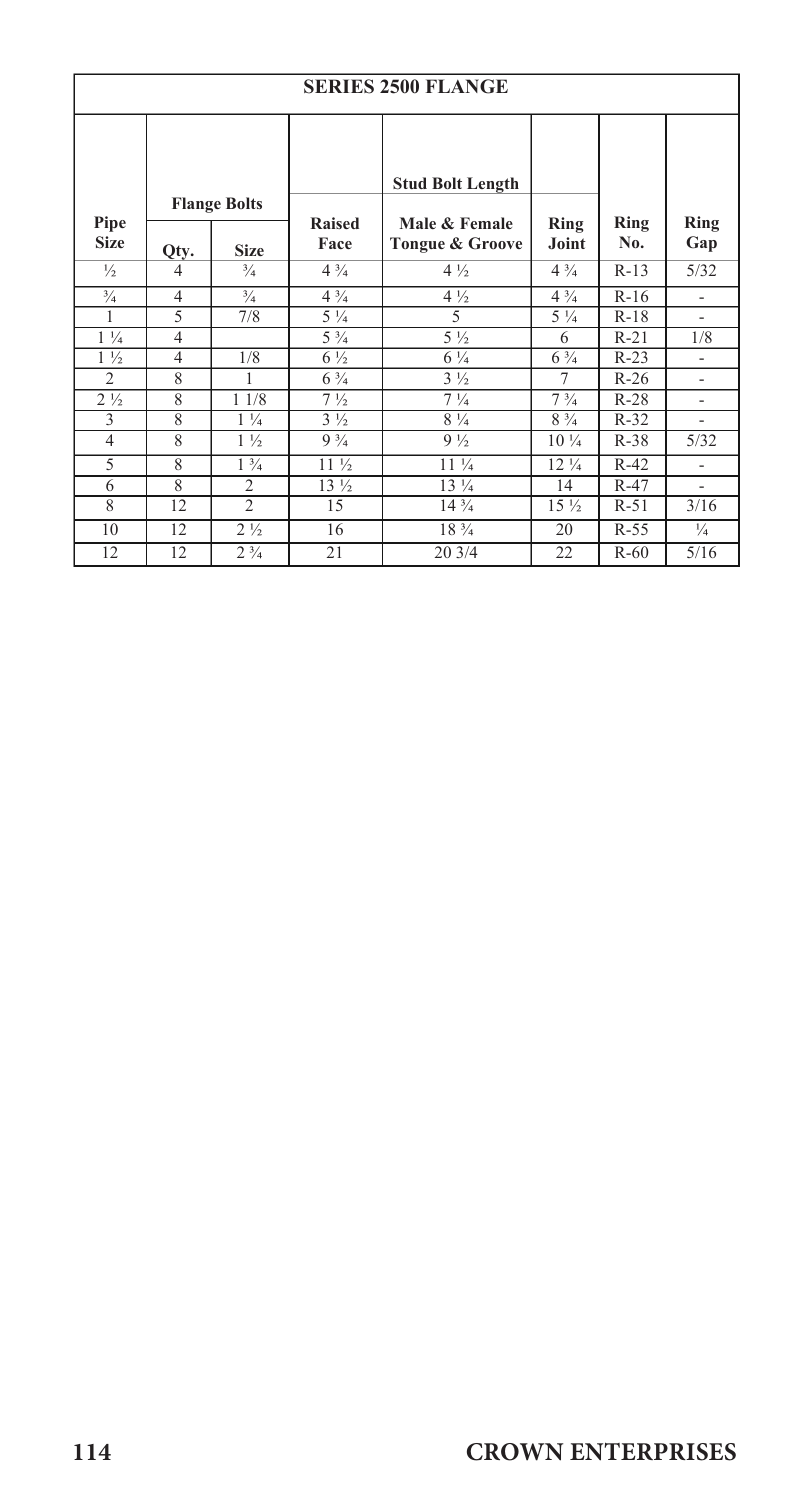## SERIES 2500 FLANGE

| Pipe Size | Flange Bolts | | Stud Bolt Length | | | | |
|---|---|---|---|---|---|---|---|
| | Qty. | Size | Raised Face | Male & Female Tongue & Groove | Ring Joint | Ring No. | Ring Gap |
| ½ | 4 | ¾ | 4 ¾ | 4 ½ | 4 ¾ | R-13 | 5/32 |
| ¾ | 4 | ¾ | 4 ¾ | 4 ½ | 4 ¾ | R-16 | - |
| 1 | 5 | 7/8 | 5 ¼ | 5 | 5 ¼ | R-18 | - |
| 1 ¼ | 4 | | 5 ¾ | 5 ½ | 6 | R-21 | 1/8 |
| 1 ½ | 4 | 1/8 | 6 ½ | 6 ¼ | 6 ¾ | R-23 | - |
| 2 | 8 | 1 | 6 ¾ | 3 ½ | 7 | R-26 | - |
| 2 ½ | 8 | 1 1/8 | 7 ½ | 7 ¼ | 7 ¾ | R-28 | - |
| 3 | 8 | 1 ¼ | 3 ½ | 8 ¼ | 8 ¾ | R-32 | - |
| 4 | 8 | 1 ½ | 9 ¾ | 9 ½ | 10 ¼ | R-38 | 5/32 |
| 5 | 8 | 1 ¾ | 11 ½ | 11 ¼ | 12 ¼ | R-42 | - |
| 6 | 8 | 2 | 13 ½ | 13 ¼ | 14 | R-47 | - |
| 8 | 12 | 2 | 15 | 14 ¾ | 15 ½ | R-51 | 3/16 |
| 10 | 12 | 2 ½ | 16 | 18 ¾ | 20 | R-55 | ¼ |
| 12 | 12 | 2 ¾ | 21 | 20 3/4 | 22 | R-60 | 5/16 |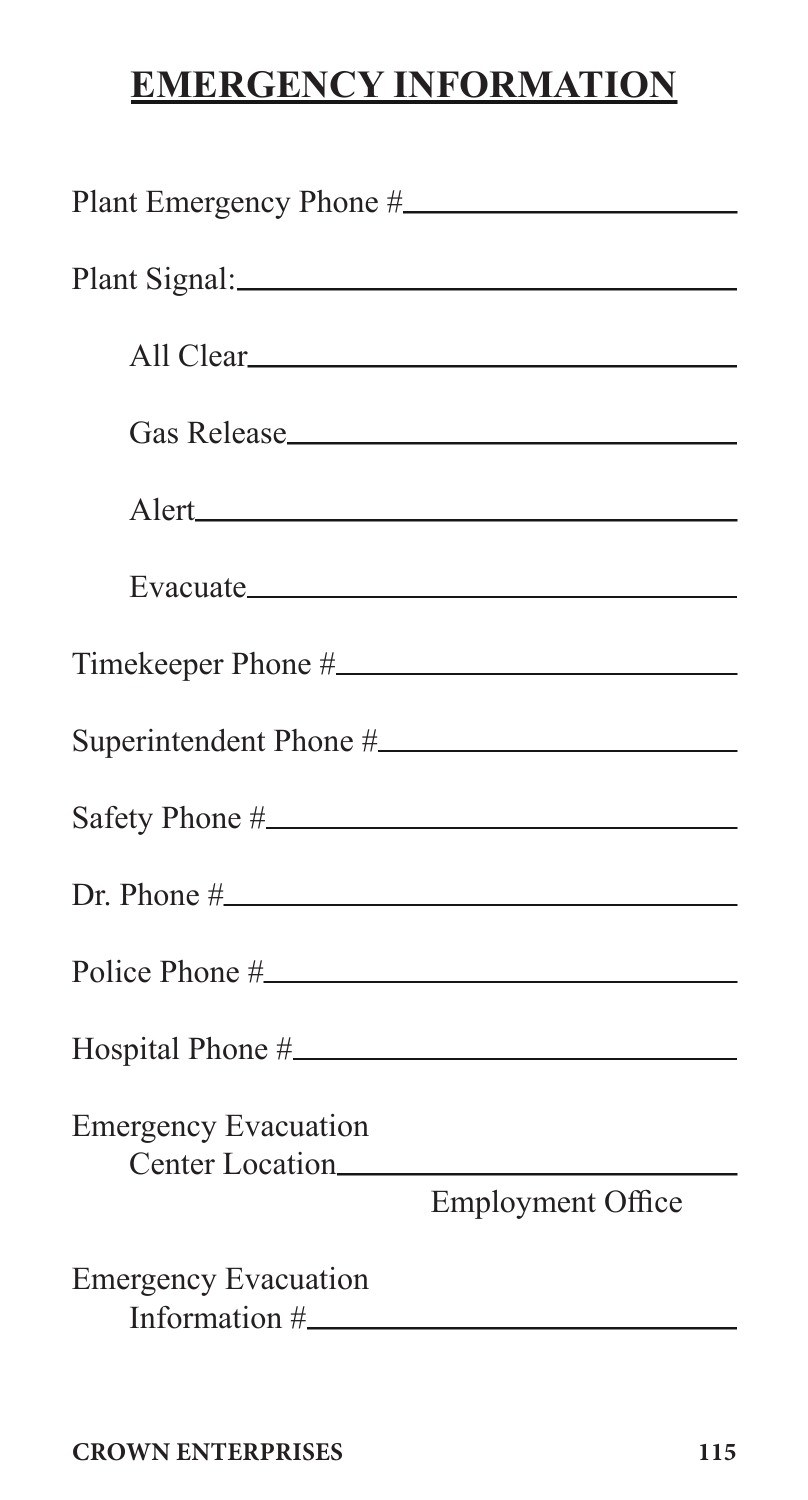# EMERGENCY INFORMATION

Plant Emergency Phone #\_\_\_\_\_\_\_\_\_\_\_\_\_\_\_\_\_\_\_\_

Plant Signal:\_\_\_\_\_\_\_\_\_\_\_\_\_\_\_\_\_\_\_\_

All Clear\_\_\_\_\_\_\_\_\_\_\_\_\_\_\_\_\_\_\_\_

Gas Release\_\_\_\_\_\_\_\_\_\_\_\_\_\_\_\_\_\_\_\_

Alert\_\_\_\_\_\_\_\_\_\_\_\_\_\_\_\_\_\_\_\_

Evacuate\_\_\_\_\_\_\_\_\_\_\_\_\_\_\_\_\_\_\_\_

Timekeeper Phone #\_\_\_\_\_\_\_\_\_\_\_\_\_\_\_\_\_\_\_\_

Superintendent Phone #\_\_\_\_\_\_\_\_\_\_\_\_\_\_\_\_\_\_\_\_

Safety Phone #\_\_\_\_\_\_\_\_\_\_\_\_\_\_\_\_\_\_\_\_

Dr. Phone #\_\_\_\_\_\_\_\_\_\_\_\_\_\_\_\_\_\_\_\_

Police Phone #\_\_\_\_\_\_\_\_\_\_\_\_\_\_\_\_\_\_\_\_

Hospital Phone #\_\_\_\_\_\_\_\_\_\_\_\_\_\_\_\_\_\_\_\_

Emergency Evacuation
Center Location\_\_\_\_\_\_\_\_\_\_\_\_\_\_\_\_\_\_\_\_
Employment Office

Emergency Evacuation
Information #\_\_\_\_\_\_\_\_\_\_\_\_\_\_\_\_\_\_\_\_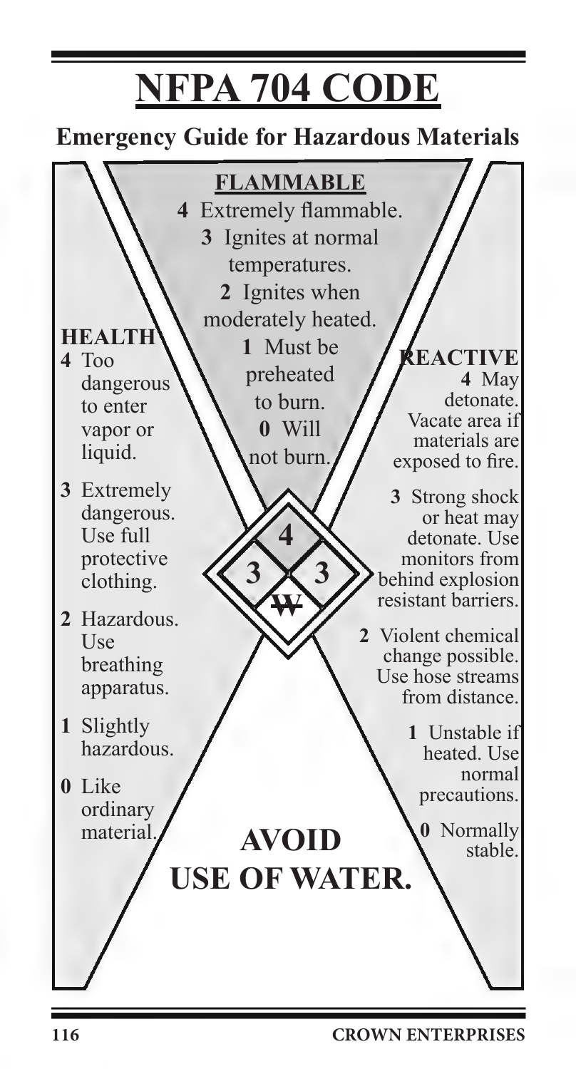# NFPA 704 CODE

## Emergency Guide for Hazardous Materials

### FLAMMABLE

- **4** Extremely flammable.
- **3** Ignites at normal temperatures.
- **2** Ignites when moderately heated.
- **1** Must be preheated to burn.
- **0** Will not burn.

### HEALTH

- **4** Too dangerous to enter vapor or liquid.
- **3** Extremely dangerous. Use full protective clothing.
- **2** Hazardous. Use breathing apparatus.
- **1** Slightly hazardous.
- **0** Like ordinary material.

### REACTIVE

- **4** May detonate. Vacate area if materials are exposed to fire.
- **3** Strong shock or heat may detonate. Use monitors from behind explosion resistant barriers.
- **2** Violent chemical change possible. Use hose streams from distance.
- **1** Unstable if heated. Use normal precautions.
- **0** Normally stable.

4

3 3

~~W~~

**AVOID USE OF WATER.**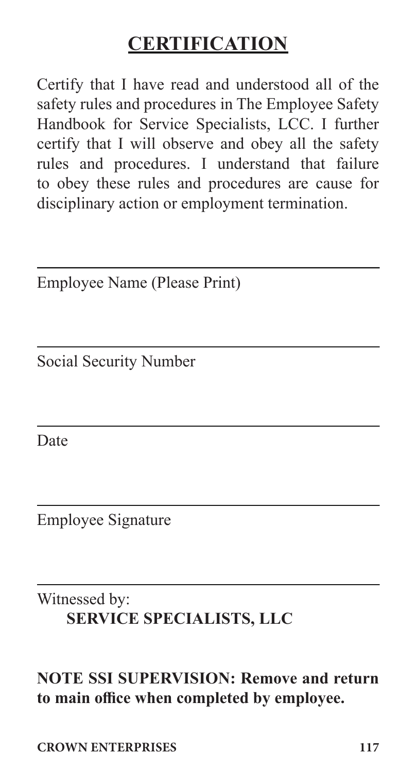# CERTIFICATION

Certify that I have read and understood all of the safety rules and procedures in The Employee Safety Handbook for Service Specialists, LCC. I further certify that I will observe and obey all the safety rules and procedures. I understand that failure to obey these rules and procedures are cause for disciplinary action or employment termination.

\_\_\_\_\_\_\_\_\_\_\_\_\_\_\_\_\_\_\_\_\_\_\_\_\_\_\_\_\_\_\_\_\_\_\_\_\_\_\_\_

Employee Name (Please Print)

\_\_\_\_\_\_\_\_\_\_\_\_\_\_\_\_\_\_\_\_\_\_\_\_\_\_\_\_\_\_\_\_\_\_\_\_\_\_\_\_

Social Security Number

\_\_\_\_\_\_\_\_\_\_\_\_\_\_\_\_\_\_\_\_\_\_\_\_\_\_\_\_\_\_\_\_\_\_\_\_\_\_\_\_

Date

\_\_\_\_\_\_\_\_\_\_\_\_\_\_\_\_\_\_\_\_\_\_\_\_\_\_\_\_\_\_\_\_\_\_\_\_\_\_\_\_

Employee Signature

\_\_\_\_\_\_\_\_\_\_\_\_\_\_\_\_\_\_\_\_\_\_\_\_\_\_\_\_\_\_\_\_\_\_\_\_\_\_\_\_

Witnessed by:
**SERVICE SPECIALISTS, LLC**

**NOTE SSI SUPERVISION: Remove and return to main office when completed by employee.**